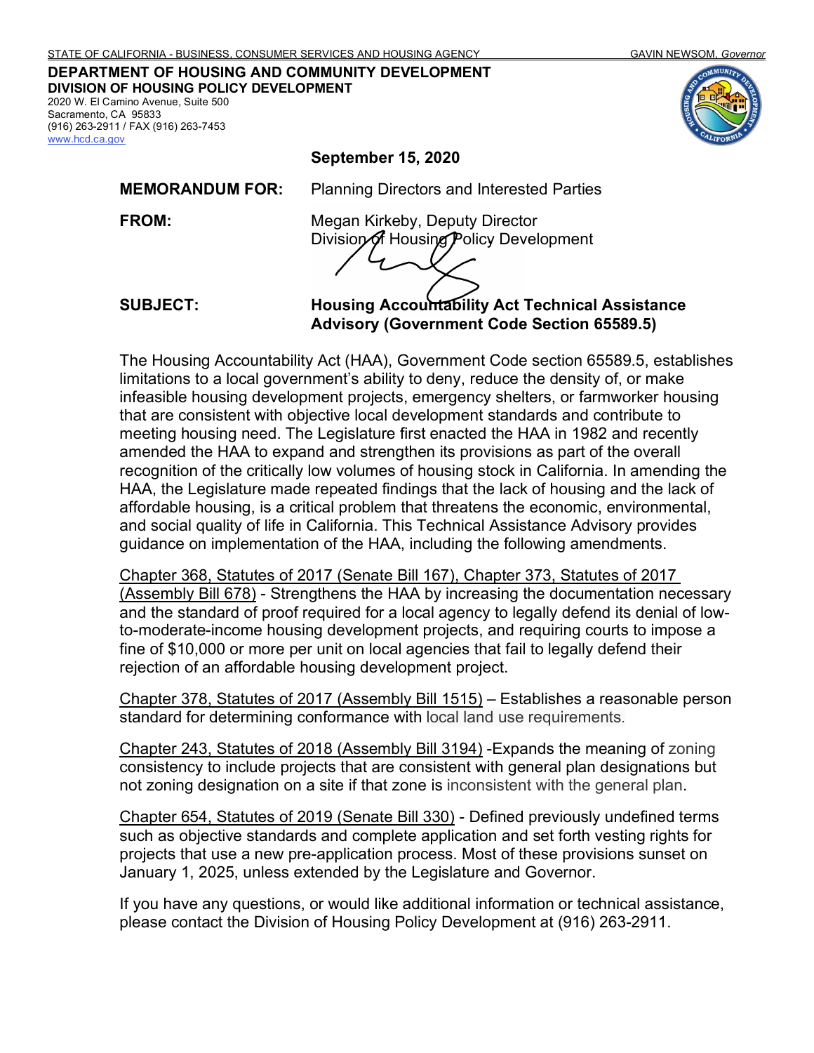STATE OF CALIFORNIA - BUSINESS, CONSUMER SERVICES AND HOUSING AGENCY GAVIN NEWSOM, *Governor*

**DEPARTMENT OF HOUSING AND COMMUNITY DEVELOPMENT**
**DIVISION OF HOUSING POLICY DEVELOPMENT**
2020 W. El Camino Avenue, Suite 500
Sacramento, CA 95833
(916) 263-2911 / FAX (916) 263-7453
www.hcd.ca.gov

**September 15, 2020**

**MEMORANDUM FOR:** Planning Directors and Interested Parties

**FROM:** Megan Kirkeby, Deputy Director
Division of Housing Policy Development

**SUBJECT:** **Housing Accountability Act Technical Assistance Advisory (Government Code Section 65589.5)**

The Housing Accountability Act (HAA), Government Code section 65589.5, establishes limitations to a local government's ability to deny, reduce the density of, or make infeasible housing development projects, emergency shelters, or farmworker housing that are consistent with objective local development standards and contribute to meeting housing need. The Legislature first enacted the HAA in 1982 and recently amended the HAA to expand and strengthen its provisions as part of the overall recognition of the critically low volumes of housing stock in California. In amending the HAA, the Legislature made repeated findings that the lack of housing and the lack of affordable housing, is a critical problem that threatens the economic, environmental, and social quality of life in California. This Technical Assistance Advisory provides guidance on implementation of the HAA, including the following amendments.

Chapter 368, Statutes of 2017 (Senate Bill 167), Chapter 373, Statutes of 2017 (Assembly Bill 678) - Strengthens the HAA by increasing the documentation necessary and the standard of proof required for a local agency to legally defend its denial of low-to-moderate-income housing development projects, and requiring courts to impose a fine of $10,000 or more per unit on local agencies that fail to legally defend their rejection of an affordable housing development project.

Chapter 378, Statutes of 2017 (Assembly Bill 1515) – Establishes a reasonable person standard for determining conformance with local land use requirements.

Chapter 243, Statutes of 2018 (Assembly Bill 3194) -Expands the meaning of zoning consistency to include projects that are consistent with general plan designations but not zoning designation on a site if that zone is inconsistent with the general plan.

Chapter 654, Statutes of 2019 (Senate Bill 330) - Defined previously undefined terms such as objective standards and complete application and set forth vesting rights for projects that use a new pre-application process. Most of these provisions sunset on January 1, 2025, unless extended by the Legislature and Governor.

If you have any questions, or would like additional information or technical assistance, please contact the Division of Housing Policy Development at (916) 263-2911.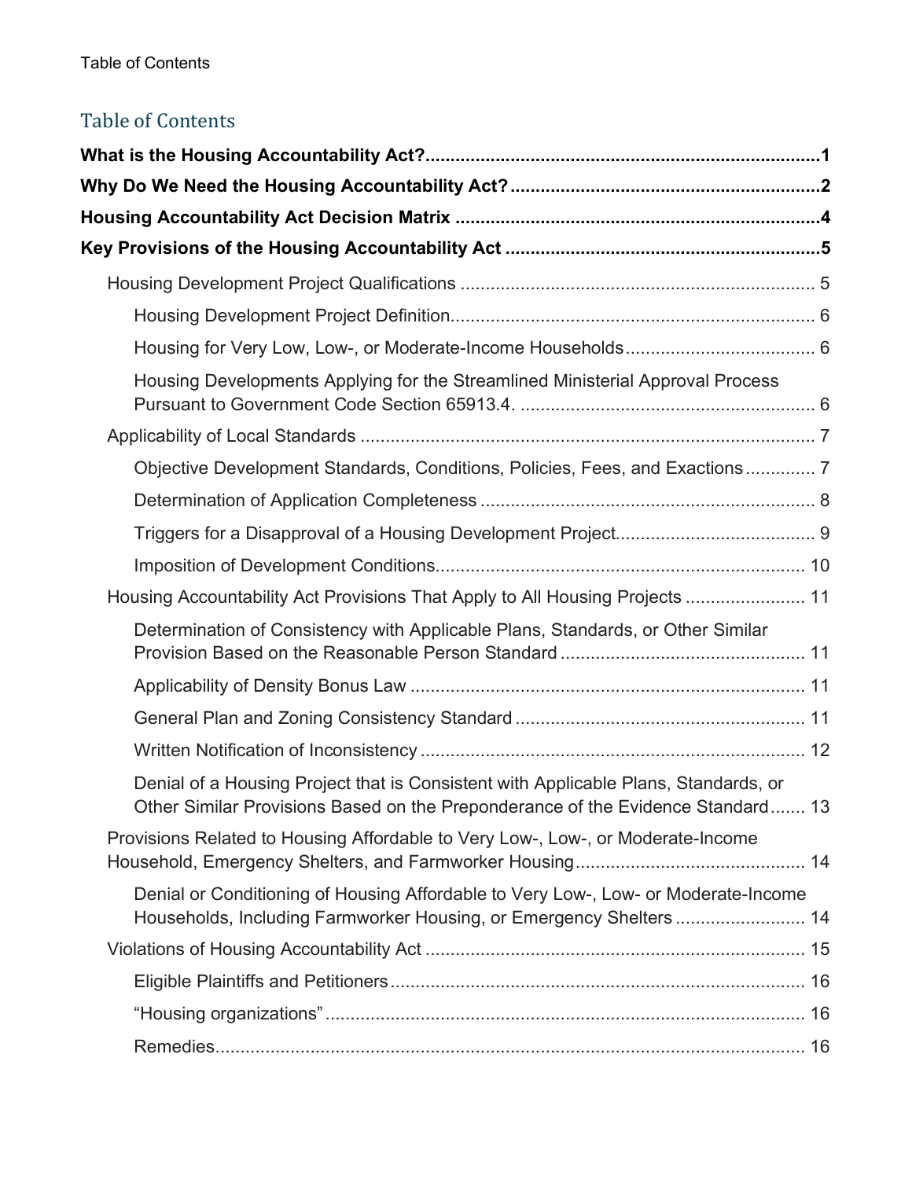# Table of Contents

**What is the Housing Accountability Act?** .... 1

**Why Do We Need the Housing Accountability Act?** .... 2

**Housing Accountability Act Decision Matrix** .... 4

**Key Provisions of the Housing Accountability Act** .... 5

- Housing Development Project Qualifications .... 5
  - Housing Development Project Definition .... 6
  - Housing for Very Low, Low-, or Moderate-Income Households .... 6
  - Housing Developments Applying for the Streamlined Ministerial Approval Process Pursuant to Government Code Section 65913.4. .... 6
- Applicability of Local Standards .... 7
  - Objective Development Standards, Conditions, Policies, Fees, and Exactions .... 7
  - Determination of Application Completeness .... 8
  - Triggers for a Disapproval of a Housing Development Project .... 9
  - Imposition of Development Conditions .... 10
- Housing Accountability Act Provisions That Apply to All Housing Projects .... 11
  - Determination of Consistency with Applicable Plans, Standards, or Other Similar Provision Based on the Reasonable Person Standard .... 11
  - Applicability of Density Bonus Law .... 11
  - General Plan and Zoning Consistency Standard .... 11
  - Written Notification of Inconsistency .... 12
  - Denial of a Housing Project that is Consistent with Applicable Plans, Standards, or Other Similar Provisions Based on the Preponderance of the Evidence Standard .... 13
- Provisions Related to Housing Affordable to Very Low-, Low-, or Moderate-Income Household, Emergency Shelters, and Farmworker Housing .... 14
  - Denial or Conditioning of Housing Affordable to Very Low-, Low- or Moderate-Income Households, Including Farmworker Housing, or Emergency Shelters .... 14
- Violations of Housing Accountability Act .... 15
  - Eligible Plaintiffs and Petitioners .... 16
  - "Housing organizations" .... 16
  - Remedies .... 16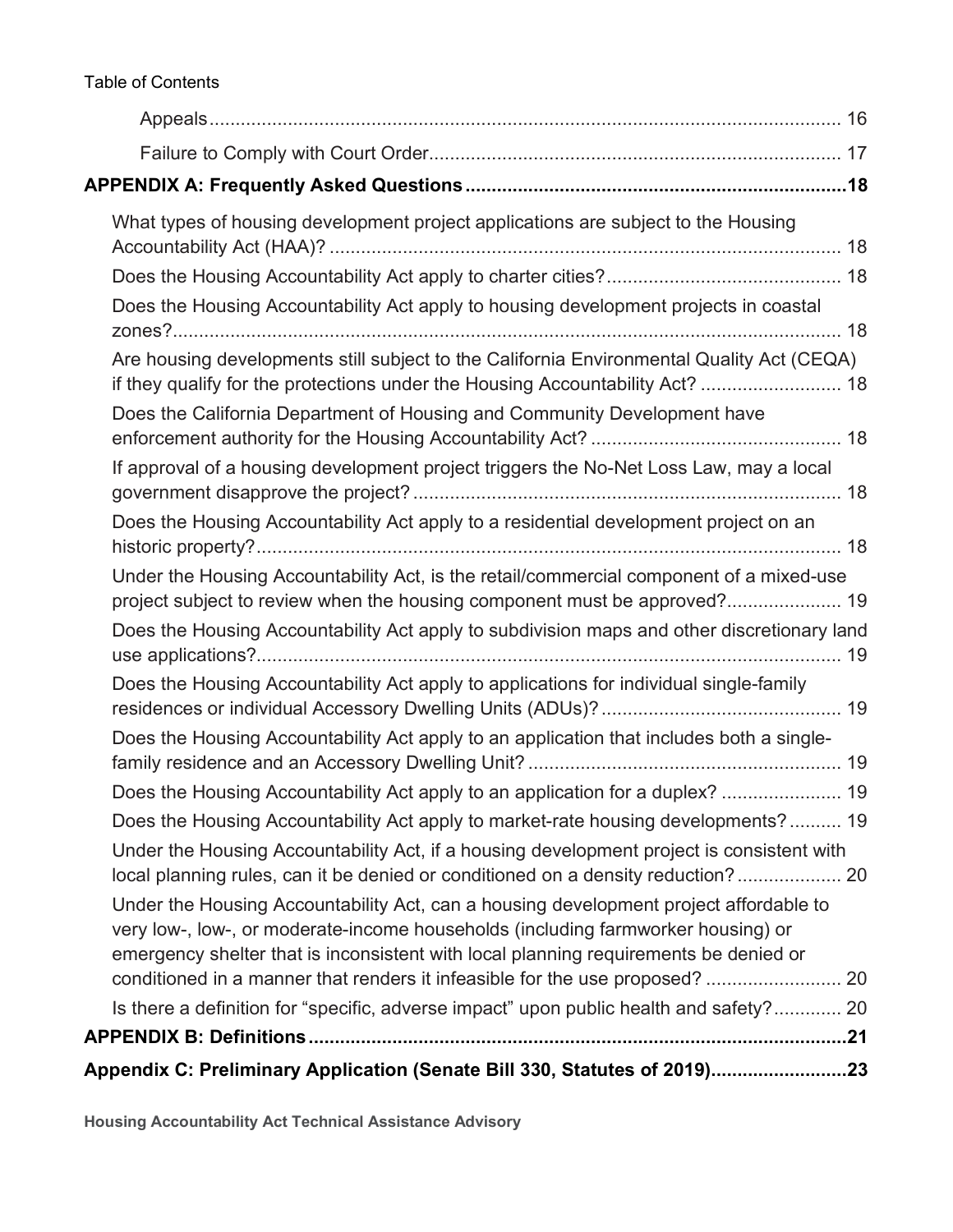Table of Contents

- Appeals ........ 16
- Failure to Comply with Court Order ........ 17

**APPENDIX A: Frequently Asked Questions ........ 18**

- What types of housing development project applications are subject to the Housing Accountability Act (HAA)? ........ 18
- Does the Housing Accountability Act apply to charter cities? ........ 18
- Does the Housing Accountability Act apply to housing development projects in coastal zones? ........ 18
- Are housing developments still subject to the California Environmental Quality Act (CEQA) if they qualify for the protections under the Housing Accountability Act? ........ 18
- Does the California Department of Housing and Community Development have enforcement authority for the Housing Accountability Act? ........ 18
- If approval of a housing development project triggers the No-Net Loss Law, may a local government disapprove the project? ........ 18
- Does the Housing Accountability Act apply to a residential development project on an historic property? ........ 18
- Under the Housing Accountability Act, is the retail/commercial component of a mixed-use project subject to review when the housing component must be approved? ........ 19
- Does the Housing Accountability Act apply to subdivision maps and other discretionary land use applications? ........ 19
- Does the Housing Accountability Act apply to applications for individual single-family residences or individual Accessory Dwelling Units (ADUs)? ........ 19
- Does the Housing Accountability Act apply to an application that includes both a single-family residence and an Accessory Dwelling Unit? ........ 19
- Does the Housing Accountability Act apply to an application for a duplex? ........ 19
- Does the Housing Accountability Act apply to market-rate housing developments? ........ 19
- Under the Housing Accountability Act, if a housing development project is consistent with local planning rules, can it be denied or conditioned on a density reduction? ........ 20
- Under the Housing Accountability Act, can a housing development project affordable to very low-, low-, or moderate-income households (including farmworker housing) or emergency shelter that is inconsistent with local planning requirements be denied or conditioned in a manner that renders it infeasible for the use proposed? ........ 20
- Is there a definition for "specific, adverse impact" upon public health and safety? ........ 20

**APPENDIX B: Definitions ........ 21**

**Appendix C: Preliminary Application (Senate Bill 330, Statutes of 2019) ........ 23**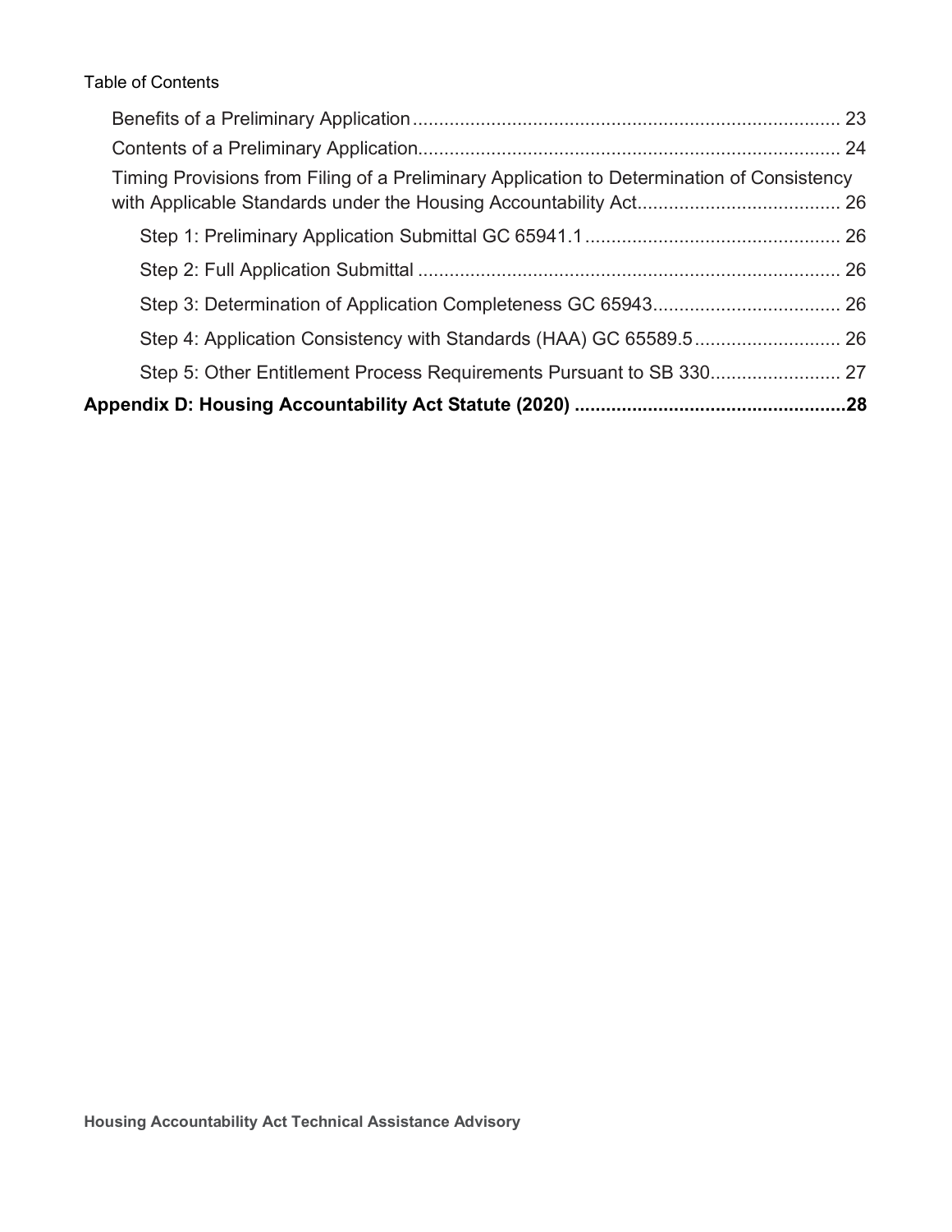Table of Contents

- Benefits of a Preliminary Application ..... 23
- Contents of a Preliminary Application ..... 24
- Timing Provisions from Filing of a Preliminary Application to Determination of Consistency with Applicable Standards under the Housing Accountability Act ..... 26
  - Step 1: Preliminary Application Submittal GC 65941.1 ..... 26
  - Step 2: Full Application Submittal ..... 26
  - Step 3: Determination of Application Completeness GC 65943 ..... 26
  - Step 4: Application Consistency with Standards (HAA) GC 65589.5 ..... 26
  - Step 5: Other Entitlement Process Requirements Pursuant to SB 330 ..... 27

**Appendix D: Housing Accountability Act Statute (2020) ..... 28**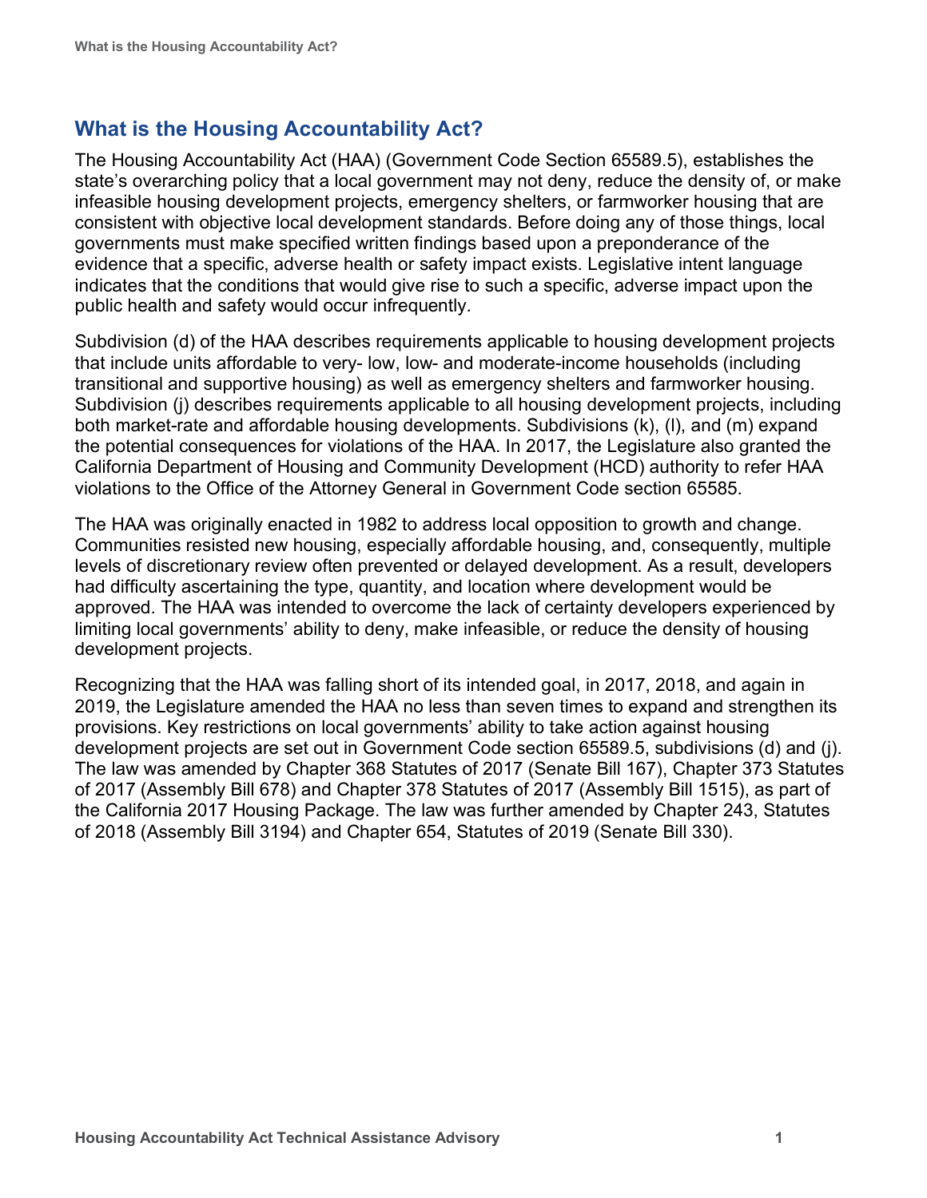## What is the Housing Accountability Act?

The Housing Accountability Act (HAA) (Government Code Section 65589.5), establishes the state's overarching policy that a local government may not deny, reduce the density of, or make infeasible housing development projects, emergency shelters, or farmworker housing that are consistent with objective local development standards. Before doing any of those things, local governments must make specified written findings based upon a preponderance of the evidence that a specific, adverse health or safety impact exists. Legislative intent language indicates that the conditions that would give rise to such a specific, adverse impact upon the public health and safety would occur infrequently.

Subdivision (d) of the HAA describes requirements applicable to housing development projects that include units affordable to very- low, low- and moderate-income households (including transitional and supportive housing) as well as emergency shelters and farmworker housing. Subdivision (j) describes requirements applicable to all housing development projects, including both market-rate and affordable housing developments. Subdivisions (k), (l), and (m) expand the potential consequences for violations of the HAA. In 2017, the Legislature also granted the California Department of Housing and Community Development (HCD) authority to refer HAA violations to the Office of the Attorney General in Government Code section 65585.

The HAA was originally enacted in 1982 to address local opposition to growth and change. Communities resisted new housing, especially affordable housing, and, consequently, multiple levels of discretionary review often prevented or delayed development. As a result, developers had difficulty ascertaining the type, quantity, and location where development would be approved. The HAA was intended to overcome the lack of certainty developers experienced by limiting local governments' ability to deny, make infeasible, or reduce the density of housing development projects.

Recognizing that the HAA was falling short of its intended goal, in 2017, 2018, and again in 2019, the Legislature amended the HAA no less than seven times to expand and strengthen its provisions. Key restrictions on local governments' ability to take action against housing development projects are set out in Government Code section 65589.5, subdivisions (d) and (j). The law was amended by Chapter 368 Statutes of 2017 (Senate Bill 167), Chapter 373 Statutes of 2017 (Assembly Bill 678) and Chapter 378 Statutes of 2017 (Assembly Bill 1515), as part of the California 2017 Housing Package. The law was further amended by Chapter 243, Statutes of 2018 (Assembly Bill 3194) and Chapter 654, Statutes of 2019 (Senate Bill 330).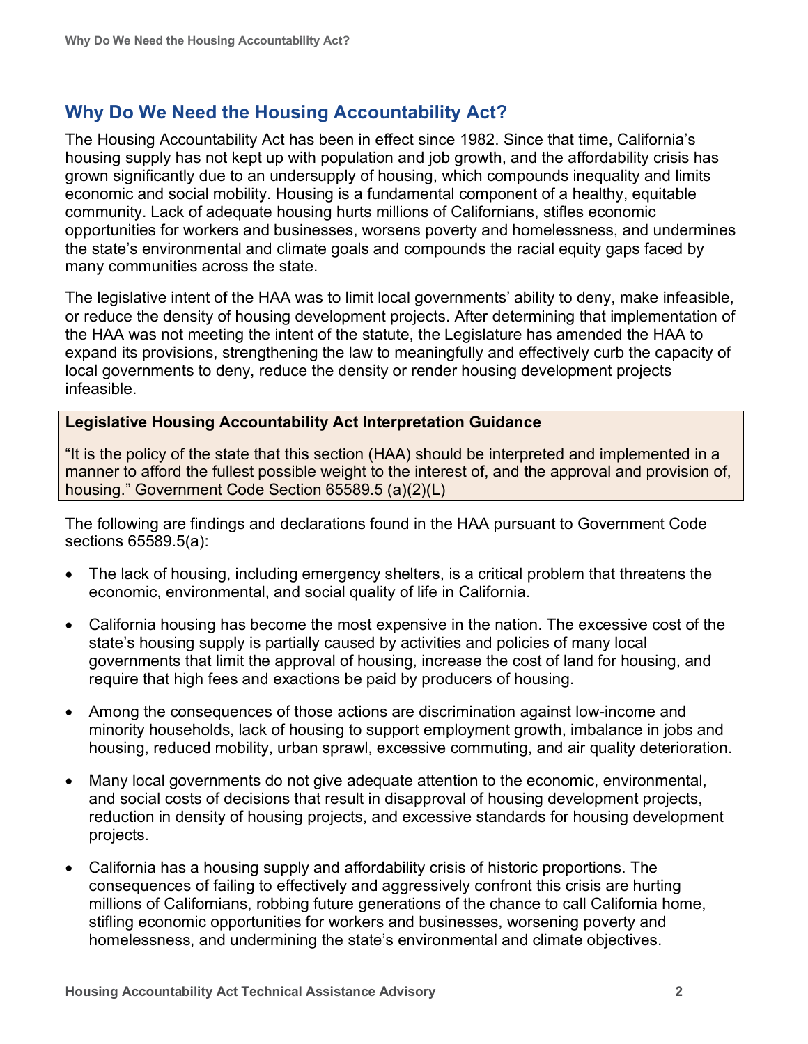## Why Do We Need the Housing Accountability Act?

The Housing Accountability Act has been in effect since 1982. Since that time, California's housing supply has not kept up with population and job growth, and the affordability crisis has grown significantly due to an undersupply of housing, which compounds inequality and limits economic and social mobility. Housing is a fundamental component of a healthy, equitable community. Lack of adequate housing hurts millions of Californians, stifles economic opportunities for workers and businesses, worsens poverty and homelessness, and undermines the state's environmental and climate goals and compounds the racial equity gaps faced by many communities across the state.

The legislative intent of the HAA was to limit local governments' ability to deny, make infeasible, or reduce the density of housing development projects. After determining that implementation of the HAA was not meeting the intent of the statute, the Legislature has amended the HAA to expand its provisions, strengthening the law to meaningfully and effectively curb the capacity of local governments to deny, reduce the density or render housing development projects infeasible.

**Legislative Housing Accountability Act Interpretation Guidance**

"It is the policy of the state that this section (HAA) should be interpreted and implemented in a manner to afford the fullest possible weight to the interest of, and the approval and provision of, housing." Government Code Section 65589.5 (a)(2)(L)

The following are findings and declarations found in the HAA pursuant to Government Code sections 65589.5(a):

- The lack of housing, including emergency shelters, is a critical problem that threatens the economic, environmental, and social quality of life in California.
- California housing has become the most expensive in the nation. The excessive cost of the state's housing supply is partially caused by activities and policies of many local governments that limit the approval of housing, increase the cost of land for housing, and require that high fees and exactions be paid by producers of housing.
- Among the consequences of those actions are discrimination against low-income and minority households, lack of housing to support employment growth, imbalance in jobs and housing, reduced mobility, urban sprawl, excessive commuting, and air quality deterioration.
- Many local governments do not give adequate attention to the economic, environmental, and social costs of decisions that result in disapproval of housing development projects, reduction in density of housing projects, and excessive standards for housing development projects.
- California has a housing supply and affordability crisis of historic proportions. The consequences of failing to effectively and aggressively confront this crisis are hurting millions of Californians, robbing future generations of the chance to call California home, stifling economic opportunities for workers and businesses, worsening poverty and homelessness, and undermining the state's environmental and climate objectives.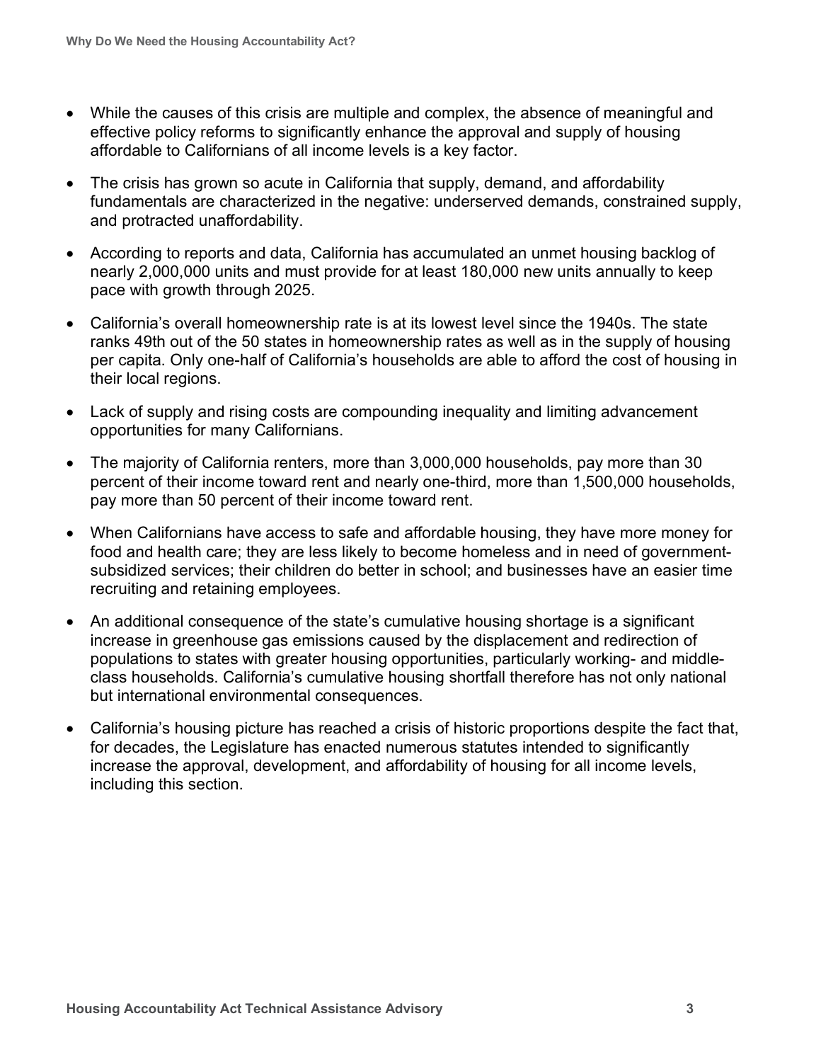- While the causes of this crisis are multiple and complex, the absence of meaningful and effective policy reforms to significantly enhance the approval and supply of housing affordable to Californians of all income levels is a key factor.
- The crisis has grown so acute in California that supply, demand, and affordability fundamentals are characterized in the negative: underserved demands, constrained supply, and protracted unaffordability.
- According to reports and data, California has accumulated an unmet housing backlog of nearly 2,000,000 units and must provide for at least 180,000 new units annually to keep pace with growth through 2025.
- California's overall homeownership rate is at its lowest level since the 1940s. The state ranks 49th out of the 50 states in homeownership rates as well as in the supply of housing per capita. Only one-half of California's households are able to afford the cost of housing in their local regions.
- Lack of supply and rising costs are compounding inequality and limiting advancement opportunities for many Californians.
- The majority of California renters, more than 3,000,000 households, pay more than 30 percent of their income toward rent and nearly one-third, more than 1,500,000 households, pay more than 50 percent of their income toward rent.
- When Californians have access to safe and affordable housing, they have more money for food and health care; they are less likely to become homeless and in need of government-subsidized services; their children do better in school; and businesses have an easier time recruiting and retaining employees.
- An additional consequence of the state's cumulative housing shortage is a significant increase in greenhouse gas emissions caused by the displacement and redirection of populations to states with greater housing opportunities, particularly working- and middle-class households. California's cumulative housing shortfall therefore has not only national but international environmental consequences.
- California's housing picture has reached a crisis of historic proportions despite the fact that, for decades, the Legislature has enacted numerous statutes intended to significantly increase the approval, development, and affordability of housing for all income levels, including this section.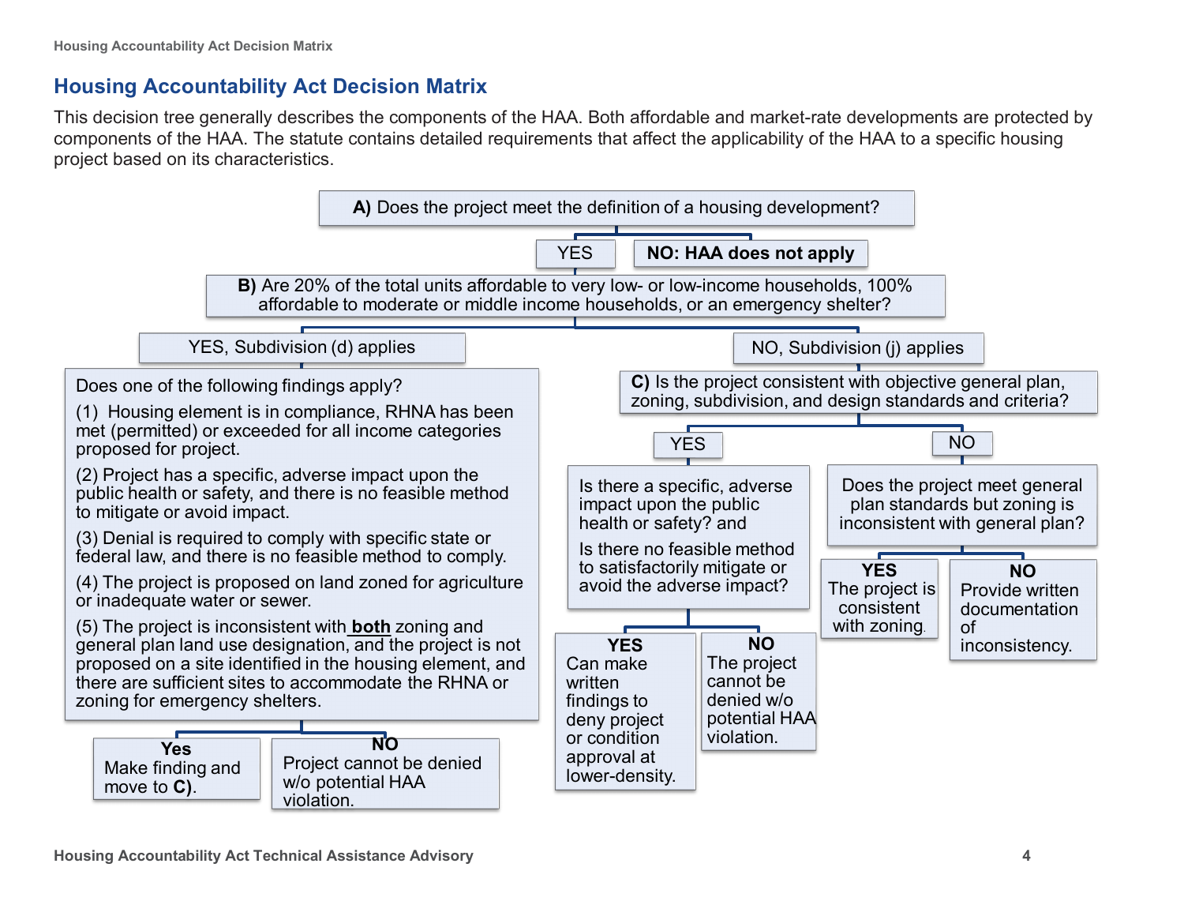## Housing Accountability Act Decision Matrix

This decision tree generally describes the components of the HAA. Both affordable and market-rate developments are protected by components of the HAA. The statute contains detailed requirements that affect the applicability of the HAA to a specific housing project based on its characteristics.

**A)** Does the project meet the definition of a housing development?

- **NO: HAA does not apply**
- YES → **B)** Are 20% of the total units affordable to very low- or low-income households, 100% affordable to moderate or middle income households, or an emergency shelter?
  - YES, Subdivision (d) applies → Does one of the following findings apply?
    - (1) Housing element is in compliance, RHNA has been met (permitted) or exceeded for all income categories proposed for project.
    - (2) Project has a specific, adverse impact upon the public health or safety, and there is no feasible method to mitigate or avoid impact.
    - (3) Denial is required to comply with specific state or federal law, and there is no feasible method to comply.
    - (4) The project is proposed on land zoned for agriculture or inadequate water or sewer.
    - (5) The project is inconsistent with **both** zoning and general plan land use designation, and the project is not proposed on a site identified in the housing element, and there are sufficient sites to accommodate the RHNA or zoning for emergency shelters.
    - **Yes**: Make finding and move to **C)**.
    - **NO**: Project cannot be denied w/o potential HAA violation.
  - NO, Subdivision (j) applies → **C)** Is the project consistent with objective general plan, zoning, subdivision, and design standards and criteria?
    - YES → Is there a specific, adverse impact upon the public health or safety? and Is there no feasible method to satisfactorily mitigate or avoid the adverse impact?
      - **YES**: Can make written findings to deny project or condition approval at lower-density.
      - **NO**: The project cannot be denied w/o potential HAA violation.
    - NO → Does the project meet general plan standards but zoning is inconsistent with general plan?
      - **YES**: The project is consistent with zoning.
      - **NO**: Provide written documentation of inconsistency.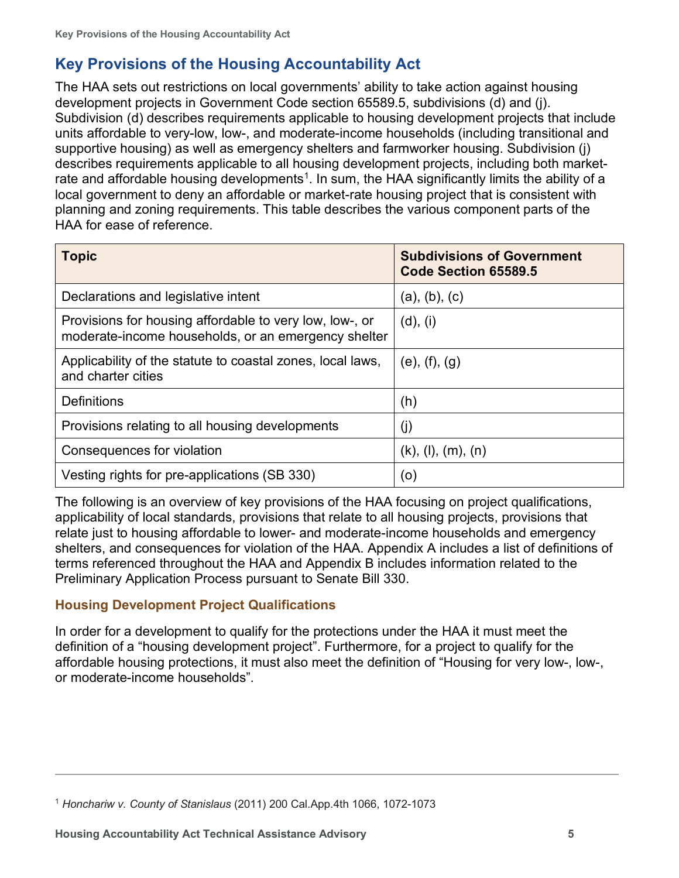## Key Provisions of the Housing Accountability Act

The HAA sets out restrictions on local governments' ability to take action against housing development projects in Government Code section 65589.5, subdivisions (d) and (j). Subdivision (d) describes requirements applicable to housing development projects that include units affordable to very-low, low-, and moderate-income households (including transitional and supportive housing) as well as emergency shelters and farmworker housing. Subdivision (j) describes requirements applicable to all housing development projects, including both market-rate and affordable housing developments[1]. In sum, the HAA significantly limits the ability of a local government to deny an affordable or market-rate housing project that is consistent with planning and zoning requirements. This table describes the various component parts of the HAA for ease of reference.

| Topic | Subdivisions of Government Code Section 65589.5 |
|---|---|
| Declarations and legislative intent | (a), (b), (c) |
| Provisions for housing affordable to very low, low-, or moderate-income households, or an emergency shelter | (d), (i) |
| Applicability of the statute to coastal zones, local laws, and charter cities | (e), (f), (g) |
| Definitions | (h) |
| Provisions relating to all housing developments | (j) |
| Consequences for violation | (k), (l), (m), (n) |
| Vesting rights for pre-applications (SB 330) | (o) |

The following is an overview of key provisions of the HAA focusing on project qualifications, applicability of local standards, provisions that relate to all housing projects, provisions that relate just to housing affordable to lower- and moderate-income households and emergency shelters, and consequences for violation of the HAA. Appendix A includes a list of definitions of terms referenced throughout the HAA and Appendix B includes information related to the Preliminary Application Process pursuant to Senate Bill 330.

### Housing Development Project Qualifications

In order for a development to qualify for the protections under the HAA it must meet the definition of a "housing development project". Furthermore, for a project to qualify for the affordable housing protections, it must also meet the definition of "Housing for very low-, low-, or moderate-income households".

[1] *Honchariw v. County of Stanislaus* (2011) 200 Cal.App.4th 1066, 1072-1073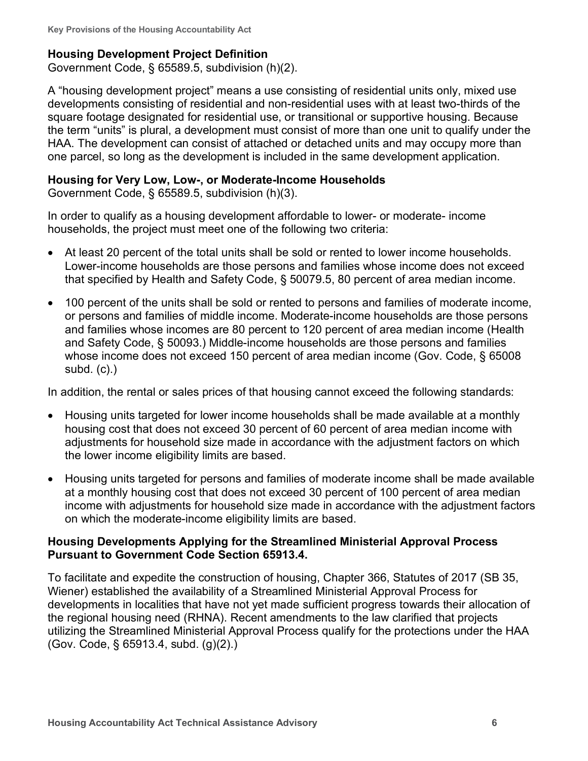### Housing Development Project Definition

Government Code, § 65589.5, subdivision (h)(2).

A "housing development project" means a use consisting of residential units only, mixed use developments consisting of residential and non-residential uses with at least two-thirds of the square footage designated for residential use, or transitional or supportive housing. Because the term "units" is plural, a development must consist of more than one unit to qualify under the HAA. The development can consist of attached or detached units and may occupy more than one parcel, so long as the development is included in the same development application.

### Housing for Very Low, Low-, or Moderate-Income Households

Government Code, § 65589.5, subdivision (h)(3).

In order to qualify as a housing development affordable to lower- or moderate- income households, the project must meet one of the following two criteria:

- At least 20 percent of the total units shall be sold or rented to lower income households. Lower-income households are those persons and families whose income does not exceed that specified by Health and Safety Code, § 50079.5, 80 percent of area median income.
- 100 percent of the units shall be sold or rented to persons and families of moderate income, or persons and families of middle income. Moderate-income households are those persons and families whose incomes are 80 percent to 120 percent of area median income (Health and Safety Code, § 50093.) Middle-income households are those persons and families whose income does not exceed 150 percent of area median income (Gov. Code, § 65008 subd. (c).)

In addition, the rental or sales prices of that housing cannot exceed the following standards:

- Housing units targeted for lower income households shall be made available at a monthly housing cost that does not exceed 30 percent of 60 percent of area median income with adjustments for household size made in accordance with the adjustment factors on which the lower income eligibility limits are based.
- Housing units targeted for persons and families of moderate income shall be made available at a monthly housing cost that does not exceed 30 percent of 100 percent of area median income with adjustments for household size made in accordance with the adjustment factors on which the moderate-income eligibility limits are based.

### Housing Developments Applying for the Streamlined Ministerial Approval Process Pursuant to Government Code Section 65913.4.

To facilitate and expedite the construction of housing, Chapter 366, Statutes of 2017 (SB 35, Wiener) established the availability of a Streamlined Ministerial Approval Process for developments in localities that have not yet made sufficient progress towards their allocation of the regional housing need (RHNA). Recent amendments to the law clarified that projects utilizing the Streamlined Ministerial Approval Process qualify for the protections under the HAA (Gov. Code, § 65913.4, subd. (g)(2).)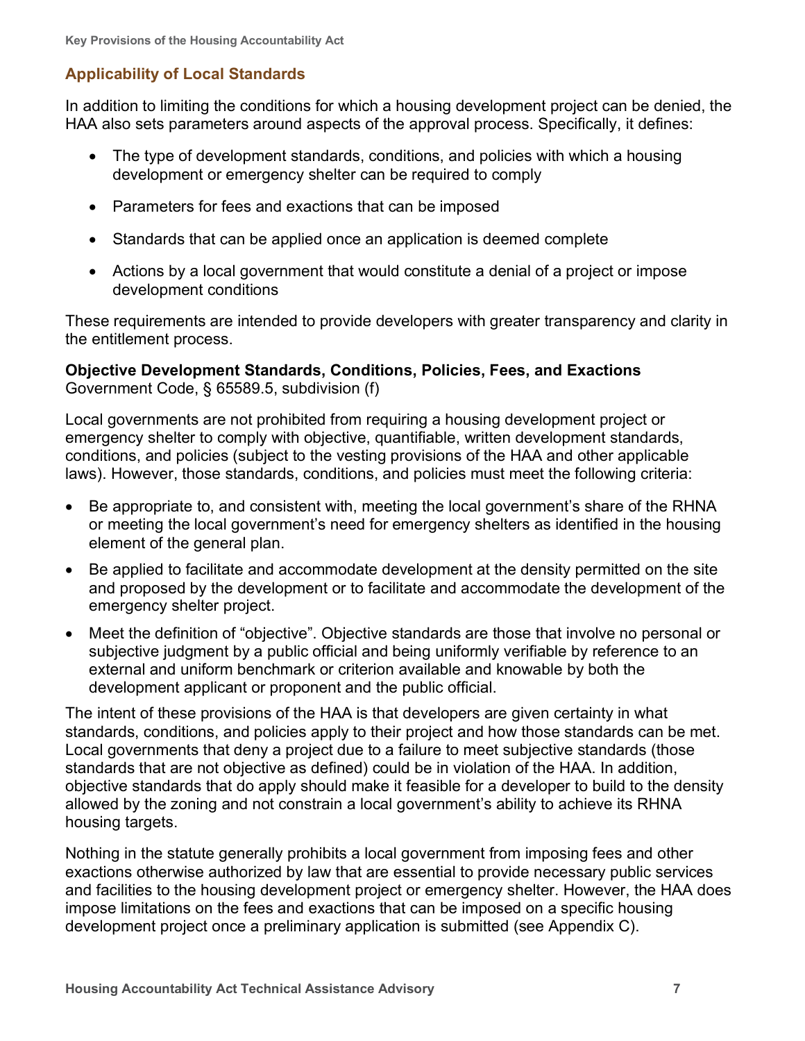## Applicability of Local Standards

In addition to limiting the conditions for which a housing development project can be denied, the HAA also sets parameters around aspects of the approval process. Specifically, it defines:

- The type of development standards, conditions, and policies with which a housing development or emergency shelter can be required to comply
- Parameters for fees and exactions that can be imposed
- Standards that can be applied once an application is deemed complete
- Actions by a local government that would constitute a denial of a project or impose development conditions

These requirements are intended to provide developers with greater transparency and clarity in the entitlement process.

**Objective Development Standards, Conditions, Policies, Fees, and Exactions**
Government Code, § 65589.5, subdivision (f)

Local governments are not prohibited from requiring a housing development project or emergency shelter to comply with objective, quantifiable, written development standards, conditions, and policies (subject to the vesting provisions of the HAA and other applicable laws). However, those standards, conditions, and policies must meet the following criteria:

- Be appropriate to, and consistent with, meeting the local government's share of the RHNA or meeting the local government's need for emergency shelters as identified in the housing element of the general plan.
- Be applied to facilitate and accommodate development at the density permitted on the site and proposed by the development or to facilitate and accommodate the development of the emergency shelter project.
- Meet the definition of "objective". Objective standards are those that involve no personal or subjective judgment by a public official and being uniformly verifiable by reference to an external and uniform benchmark or criterion available and knowable by both the development applicant or proponent and the public official.

The intent of these provisions of the HAA is that developers are given certainty in what standards, conditions, and policies apply to their project and how those standards can be met. Local governments that deny a project due to a failure to meet subjective standards (those standards that are not objective as defined) could be in violation of the HAA. In addition, objective standards that do apply should make it feasible for a developer to build to the density allowed by the zoning and not constrain a local government's ability to achieve its RHNA housing targets.

Nothing in the statute generally prohibits a local government from imposing fees and other exactions otherwise authorized by law that are essential to provide necessary public services and facilities to the housing development project or emergency shelter. However, the HAA does impose limitations on the fees and exactions that can be imposed on a specific housing development project once a preliminary application is submitted (see Appendix C).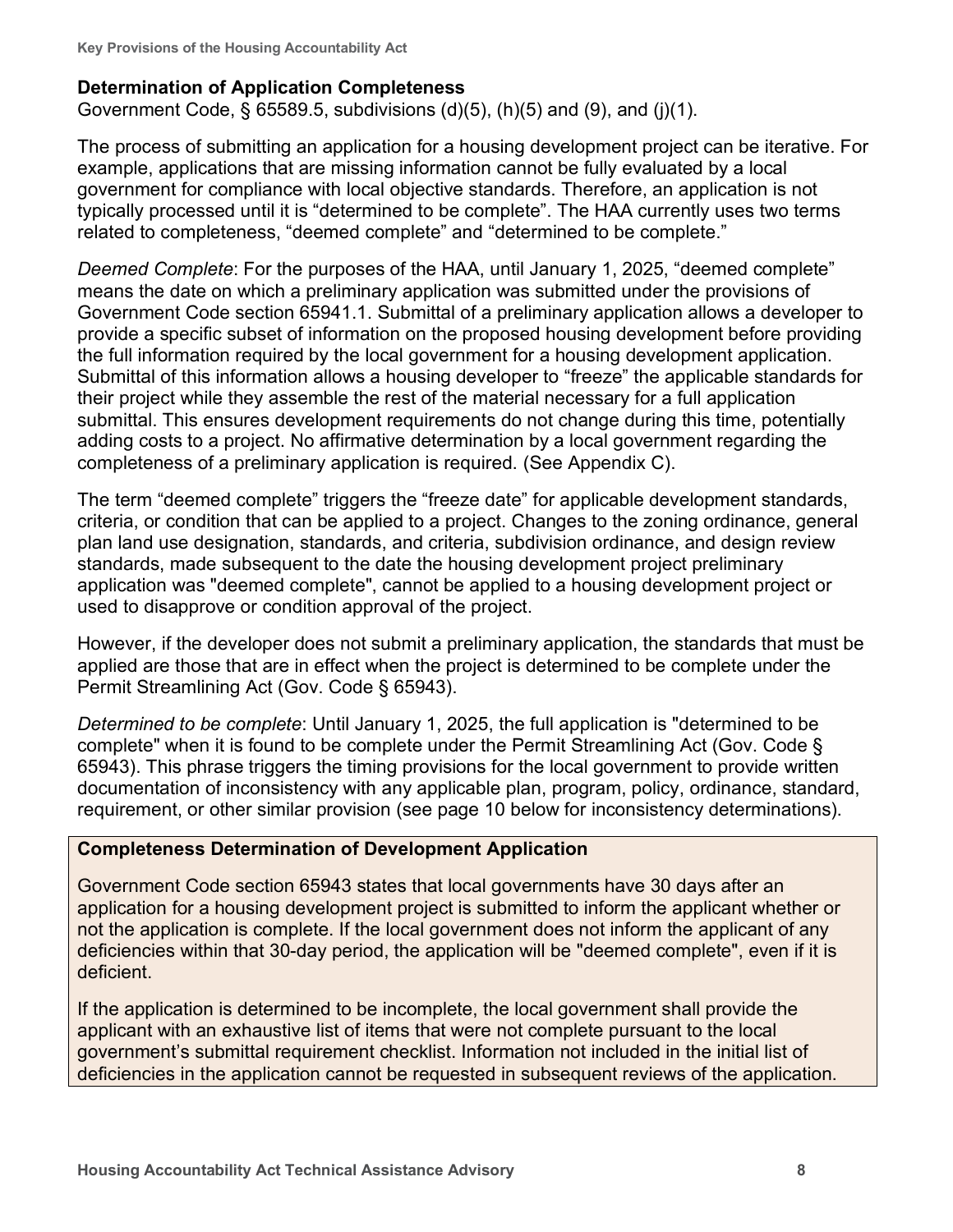## Determination of Application Completeness

Government Code, § 65589.5, subdivisions (d)(5), (h)(5) and (9), and (j)(1).

The process of submitting an application for a housing development project can be iterative. For example, applications that are missing information cannot be fully evaluated by a local government for compliance with local objective standards. Therefore, an application is not typically processed until it is "determined to be complete". The HAA currently uses two terms related to completeness, "deemed complete" and "determined to be complete."

*Deemed Complete*: For the purposes of the HAA, until January 1, 2025, "deemed complete" means the date on which a preliminary application was submitted under the provisions of Government Code section 65941.1. Submittal of a preliminary application allows a developer to provide a specific subset of information on the proposed housing development before providing the full information required by the local government for a housing development application. Submittal of this information allows a housing developer to "freeze" the applicable standards for their project while they assemble the rest of the material necessary for a full application submittal. This ensures development requirements do not change during this time, potentially adding costs to a project. No affirmative determination by a local government regarding the completeness of a preliminary application is required. (See Appendix C).

The term "deemed complete" triggers the "freeze date" for applicable development standards, criteria, or condition that can be applied to a project. Changes to the zoning ordinance, general plan land use designation, standards, and criteria, subdivision ordinance, and design review standards, made subsequent to the date the housing development project preliminary application was "deemed complete", cannot be applied to a housing development project or used to disapprove or condition approval of the project.

However, if the developer does not submit a preliminary application, the standards that must be applied are those that are in effect when the project is determined to be complete under the Permit Streamlining Act (Gov. Code § 65943).

*Determined to be complete*: Until January 1, 2025, the full application is "determined to be complete" when it is found to be complete under the Permit Streamlining Act (Gov. Code § 65943). This phrase triggers the timing provisions for the local government to provide written documentation of inconsistency with any applicable plan, program, policy, ordinance, standard, requirement, or other similar provision (see page 10 below for inconsistency determinations).

**Completeness Determination of Development Application**

Government Code section 65943 states that local governments have 30 days after an application for a housing development project is submitted to inform the applicant whether or not the application is complete. If the local government does not inform the applicant of any deficiencies within that 30-day period, the application will be "deemed complete", even if it is deficient.

If the application is determined to be incomplete, the local government shall provide the applicant with an exhaustive list of items that were not complete pursuant to the local government's submittal requirement checklist. Information not included in the initial list of deficiencies in the application cannot be requested in subsequent reviews of the application.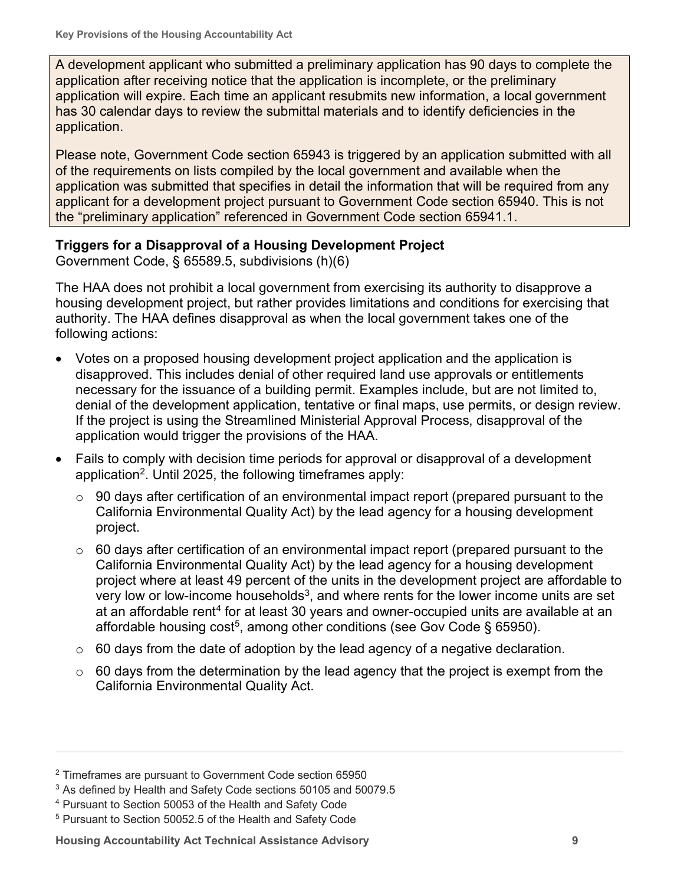A development applicant who submitted a preliminary application has 90 days to complete the application after receiving notice that the application is incomplete, or the preliminary application will expire. Each time an applicant resubmits new information, a local government has 30 calendar days to review the submittal materials and to identify deficiencies in the application.

Please note, Government Code section 65943 is triggered by an application submitted with all of the requirements on lists compiled by the local government and available when the application was submitted that specifies in detail the information that will be required from any applicant for a development project pursuant to Government Code section 65940. This is not the "preliminary application" referenced in Government Code section 65941.1.

**Triggers for a Disapproval of a Housing Development Project**
Government Code, § 65589.5, subdivisions (h)(6)

The HAA does not prohibit a local government from exercising its authority to disapprove a housing development project, but rather provides limitations and conditions for exercising that authority. The HAA defines disapproval as when the local government takes one of the following actions:

- Votes on a proposed housing development project application and the application is disapproved. This includes denial of other required land use approvals or entitlements necessary for the issuance of a building permit. Examples include, but are not limited to, denial of the development application, tentative or final maps, use permits, or design review. If the project is using the Streamlined Ministerial Approval Process, disapproval of the application would trigger the provisions of the HAA.
- Fails to comply with decision time periods for approval or disapproval of a development application[2]. Until 2025, the following timeframes apply:
  - 90 days after certification of an environmental impact report (prepared pursuant to the California Environmental Quality Act) by the lead agency for a housing development project.
  - 60 days after certification of an environmental impact report (prepared pursuant to the California Environmental Quality Act) by the lead agency for a housing development project where at least 49 percent of the units in the development project are affordable to very low or low-income households[3], and where rents for the lower income units are set at an affordable rent[4] for at least 30 years and owner-occupied units are available at an affordable housing cost[5], among other conditions (see Gov Code § 65950).
  - 60 days from the date of adoption by the lead agency of a negative declaration.
  - 60 days from the determination by the lead agency that the project is exempt from the California Environmental Quality Act.

[2] Timeframes are pursuant to Government Code section 65950

[3] As defined by Health and Safety Code sections 50105 and 50079.5

[4] Pursuant to Section 50053 of the Health and Safety Code

[5] Pursuant to Section 50052.5 of the Health and Safety Code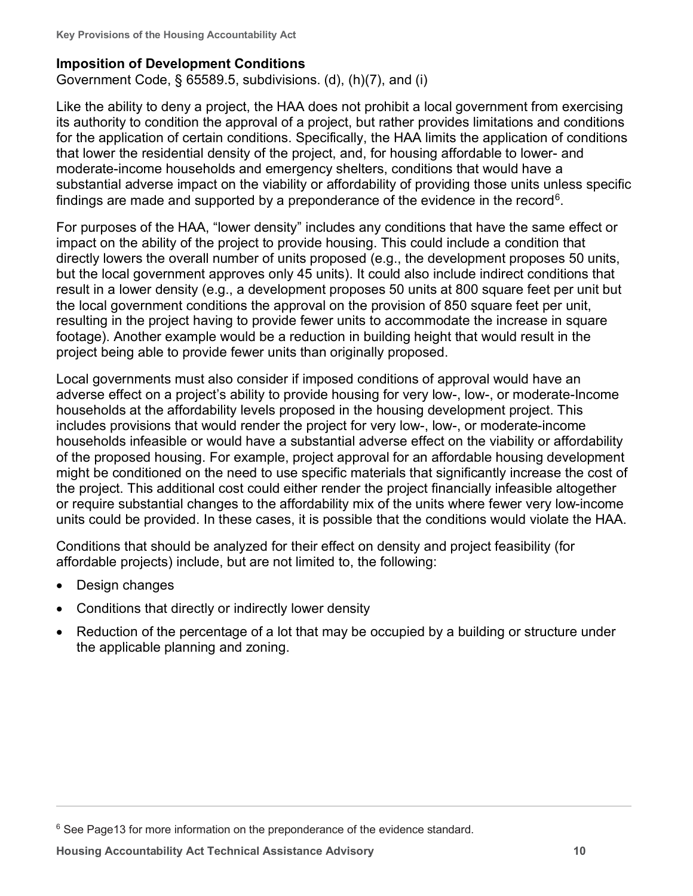### Imposition of Development Conditions

Government Code, § 65589.5, subdivisions. (d), (h)(7), and (i)

Like the ability to deny a project, the HAA does not prohibit a local government from exercising its authority to condition the approval of a project, but rather provides limitations and conditions for the application of certain conditions. Specifically, the HAA limits the application of conditions that lower the residential density of the project, and, for housing affordable to lower- and moderate-income households and emergency shelters, conditions that would have a substantial adverse impact on the viability or affordability of providing those units unless specific findings are made and supported by a preponderance of the evidence in the record[6].

For purposes of the HAA, "lower density" includes any conditions that have the same effect or impact on the ability of the project to provide housing. This could include a condition that directly lowers the overall number of units proposed (e.g., the development proposes 50 units, but the local government approves only 45 units). It could also include indirect conditions that result in a lower density (e.g., a development proposes 50 units at 800 square feet per unit but the local government conditions the approval on the provision of 850 square feet per unit, resulting in the project having to provide fewer units to accommodate the increase in square footage). Another example would be a reduction in building height that would result in the project being able to provide fewer units than originally proposed.

Local governments must also consider if imposed conditions of approval would have an adverse effect on a project's ability to provide housing for very low-, low-, or moderate-Income households at the affordability levels proposed in the housing development project. This includes provisions that would render the project for very low-, low-, or moderate-income households infeasible or would have a substantial adverse effect on the viability or affordability of the proposed housing. For example, project approval for an affordable housing development might be conditioned on the need to use specific materials that significantly increase the cost of the project. This additional cost could either render the project financially infeasible altogether or require substantial changes to the affordability mix of the units where fewer very low-income units could be provided. In these cases, it is possible that the conditions would violate the HAA.

Conditions that should be analyzed for their effect on density and project feasibility (for affordable projects) include, but are not limited to, the following:

- Design changes
- Conditions that directly or indirectly lower density
- Reduction of the percentage of a lot that may be occupied by a building or structure under the applicable planning and zoning.

---

[6] See Page13 for more information on the preponderance of the evidence standard.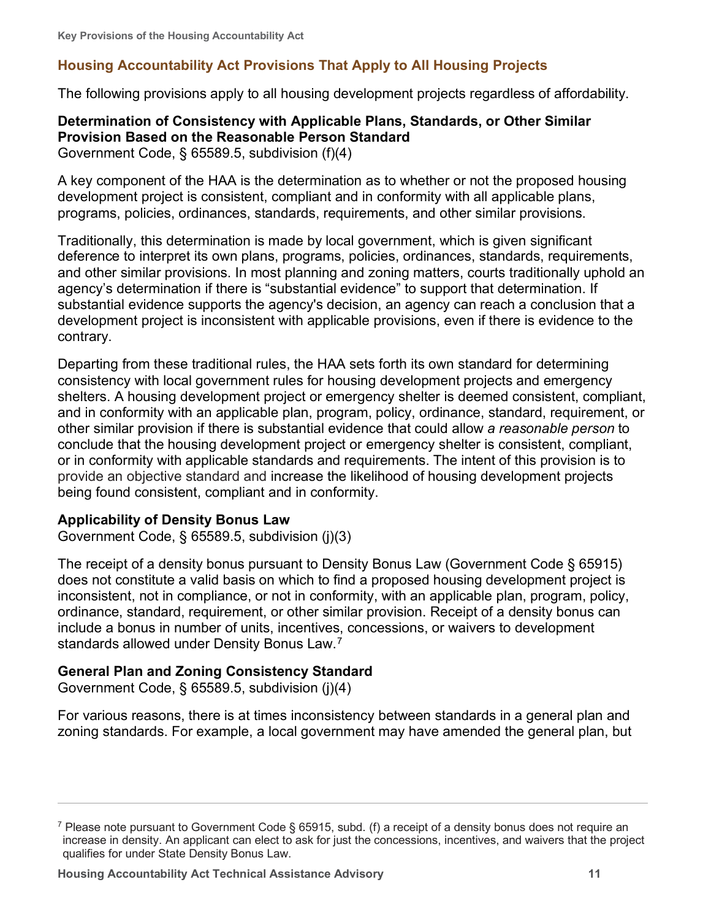## Housing Accountability Act Provisions That Apply to All Housing Projects

The following provisions apply to all housing development projects regardless of affordability.

### Determination of Consistency with Applicable Plans, Standards, or Other Similar Provision Based on the Reasonable Person Standard

Government Code, § 65589.5, subdivision (f)(4)

A key component of the HAA is the determination as to whether or not the proposed housing development project is consistent, compliant and in conformity with all applicable plans, programs, policies, ordinances, standards, requirements, and other similar provisions.

Traditionally, this determination is made by local government, which is given significant deference to interpret its own plans, programs, policies, ordinances, standards, requirements, and other similar provisions. In most planning and zoning matters, courts traditionally uphold an agency's determination if there is "substantial evidence" to support that determination. If substantial evidence supports the agency's decision, an agency can reach a conclusion that a development project is inconsistent with applicable provisions, even if there is evidence to the contrary.

Departing from these traditional rules, the HAA sets forth its own standard for determining consistency with local government rules for housing development projects and emergency shelters. A housing development project or emergency shelter is deemed consistent, compliant, and in conformity with an applicable plan, program, policy, ordinance, standard, requirement, or other similar provision if there is substantial evidence that could allow *a reasonable person* to conclude that the housing development project or emergency shelter is consistent, compliant, or in conformity with applicable standards and requirements. The intent of this provision is to provide an objective standard and increase the likelihood of housing development projects being found consistent, compliant and in conformity.

### Applicability of Density Bonus Law

Government Code, § 65589.5, subdivision (j)(3)

The receipt of a density bonus pursuant to Density Bonus Law (Government Code § 65915) does not constitute a valid basis on which to find a proposed housing development project is inconsistent, not in compliance, or not in conformity, with an applicable plan, program, policy, ordinance, standard, requirement, or other similar provision. Receipt of a density bonus can include a bonus in number of units, incentives, concessions, or waivers to development standards allowed under Density Bonus Law.[7]

### General Plan and Zoning Consistency Standard

Government Code, § 65589.5, subdivision (j)(4)

For various reasons, there is at times inconsistency between standards in a general plan and zoning standards. For example, a local government may have amended the general plan, but

---

[7] Please note pursuant to Government Code § 65915, subd. (f) a receipt of a density bonus does not require an increase in density. An applicant can elect to ask for just the concessions, incentives, and waivers that the project qualifies for under State Density Bonus Law.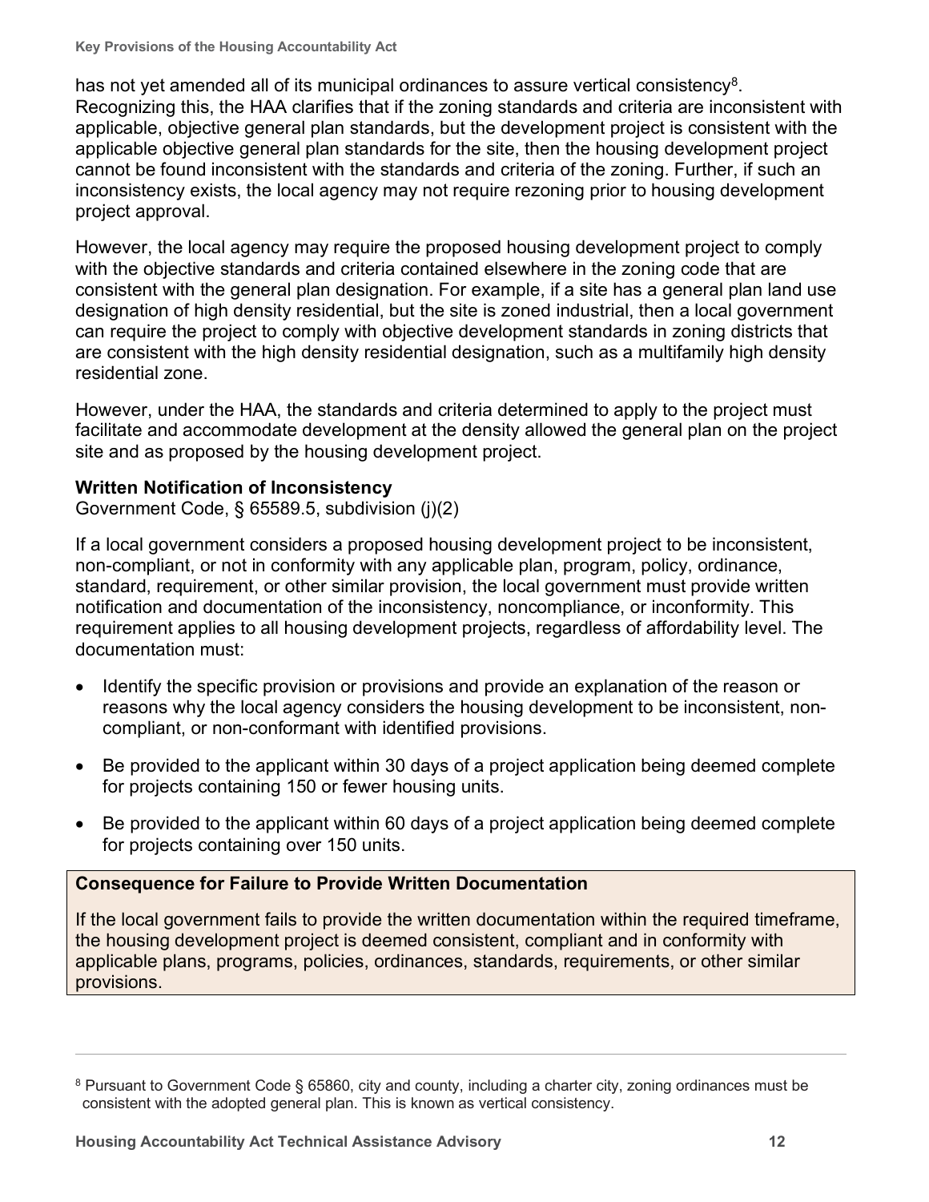has not yet amended all of its municipal ordinances to assure vertical consistency[8]. Recognizing this, the HAA clarifies that if the zoning standards and criteria are inconsistent with applicable, objective general plan standards, but the development project is consistent with the applicable objective general plan standards for the site, then the housing development project cannot be found inconsistent with the standards and criteria of the zoning. Further, if such an inconsistency exists, the local agency may not require rezoning prior to housing development project approval.

However, the local agency may require the proposed housing development project to comply with the objective standards and criteria contained elsewhere in the zoning code that are consistent with the general plan designation. For example, if a site has a general plan land use designation of high density residential, but the site is zoned industrial, then a local government can require the project to comply with objective development standards in zoning districts that are consistent with the high density residential designation, such as a multifamily high density residential zone.

However, under the HAA, the standards and criteria determined to apply to the project must facilitate and accommodate development at the density allowed the general plan on the project site and as proposed by the housing development project.

### Written Notification of Inconsistency

Government Code, § 65589.5, subdivision (j)(2)

If a local government considers a proposed housing development project to be inconsistent, non-compliant, or not in conformity with any applicable plan, program, policy, ordinance, standard, requirement, or other similar provision, the local government must provide written notification and documentation of the inconsistency, noncompliance, or inconformity. This requirement applies to all housing development projects, regardless of affordability level. The documentation must:

- Identify the specific provision or provisions and provide an explanation of the reason or reasons why the local agency considers the housing development to be inconsistent, non-compliant, or non-conformant with identified provisions.
- Be provided to the applicant within 30 days of a project application being deemed complete for projects containing 150 or fewer housing units.
- Be provided to the applicant within 60 days of a project application being deemed complete for projects containing over 150 units.

**Consequence for Failure to Provide Written Documentation**

If the local government fails to provide the written documentation within the required timeframe, the housing development project is deemed consistent, compliant and in conformity with applicable plans, programs, policies, ordinances, standards, requirements, or other similar provisions.

---

[8] Pursuant to Government Code § 65860, city and county, including a charter city, zoning ordinances must be consistent with the adopted general plan. This is known as vertical consistency.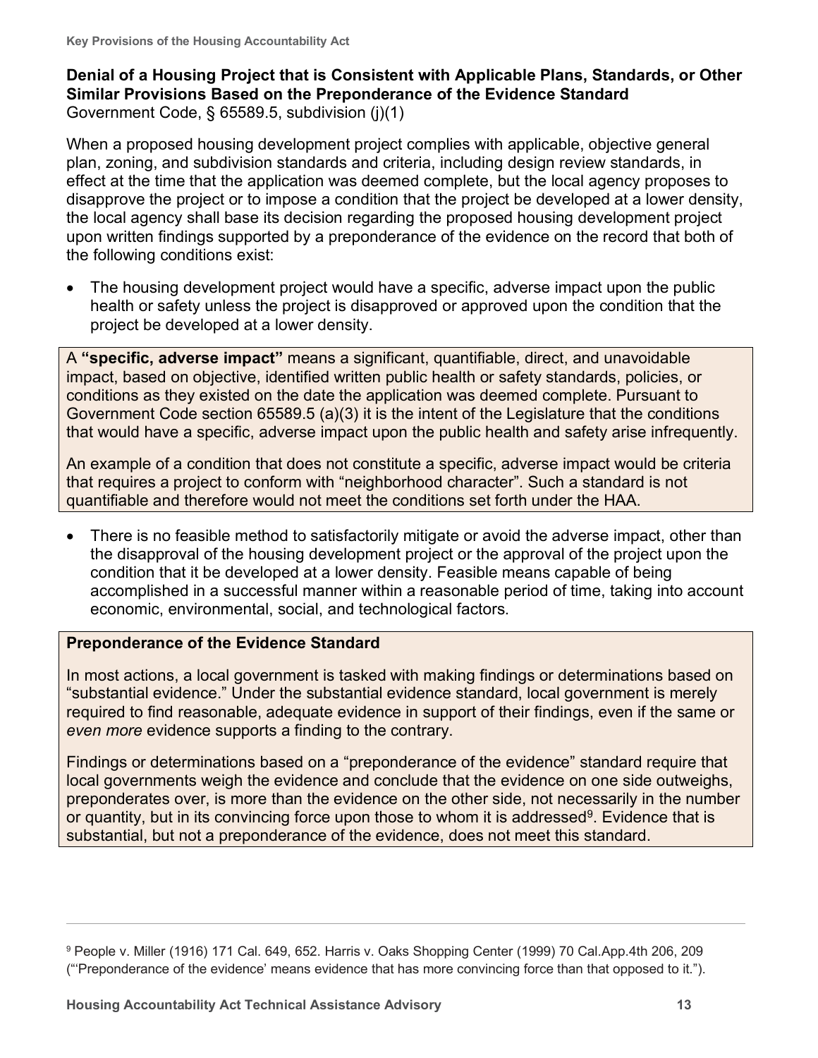**Denial of a Housing Project that is Consistent with Applicable Plans, Standards, or Other Similar Provisions Based on the Preponderance of the Evidence Standard**
Government Code, § 65589.5, subdivision (j)(1)

When a proposed housing development project complies with applicable, objective general plan, zoning, and subdivision standards and criteria, including design review standards, in effect at the time that the application was deemed complete, but the local agency proposes to disapprove the project or to impose a condition that the project be developed at a lower density, the local agency shall base its decision regarding the proposed housing development project upon written findings supported by a preponderance of the evidence on the record that both of the following conditions exist:

- The housing development project would have a specific, adverse impact upon the public health or safety unless the project is disapproved or approved upon the condition that the project be developed at a lower density.

A **"specific, adverse impact"** means a significant, quantifiable, direct, and unavoidable impact, based on objective, identified written public health or safety standards, policies, or conditions as they existed on the date the application was deemed complete. Pursuant to Government Code section 65589.5 (a)(3) it is the intent of the Legislature that the conditions that would have a specific, adverse impact upon the public health and safety arise infrequently.

An example of a condition that does not constitute a specific, adverse impact would be criteria that requires a project to conform with "neighborhood character". Such a standard is not quantifiable and therefore would not meet the conditions set forth under the HAA.

- There is no feasible method to satisfactorily mitigate or avoid the adverse impact, other than the disapproval of the housing development project or the approval of the project upon the condition that it be developed at a lower density. Feasible means capable of being accomplished in a successful manner within a reasonable period of time, taking into account economic, environmental, social, and technological factors.

**Preponderance of the Evidence Standard**

In most actions, a local government is tasked with making findings or determinations based on "substantial evidence." Under the substantial evidence standard, local government is merely required to find reasonable, adequate evidence in support of their findings, even if the same or *even more* evidence supports a finding to the contrary.

Findings or determinations based on a "preponderance of the evidence" standard require that local governments weigh the evidence and conclude that the evidence on one side outweighs, preponderates over, is more than the evidence on the other side, not necessarily in the number or quantity, but in its convincing force upon those to whom it is addressed[9]. Evidence that is substantial, but not a preponderance of the evidence, does not meet this standard.

---

[9] People v. Miller (1916) 171 Cal. 649, 652. Harris v. Oaks Shopping Center (1999) 70 Cal.App.4th 206, 209 ("'Preponderance of the evidence' means evidence that has more convincing force than that opposed to it.").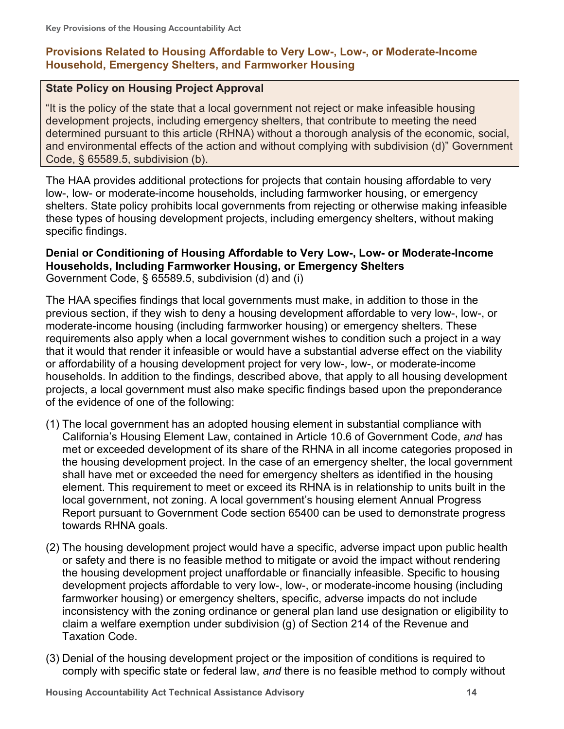## Provisions Related to Housing Affordable to Very Low-, Low-, or Moderate-Income Household, Emergency Shelters, and Farmworker Housing

> **State Policy on Housing Project Approval**
>
> "It is the policy of the state that a local government not reject or make infeasible housing development projects, including emergency shelters, that contribute to meeting the need determined pursuant to this article (RHNA) without a thorough analysis of the economic, social, and environmental effects of the action and without complying with subdivision (d)" Government Code, § 65589.5, subdivision (b).

The HAA provides additional protections for projects that contain housing affordable to very low-, low- or moderate-income households, including farmworker housing, or emergency shelters. State policy prohibits local governments from rejecting or otherwise making infeasible these types of housing development projects, including emergency shelters, without making specific findings.

**Denial or Conditioning of Housing Affordable to Very Low-, Low- or Moderate-Income Households, Including Farmworker Housing, or Emergency Shelters**
Government Code, § 65589.5, subdivision (d) and (i)

The HAA specifies findings that local governments must make, in addition to those in the previous section, if they wish to deny a housing development affordable to very low-, low-, or moderate-income housing (including farmworker housing) or emergency shelters. These requirements also apply when a local government wishes to condition such a project in a way that it would that render it infeasible or would have a substantial adverse effect on the viability or affordability of a housing development project for very low-, low-, or moderate-income households. In addition to the findings, described above, that apply to all housing development projects, a local government must also make specific findings based upon the preponderance of the evidence of one of the following:

(1) The local government has an adopted housing element in substantial compliance with California's Housing Element Law, contained in Article 10.6 of Government Code, *and* has met or exceeded development of its share of the RHNA in all income categories proposed in the housing development project. In the case of an emergency shelter, the local government shall have met or exceeded the need for emergency shelters as identified in the housing element. This requirement to meet or exceed its RHNA is in relationship to units built in the local government, not zoning. A local government's housing element Annual Progress Report pursuant to Government Code section 65400 can be used to demonstrate progress towards RHNA goals.

(2) The housing development project would have a specific, adverse impact upon public health or safety and there is no feasible method to mitigate or avoid the impact without rendering the housing development project unaffordable or financially infeasible. Specific to housing development projects affordable to very low-, low-, or moderate-income housing (including farmworker housing) or emergency shelters, specific, adverse impacts do not include inconsistency with the zoning ordinance or general plan land use designation or eligibility to claim a welfare exemption under subdivision (g) of Section 214 of the Revenue and Taxation Code.

(3) Denial of the housing development project or the imposition of conditions is required to comply with specific state or federal law, *and* there is no feasible method to comply without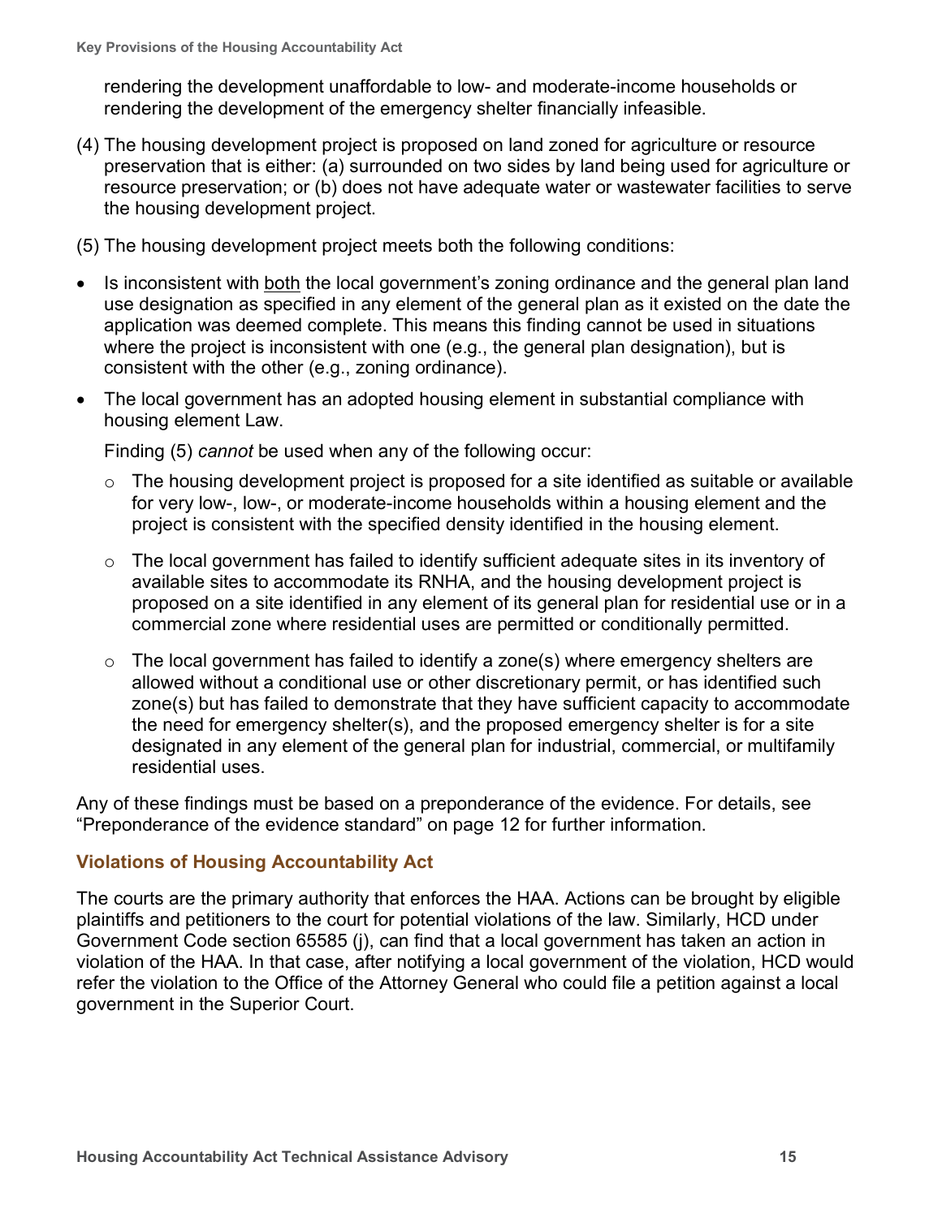rendering the development unaffordable to low- and moderate-income households or rendering the development of the emergency shelter financially infeasible.

(4) The housing development project is proposed on land zoned for agriculture or resource preservation that is either: (a) surrounded on two sides by land being used for agriculture or resource preservation; or (b) does not have adequate water or wastewater facilities to serve the housing development project.

(5) The housing development project meets both the following conditions:

- Is inconsistent with both the local government's zoning ordinance and the general plan land use designation as specified in any element of the general plan as it existed on the date the application was deemed complete. This means this finding cannot be used in situations where the project is inconsistent with one (e.g., the general plan designation), but is consistent with the other (e.g., zoning ordinance).
- The local government has an adopted housing element in substantial compliance with housing element Law.

  Finding (5) *cannot* be used when any of the following occur:

  - The housing development project is proposed for a site identified as suitable or available for very low-, low-, or moderate-income households within a housing element and the project is consistent with the specified density identified in the housing element.
  - The local government has failed to identify sufficient adequate sites in its inventory of available sites to accommodate its RNHA, and the housing development project is proposed on a site identified in any element of its general plan for residential use or in a commercial zone where residential uses are permitted or conditionally permitted.
  - The local government has failed to identify a zone(s) where emergency shelters are allowed without a conditional use or other discretionary permit, or has identified such zone(s) but has failed to demonstrate that they have sufficient capacity to accommodate the need for emergency shelter(s), and the proposed emergency shelter is for a site designated in any element of the general plan for industrial, commercial, or multifamily residential uses.

Any of these findings must be based on a preponderance of the evidence. For details, see "Preponderance of the evidence standard" on page 12 for further information.

### Violations of Housing Accountability Act

The courts are the primary authority that enforces the HAA. Actions can be brought by eligible plaintiffs and petitioners to the court for potential violations of the law. Similarly, HCD under Government Code section 65585 (j), can find that a local government has taken an action in violation of the HAA. In that case, after notifying a local government of the violation, HCD would refer the violation to the Office of the Attorney General who could file a petition against a local government in the Superior Court.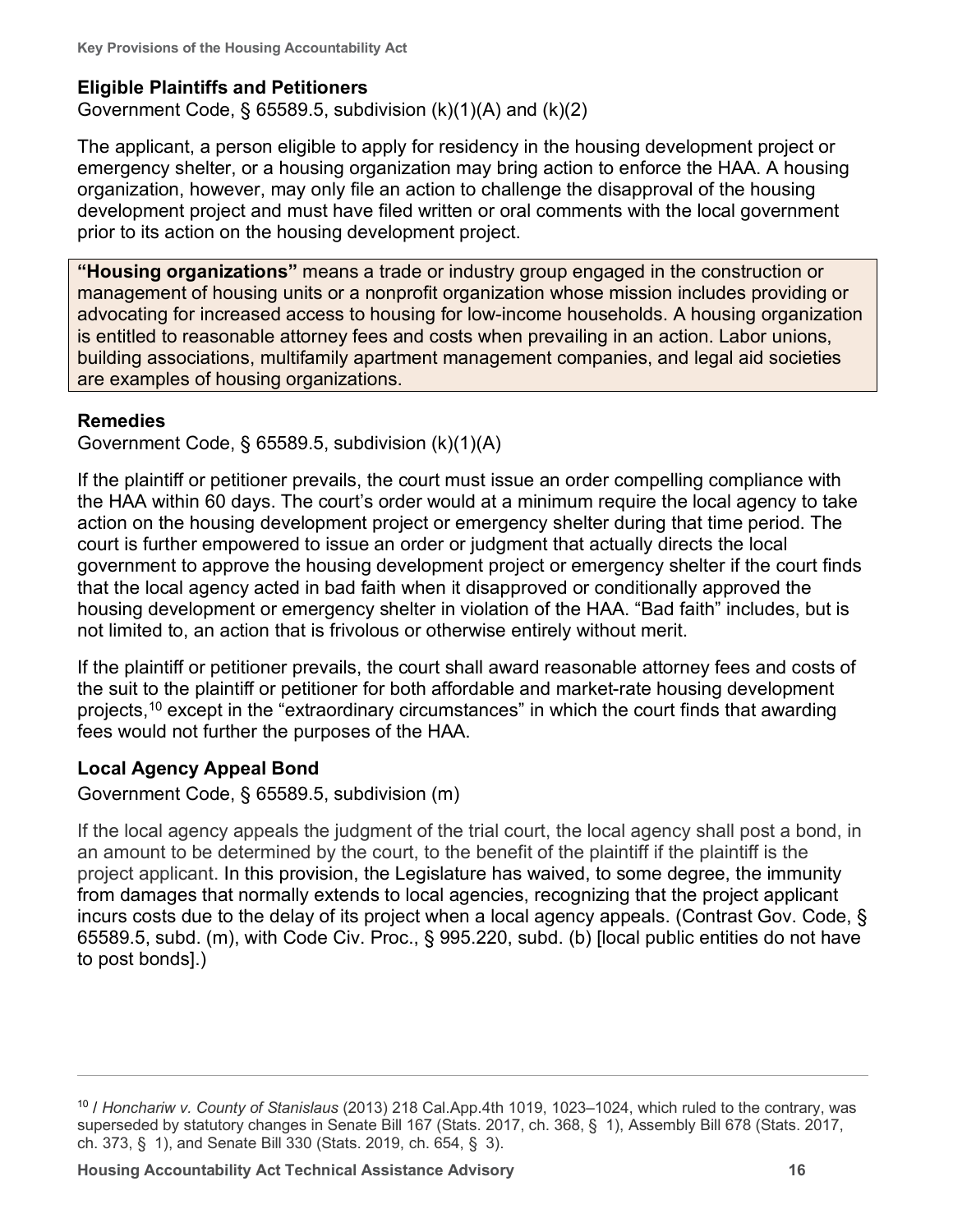### Eligible Plaintiffs and Petitioners

Government Code, § 65589.5, subdivision (k)(1)(A) and (k)(2)

The applicant, a person eligible to apply for residency in the housing development project or emergency shelter, or a housing organization may bring action to enforce the HAA. A housing organization, however, may only file an action to challenge the disapproval of the housing development project and must have filed written or oral comments with the local government prior to its action on the housing development project.

> **"Housing organizations"** means a trade or industry group engaged in the construction or management of housing units or a nonprofit organization whose mission includes providing or advocating for increased access to housing for low-income households. A housing organization is entitled to reasonable attorney fees and costs when prevailing in an action. Labor unions, building associations, multifamily apartment management companies, and legal aid societies are examples of housing organizations.

### Remedies

Government Code, § 65589.5, subdivision (k)(1)(A)

If the plaintiff or petitioner prevails, the court must issue an order compelling compliance with the HAA within 60 days. The court's order would at a minimum require the local agency to take action on the housing development project or emergency shelter during that time period. The court is further empowered to issue an order or judgment that actually directs the local government to approve the housing development project or emergency shelter if the court finds that the local agency acted in bad faith when it disapproved or conditionally approved the housing development or emergency shelter in violation of the HAA. "Bad faith" includes, but is not limited to, an action that is frivolous or otherwise entirely without merit.

If the plaintiff or petitioner prevails, the court shall award reasonable attorney fees and costs of the suit to the plaintiff or petitioner for both affordable and market-rate housing development projects,[10] except in the "extraordinary circumstances" in which the court finds that awarding fees would not further the purposes of the HAA.

### Local Agency Appeal Bond

Government Code, § 65589.5, subdivision (m)

If the local agency appeals the judgment of the trial court, the local agency shall post a bond, in an amount to be determined by the court, to the benefit of the plaintiff if the plaintiff is the project applicant. In this provision, the Legislature has waived, to some degree, the immunity from damages that normally extends to local agencies, recognizing that the project applicant incurs costs due to the delay of its project when a local agency appeals. (Contrast Gov. Code, § 65589.5, subd. (m), with Code Civ. Proc., § 995.220, subd. (b) [local public entities do not have to post bonds].)

---

[10] / *Honchariw v. County of Stanislaus* (2013) 218 Cal.App.4th 1019, 1023–1024, which ruled to the contrary, was superseded by statutory changes in Senate Bill 167 (Stats. 2017, ch. 368, § 1), Assembly Bill 678 (Stats. 2017, ch. 373, § 1), and Senate Bill 330 (Stats. 2019, ch. 654, § 3).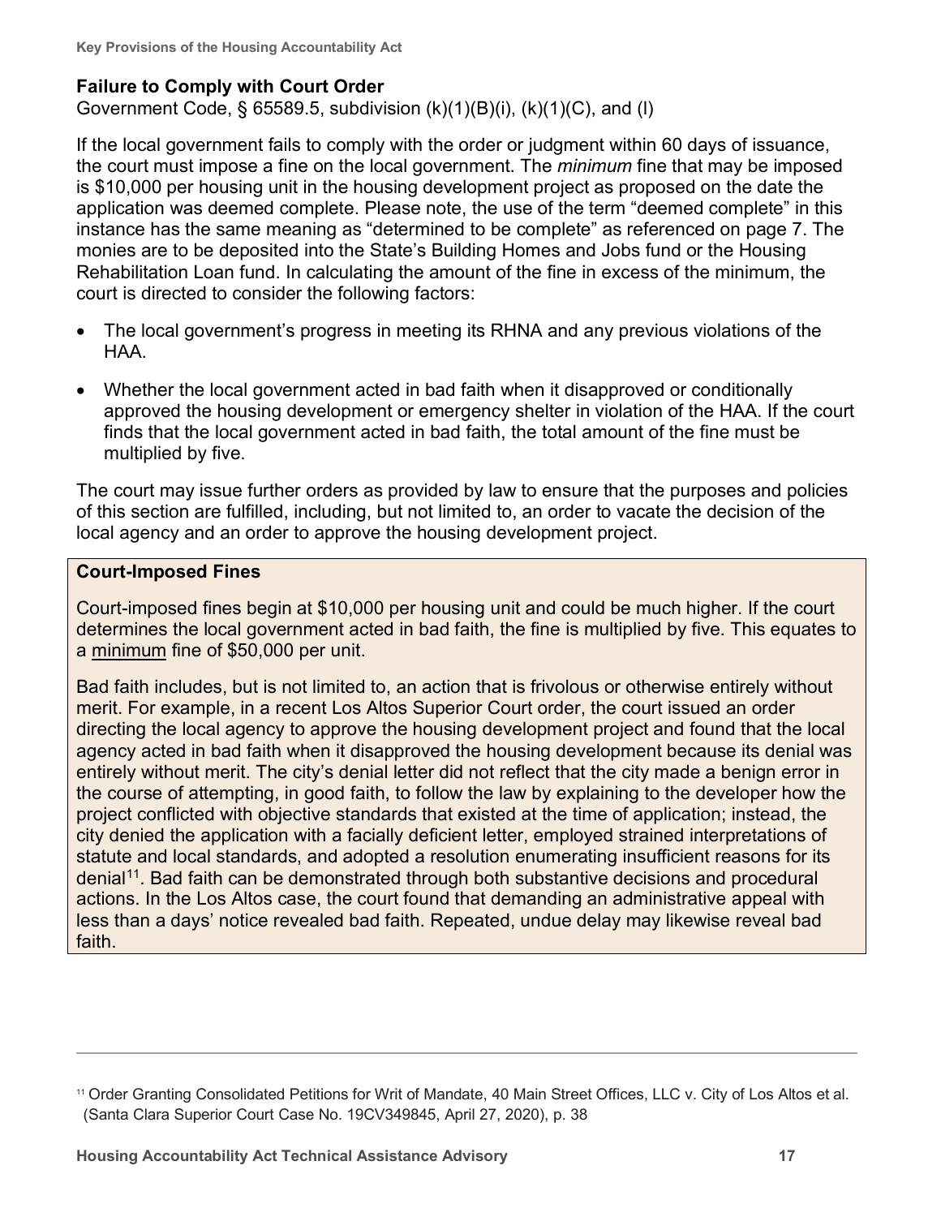### Failure to Comply with Court Order

Government Code, § 65589.5, subdivision (k)(1)(B)(i), (k)(1)(C), and (l)

If the local government fails to comply with the order or judgment within 60 days of issuance, the court must impose a fine on the local government. The *minimum* fine that may be imposed is $10,000 per housing unit in the housing development project as proposed on the date the application was deemed complete. Please note, the use of the term "deemed complete" in this instance has the same meaning as "determined to be complete" as referenced on page 7. The monies are to be deposited into the State's Building Homes and Jobs fund or the Housing Rehabilitation Loan fund. In calculating the amount of the fine in excess of the minimum, the court is directed to consider the following factors:

- The local government's progress in meeting its RHNA and any previous violations of the HAA.
- Whether the local government acted in bad faith when it disapproved or conditionally approved the housing development or emergency shelter in violation of the HAA. If the court finds that the local government acted in bad faith, the total amount of the fine must be multiplied by five.

The court may issue further orders as provided by law to ensure that the purposes and policies of this section are fulfilled, including, but not limited to, an order to vacate the decision of the local agency and an order to approve the housing development project.

**Court-Imposed Fines**

Court-imposed fines begin at $10,000 per housing unit and could be much higher. If the court determines the local government acted in bad faith, the fine is multiplied by five. This equates to a minimum fine of $50,000 per unit.

Bad faith includes, but is not limited to, an action that is frivolous or otherwise entirely without merit. For example, in a recent Los Altos Superior Court order, the court issued an order directing the local agency to approve the housing development project and found that the local agency acted in bad faith when it disapproved the housing development because its denial was entirely without merit. The city's denial letter did not reflect that the city made a benign error in the course of attempting, in good faith, to follow the law by explaining to the developer how the project conflicted with objective standards that existed at the time of application; instead, the city denied the application with a facially deficient letter, employed strained interpretations of statute and local standards, and adopted a resolution enumerating insufficient reasons for its denial[11]. Bad faith can be demonstrated through both substantive decisions and procedural actions. In the Los Altos case, the court found that demanding an administrative appeal with less than a days' notice revealed bad faith. Repeated, undue delay may likewise reveal bad faith.

---

[11] Order Granting Consolidated Petitions for Writ of Mandate, 40 Main Street Offices, LLC v. City of Los Altos et al. (Santa Clara Superior Court Case No. 19CV349845, April 27, 2020), p. 38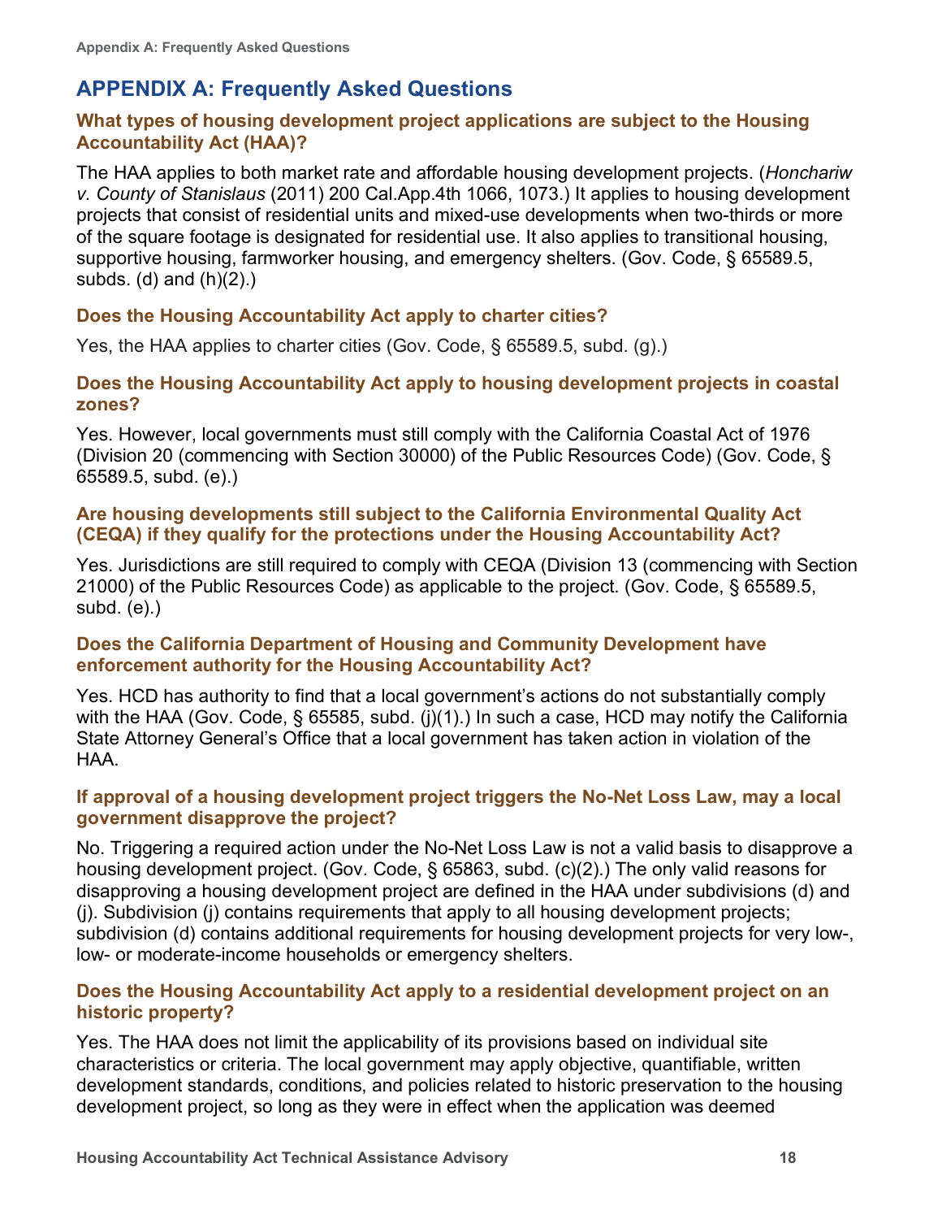# APPENDIX A: Frequently Asked Questions

### What types of housing development project applications are subject to the Housing Accountability Act (HAA)?

The HAA applies to both market rate and affordable housing development projects. (*Honchariw v. County of Stanislaus* (2011) 200 Cal.App.4th 1066, 1073.) It applies to housing development projects that consist of residential units and mixed-use developments when two-thirds or more of the square footage is designated for residential use. It also applies to transitional housing, supportive housing, farmworker housing, and emergency shelters. (Gov. Code, § 65589.5, subds. (d) and (h)(2).)

### Does the Housing Accountability Act apply to charter cities?

Yes, the HAA applies to charter cities (Gov. Code, § 65589.5, subd. (g).)

### Does the Housing Accountability Act apply to housing development projects in coastal zones?

Yes. However, local governments must still comply with the California Coastal Act of 1976 (Division 20 (commencing with Section 30000) of the Public Resources Code) (Gov. Code, § 65589.5, subd. (e).)

### Are housing developments still subject to the California Environmental Quality Act (CEQA) if they qualify for the protections under the Housing Accountability Act?

Yes. Jurisdictions are still required to comply with CEQA (Division 13 (commencing with Section 21000) of the Public Resources Code) as applicable to the project. (Gov. Code, § 65589.5, subd. (e).)

### Does the California Department of Housing and Community Development have enforcement authority for the Housing Accountability Act?

Yes. HCD has authority to find that a local government's actions do not substantially comply with the HAA (Gov. Code, § 65585, subd. (j)(1).) In such a case, HCD may notify the California State Attorney General's Office that a local government has taken action in violation of the HAA.

### If approval of a housing development project triggers the No-Net Loss Law, may a local government disapprove the project?

No. Triggering a required action under the No-Net Loss Law is not a valid basis to disapprove a housing development project. (Gov. Code, § 65863, subd. (c)(2).) The only valid reasons for disapproving a housing development project are defined in the HAA under subdivisions (d) and (j). Subdivision (j) contains requirements that apply to all housing development projects; subdivision (d) contains additional requirements for housing development projects for very low-, low- or moderate-income households or emergency shelters.

### Does the Housing Accountability Act apply to a residential development project on an historic property?

Yes. The HAA does not limit the applicability of its provisions based on individual site characteristics or criteria. The local government may apply objective, quantifiable, written development standards, conditions, and policies related to historic preservation to the housing development project, so long as they were in effect when the application was deemed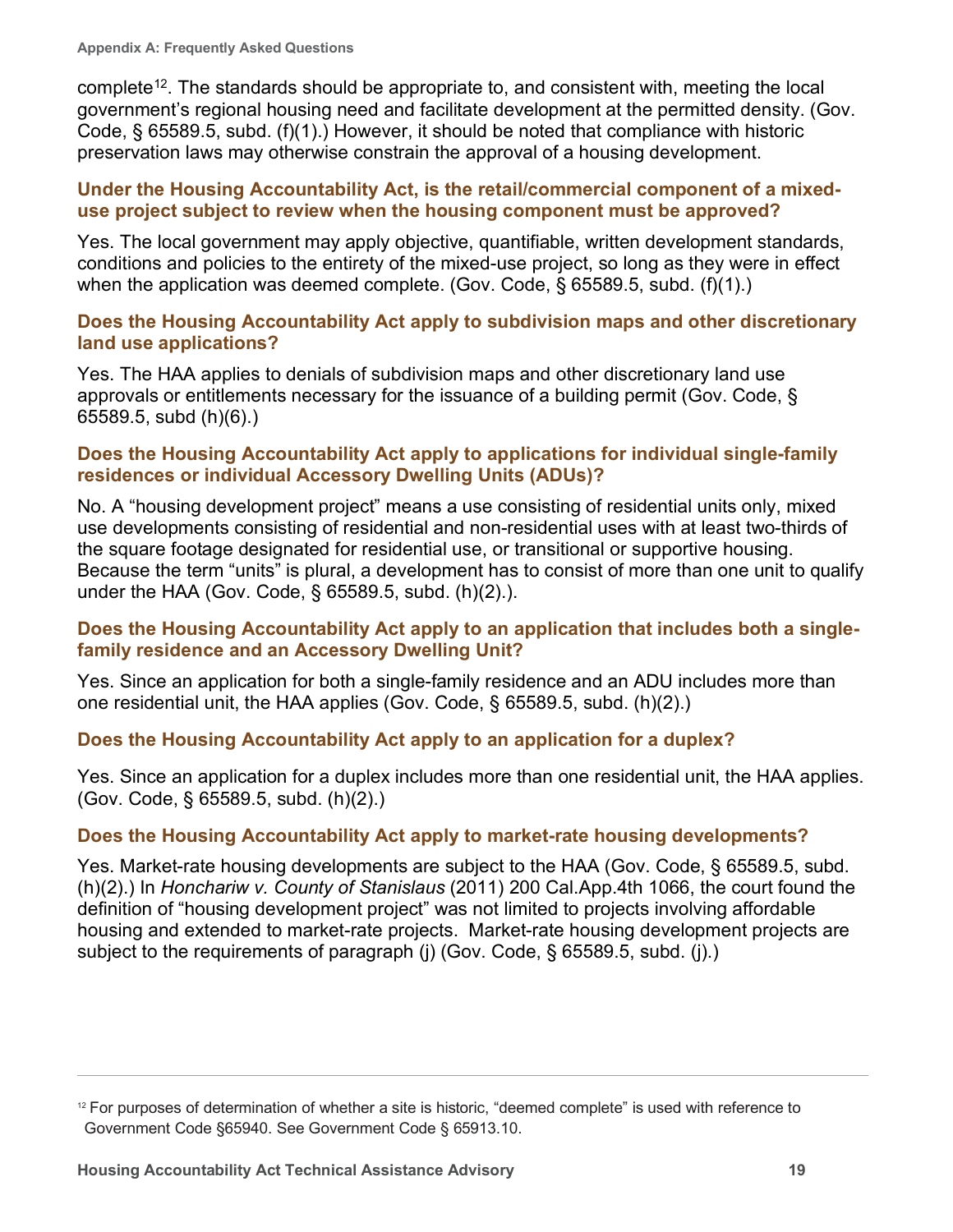complete[12]. The standards should be appropriate to, and consistent with, meeting the local government's regional housing need and facilitate development at the permitted density. (Gov. Code, § 65589.5, subd. (f)(1).) However, it should be noted that compliance with historic preservation laws may otherwise constrain the approval of a housing development.

### Under the Housing Accountability Act, is the retail/commercial component of a mixed-use project subject to review when the housing component must be approved?

Yes. The local government may apply objective, quantifiable, written development standards, conditions and policies to the entirety of the mixed-use project, so long as they were in effect when the application was deemed complete. (Gov. Code, § 65589.5, subd. (f)(1).)

### Does the Housing Accountability Act apply to subdivision maps and other discretionary land use applications?

Yes. The HAA applies to denials of subdivision maps and other discretionary land use approvals or entitlements necessary for the issuance of a building permit (Gov. Code, § 65589.5, subd (h)(6).)

### Does the Housing Accountability Act apply to applications for individual single-family residences or individual Accessory Dwelling Units (ADUs)?

No. A "housing development project" means a use consisting of residential units only, mixed use developments consisting of residential and non-residential uses with at least two-thirds of the square footage designated for residential use, or transitional or supportive housing. Because the term "units" is plural, a development has to consist of more than one unit to qualify under the HAA (Gov. Code, § 65589.5, subd. (h)(2).).

### Does the Housing Accountability Act apply to an application that includes both a single-family residence and an Accessory Dwelling Unit?

Yes. Since an application for both a single-family residence and an ADU includes more than one residential unit, the HAA applies (Gov. Code, § 65589.5, subd. (h)(2).)

### Does the Housing Accountability Act apply to an application for a duplex?

Yes. Since an application for a duplex includes more than one residential unit, the HAA applies. (Gov. Code, § 65589.5, subd. (h)(2).)

### Does the Housing Accountability Act apply to market-rate housing developments?

Yes. Market-rate housing developments are subject to the HAA (Gov. Code, § 65589.5, subd. (h)(2).) In *Honchariw v. County of Stanislaus* (2011) 200 Cal.App.4th 1066, the court found the definition of "housing development project" was not limited to projects involving affordable housing and extended to market-rate projects. Market-rate housing development projects are subject to the requirements of paragraph (j) (Gov. Code, § 65589.5, subd. (j).)

---

[12] For purposes of determination of whether a site is historic, "deemed complete" is used with reference to Government Code §65940. See Government Code § 65913.10.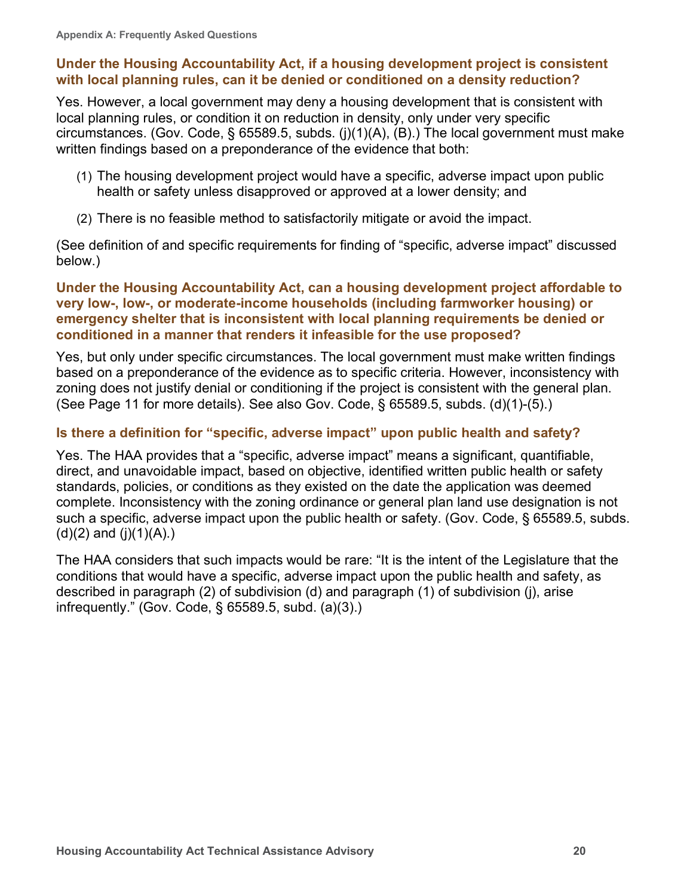### Under the Housing Accountability Act, if a housing development project is consistent with local planning rules, can it be denied or conditioned on a density reduction?

Yes. However, a local government may deny a housing development that is consistent with local planning rules, or condition it on reduction in density, only under very specific circumstances. (Gov. Code, § 65589.5, subds. (j)(1)(A), (B).) The local government must make written findings based on a preponderance of the evidence that both:

(1) The housing development project would have a specific, adverse impact upon public health or safety unless disapproved or approved at a lower density; and

(2) There is no feasible method to satisfactorily mitigate or avoid the impact.

(See definition of and specific requirements for finding of "specific, adverse impact" discussed below.)

### Under the Housing Accountability Act, can a housing development project affordable to very low-, low-, or moderate-income households (including farmworker housing) or emergency shelter that is inconsistent with local planning requirements be denied or conditioned in a manner that renders it infeasible for the use proposed?

Yes, but only under specific circumstances. The local government must make written findings based on a preponderance of the evidence as to specific criteria. However, inconsistency with zoning does not justify denial or conditioning if the project is consistent with the general plan. (See Page 11 for more details). See also Gov. Code, § 65589.5, subds. (d)(1)-(5).)

### Is there a definition for "specific, adverse impact" upon public health and safety?

Yes. The HAA provides that a "specific, adverse impact" means a significant, quantifiable, direct, and unavoidable impact, based on objective, identified written public health or safety standards, policies, or conditions as they existed on the date the application was deemed complete. Inconsistency with the zoning ordinance or general plan land use designation is not such a specific, adverse impact upon the public health or safety. (Gov. Code, § 65589.5, subds. (d)(2) and (j)(1)(A).)

The HAA considers that such impacts would be rare: "It is the intent of the Legislature that the conditions that would have a specific, adverse impact upon the public health and safety, as described in paragraph (2) of subdivision (d) and paragraph (1) of subdivision (j), arise infrequently." (Gov. Code, § 65589.5, subd. (a)(3).)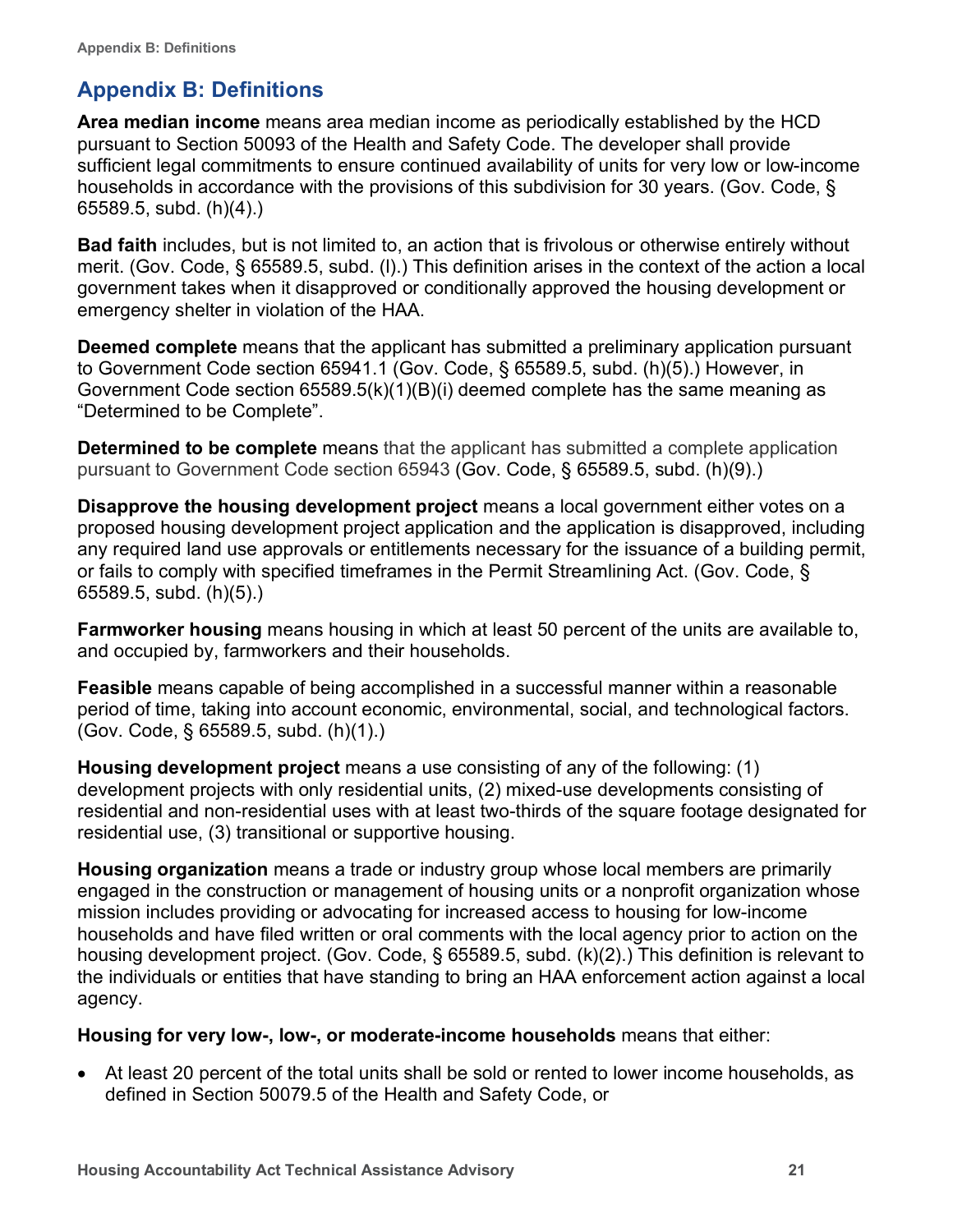# Appendix B: Definitions

**Area median income** means area median income as periodically established by the HCD pursuant to Section 50093 of the Health and Safety Code. The developer shall provide sufficient legal commitments to ensure continued availability of units for very low or low-income households in accordance with the provisions of this subdivision for 30 years. (Gov. Code, § 65589.5, subd. (h)(4).)

**Bad faith** includes, but is not limited to, an action that is frivolous or otherwise entirely without merit. (Gov. Code, § 65589.5, subd. (l).) This definition arises in the context of the action a local government takes when it disapproved or conditionally approved the housing development or emergency shelter in violation of the HAA.

**Deemed complete** means that the applicant has submitted a preliminary application pursuant to Government Code section 65941.1 (Gov. Code, § 65589.5, subd. (h)(5).) However, in Government Code section 65589.5(k)(1)(B)(i) deemed complete has the same meaning as "Determined to be Complete".

**Determined to be complete** means that the applicant has submitted a complete application pursuant to Government Code section 65943 (Gov. Code, § 65589.5, subd. (h)(9).)

**Disapprove the housing development project** means a local government either votes on a proposed housing development project application and the application is disapproved, including any required land use approvals or entitlements necessary for the issuance of a building permit, or fails to comply with specified timeframes in the Permit Streamlining Act. (Gov. Code, § 65589.5, subd. (h)(5).)

**Farmworker housing** means housing in which at least 50 percent of the units are available to, and occupied by, farmworkers and their households.

**Feasible** means capable of being accomplished in a successful manner within a reasonable period of time, taking into account economic, environmental, social, and technological factors. (Gov. Code, § 65589.5, subd. (h)(1).)

**Housing development project** means a use consisting of any of the following: (1) development projects with only residential units, (2) mixed-use developments consisting of residential and non-residential uses with at least two-thirds of the square footage designated for residential use, (3) transitional or supportive housing.

**Housing organization** means a trade or industry group whose local members are primarily engaged in the construction or management of housing units or a nonprofit organization whose mission includes providing or advocating for increased access to housing for low-income households and have filed written or oral comments with the local agency prior to action on the housing development project. (Gov. Code, § 65589.5, subd. (k)(2).) This definition is relevant to the individuals or entities that have standing to bring an HAA enforcement action against a local agency.

**Housing for very low-, low-, or moderate-income households** means that either:

- At least 20 percent of the total units shall be sold or rented to lower income households, as defined in Section 50079.5 of the Health and Safety Code, or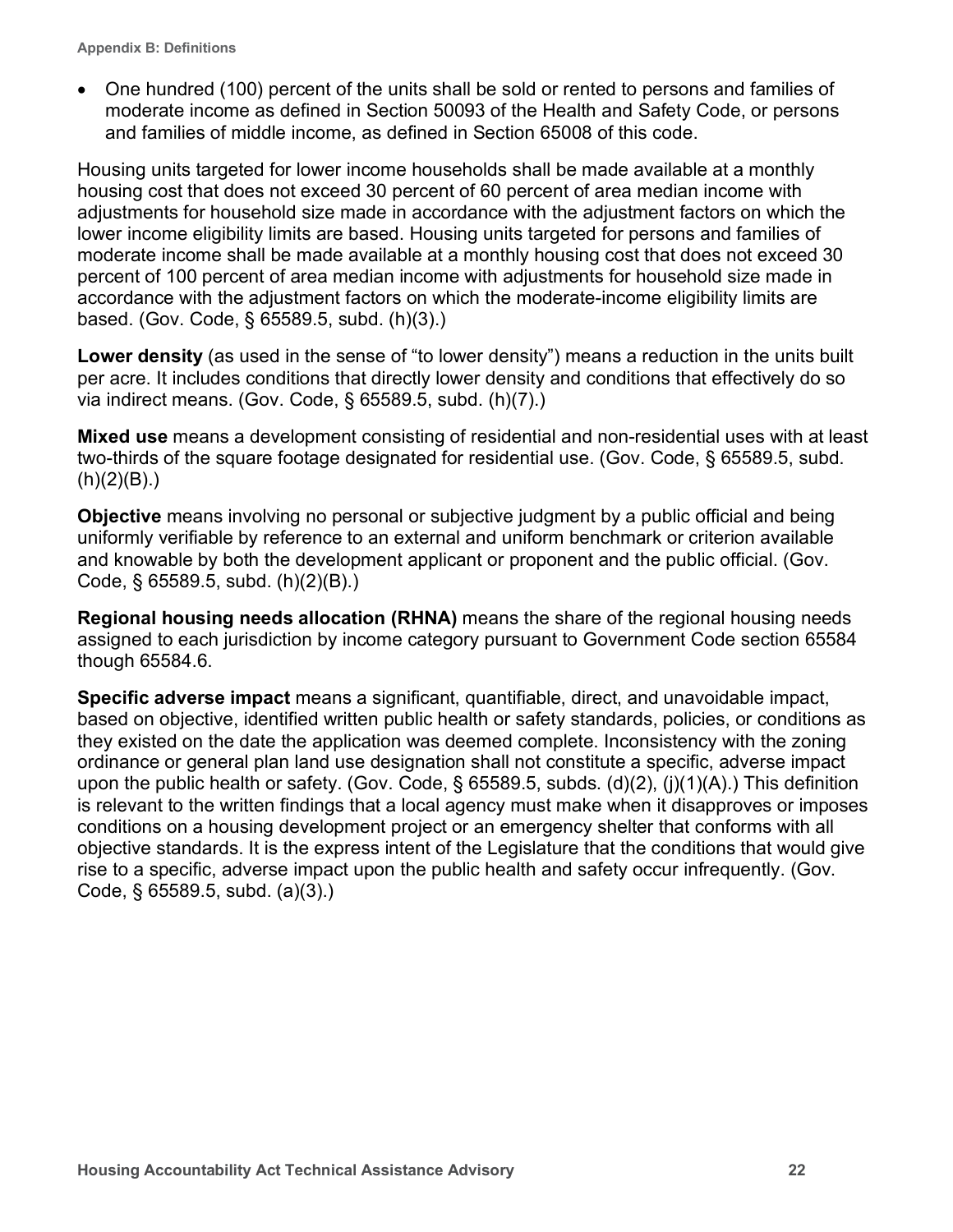- One hundred (100) percent of the units shall be sold or rented to persons and families of moderate income as defined in Section 50093 of the Health and Safety Code, or persons and families of middle income, as defined in Section 65008 of this code.

Housing units targeted for lower income households shall be made available at a monthly housing cost that does not exceed 30 percent of 60 percent of area median income with adjustments for household size made in accordance with the adjustment factors on which the lower income eligibility limits are based. Housing units targeted for persons and families of moderate income shall be made available at a monthly housing cost that does not exceed 30 percent of 100 percent of area median income with adjustments for household size made in accordance with the adjustment factors on which the moderate-income eligibility limits are based. (Gov. Code, § 65589.5, subd. (h)(3).)

**Lower density** (as used in the sense of "to lower density") means a reduction in the units built per acre. It includes conditions that directly lower density and conditions that effectively do so via indirect means. (Gov. Code, § 65589.5, subd. (h)(7).)

**Mixed use** means a development consisting of residential and non-residential uses with at least two-thirds of the square footage designated for residential use. (Gov. Code, § 65589.5, subd. (h)(2)(B).)

**Objective** means involving no personal or subjective judgment by a public official and being uniformly verifiable by reference to an external and uniform benchmark or criterion available and knowable by both the development applicant or proponent and the public official. (Gov. Code, § 65589.5, subd. (h)(2)(B).)

**Regional housing needs allocation (RHNA)** means the share of the regional housing needs assigned to each jurisdiction by income category pursuant to Government Code section 65584 though 65584.6.

**Specific adverse impact** means a significant, quantifiable, direct, and unavoidable impact, based on objective, identified written public health or safety standards, policies, or conditions as they existed on the date the application was deemed complete. Inconsistency with the zoning ordinance or general plan land use designation shall not constitute a specific, adverse impact upon the public health or safety. (Gov. Code, § 65589.5, subds. (d)(2), (j)(1)(A).) This definition is relevant to the written findings that a local agency must make when it disapproves or imposes conditions on a housing development project or an emergency shelter that conforms with all objective standards. It is the express intent of the Legislature that the conditions that would give rise to a specific, adverse impact upon the public health and safety occur infrequently. (Gov. Code, § 65589.5, subd. (a)(3).)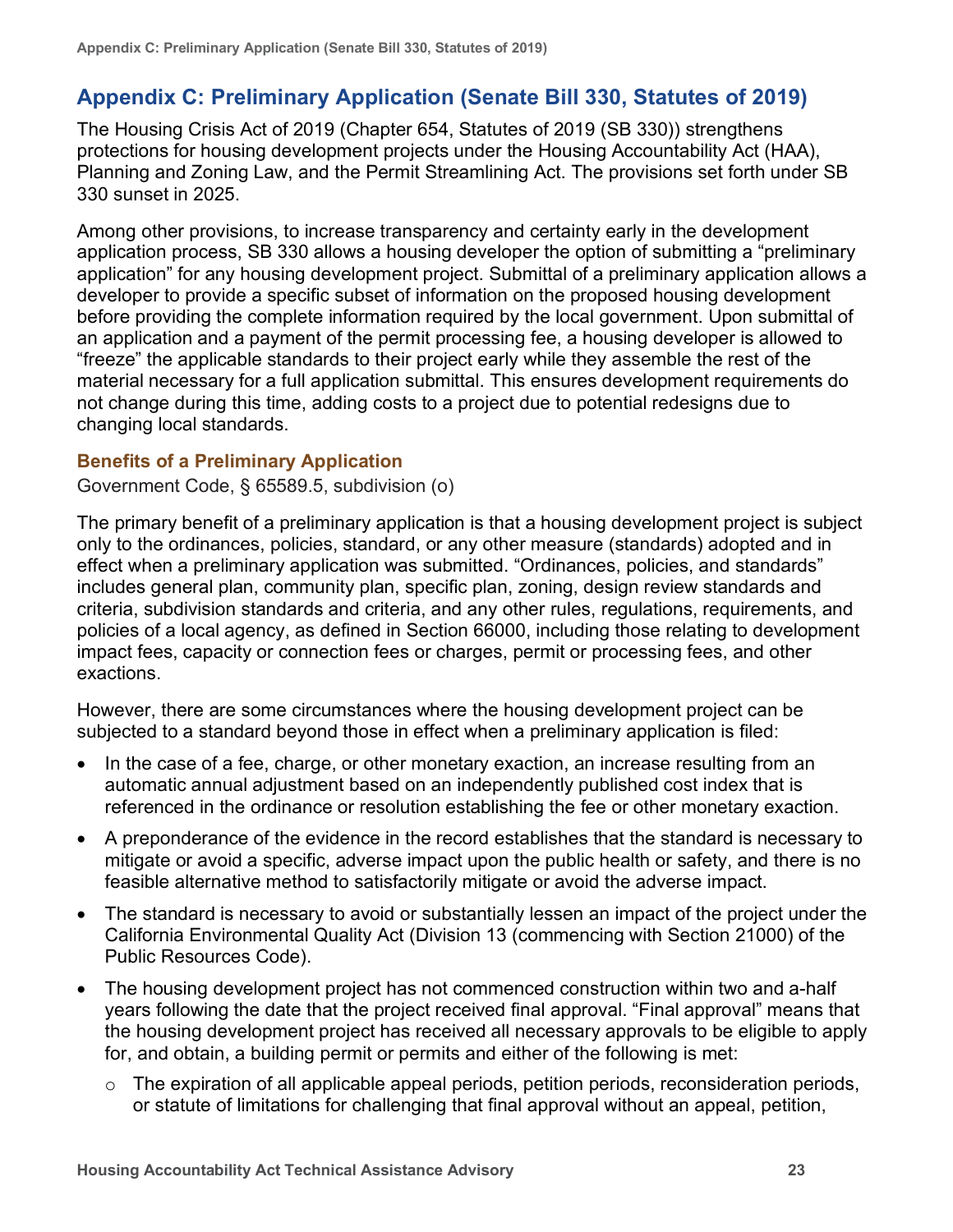## Appendix C: Preliminary Application (Senate Bill 330, Statutes of 2019)

The Housing Crisis Act of 2019 (Chapter 654, Statutes of 2019 (SB 330)) strengthens protections for housing development projects under the Housing Accountability Act (HAA), Planning and Zoning Law, and the Permit Streamlining Act. The provisions set forth under SB 330 sunset in 2025.

Among other provisions, to increase transparency and certainty early in the development application process, SB 330 allows a housing developer the option of submitting a "preliminary application" for any housing development project. Submittal of a preliminary application allows a developer to provide a specific subset of information on the proposed housing development before providing the complete information required by the local government. Upon submittal of an application and a payment of the permit processing fee, a housing developer is allowed to "freeze" the applicable standards to their project early while they assemble the rest of the material necessary for a full application submittal. This ensures development requirements do not change during this time, adding costs to a project due to potential redesigns due to changing local standards.

### Benefits of a Preliminary Application

Government Code, § 65589.5, subdivision (o)

The primary benefit of a preliminary application is that a housing development project is subject only to the ordinances, policies, standard, or any other measure (standards) adopted and in effect when a preliminary application was submitted. "Ordinances, policies, and standards" includes general plan, community plan, specific plan, zoning, design review standards and criteria, subdivision standards and criteria, and any other rules, regulations, requirements, and policies of a local agency, as defined in Section 66000, including those relating to development impact fees, capacity or connection fees or charges, permit or processing fees, and other exactions.

However, there are some circumstances where the housing development project can be subjected to a standard beyond those in effect when a preliminary application is filed:

- In the case of a fee, charge, or other monetary exaction, an increase resulting from an automatic annual adjustment based on an independently published cost index that is referenced in the ordinance or resolution establishing the fee or other monetary exaction.
- A preponderance of the evidence in the record establishes that the standard is necessary to mitigate or avoid a specific, adverse impact upon the public health or safety, and there is no feasible alternative method to satisfactorily mitigate or avoid the adverse impact.
- The standard is necessary to avoid or substantially lessen an impact of the project under the California Environmental Quality Act (Division 13 (commencing with Section 21000) of the Public Resources Code).
- The housing development project has not commenced construction within two and a-half years following the date that the project received final approval. "Final approval" means that the housing development project has received all necessary approvals to be eligible to apply for, and obtain, a building permit or permits and either of the following is met:
  - The expiration of all applicable appeal periods, petition periods, reconsideration periods, or statute of limitations for challenging that final approval without an appeal, petition,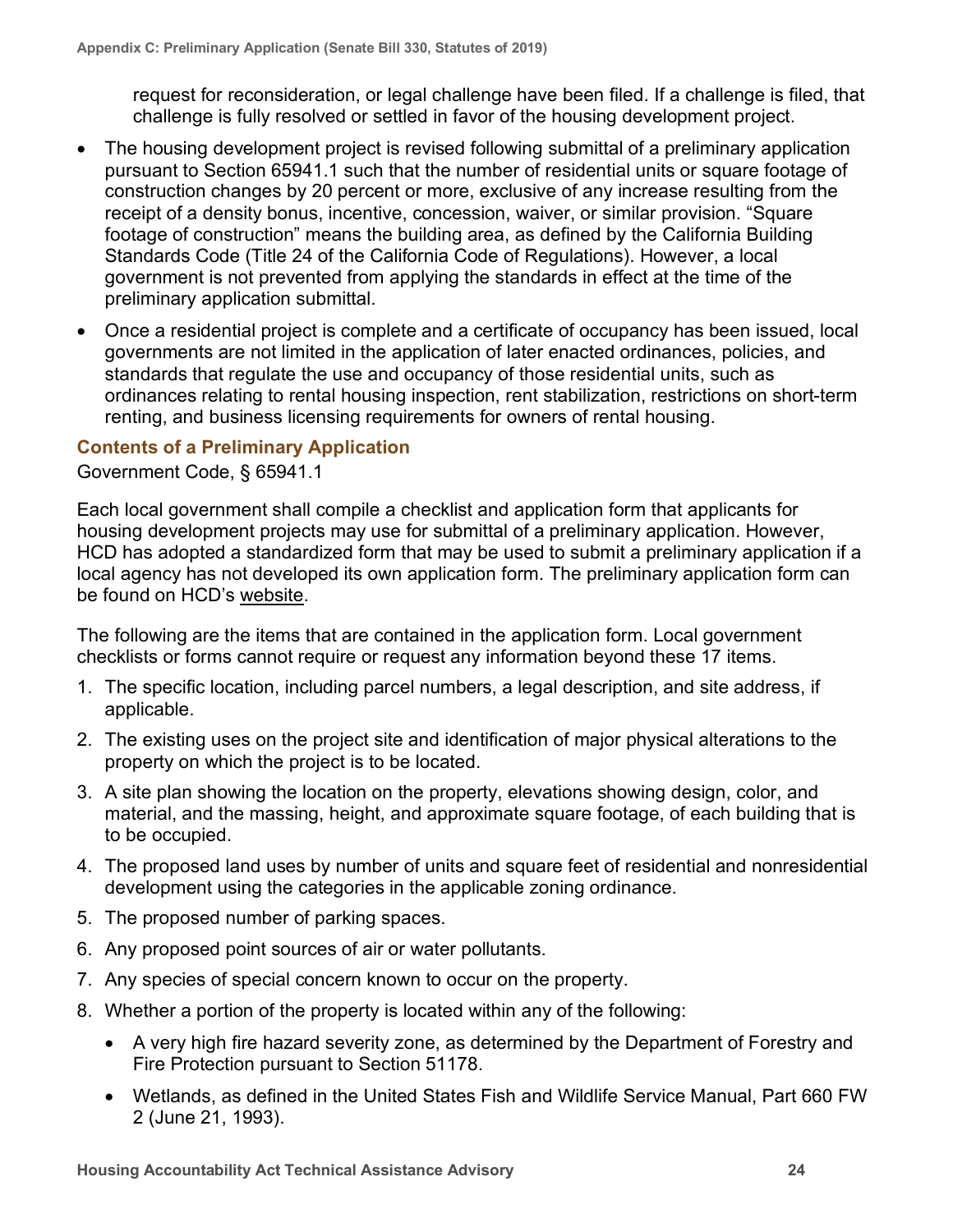request for reconsideration, or legal challenge have been filed. If a challenge is filed, that challenge is fully resolved or settled in favor of the housing development project.

- The housing development project is revised following submittal of a preliminary application pursuant to Section 65941.1 such that the number of residential units or square footage of construction changes by 20 percent or more, exclusive of any increase resulting from the receipt of a density bonus, incentive, concession, waiver, or similar provision. "Square footage of construction" means the building area, as defined by the California Building Standards Code (Title 24 of the California Code of Regulations). However, a local government is not prevented from applying the standards in effect at the time of the preliminary application submittal.
- Once a residential project is complete and a certificate of occupancy has been issued, local governments are not limited in the application of later enacted ordinances, policies, and standards that regulate the use and occupancy of those residential units, such as ordinances relating to rental housing inspection, rent stabilization, restrictions on short-term renting, and business licensing requirements for owners of rental housing.

### Contents of a Preliminary Application

Government Code, § 65941.1

Each local government shall compile a checklist and application form that applicants for housing development projects may use for submittal of a preliminary application. However, HCD has adopted a standardized form that may be used to submit a preliminary application if a local agency has not developed its own application form. The preliminary application form can be found on HCD's website.

The following are the items that are contained in the application form. Local government checklists or forms cannot require or request any information beyond these 17 items.

1. The specific location, including parcel numbers, a legal description, and site address, if applicable.
2. The existing uses on the project site and identification of major physical alterations to the property on which the project is to be located.
3. A site plan showing the location on the property, elevations showing design, color, and material, and the massing, height, and approximate square footage, of each building that is to be occupied.
4. The proposed land uses by number of units and square feet of residential and nonresidential development using the categories in the applicable zoning ordinance.
5. The proposed number of parking spaces.
6. Any proposed point sources of air or water pollutants.
7. Any species of special concern known to occur on the property.
8. Whether a portion of the property is located within any of the following:
   - A very high fire hazard severity zone, as determined by the Department of Forestry and Fire Protection pursuant to Section 51178.
   - Wetlands, as defined in the United States Fish and Wildlife Service Manual, Part 660 FW 2 (June 21, 1993).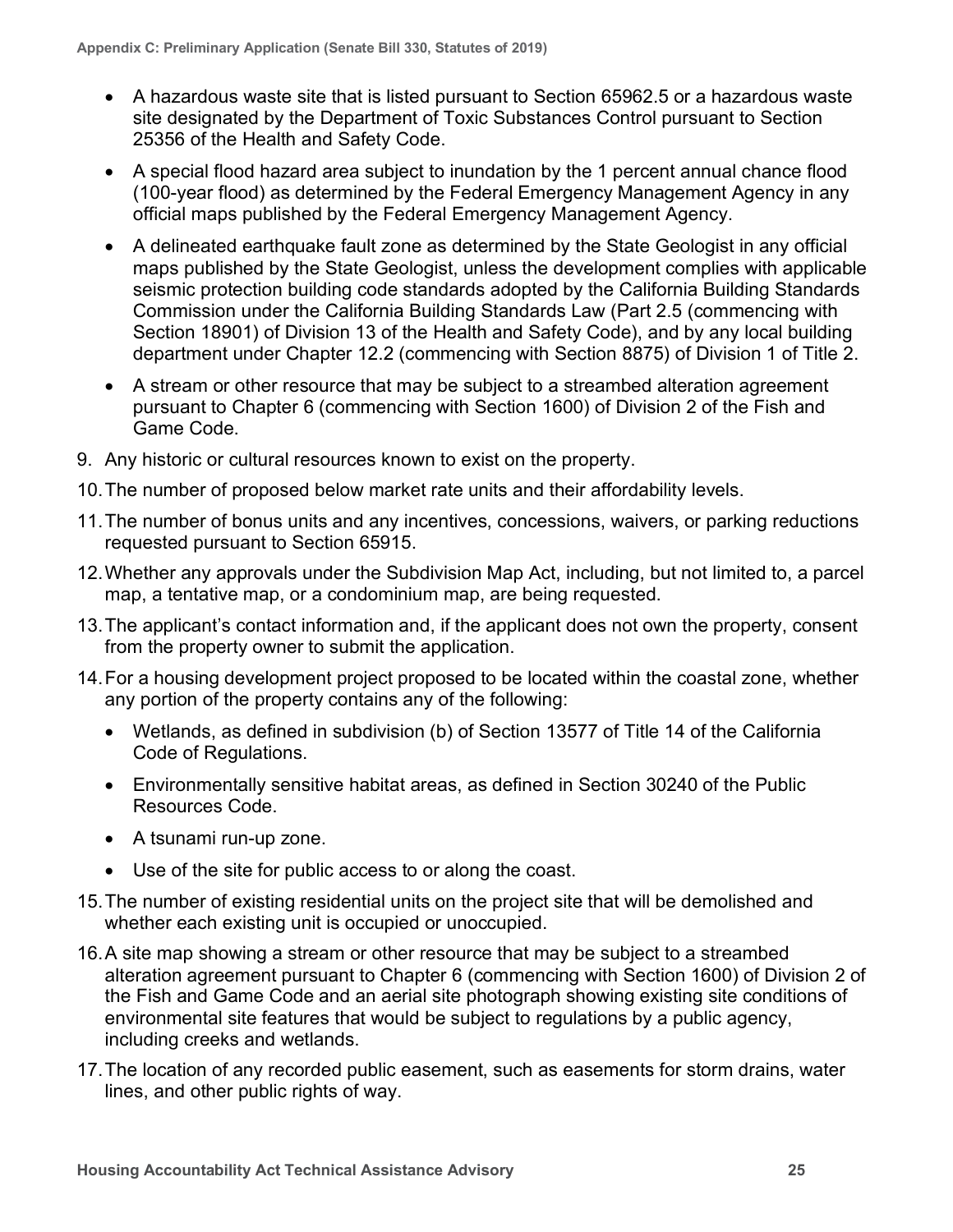- A hazardous waste site that is listed pursuant to Section 65962.5 or a hazardous waste site designated by the Department of Toxic Substances Control pursuant to Section 25356 of the Health and Safety Code.
- A special flood hazard area subject to inundation by the 1 percent annual chance flood (100-year flood) as determined by the Federal Emergency Management Agency in any official maps published by the Federal Emergency Management Agency.
- A delineated earthquake fault zone as determined by the State Geologist in any official maps published by the State Geologist, unless the development complies with applicable seismic protection building code standards adopted by the California Building Standards Commission under the California Building Standards Law (Part 2.5 (commencing with Section 18901) of Division 13 of the Health and Safety Code), and by any local building department under Chapter 12.2 (commencing with Section 8875) of Division 1 of Title 2.
- A stream or other resource that may be subject to a streambed alteration agreement pursuant to Chapter 6 (commencing with Section 1600) of Division 2 of the Fish and Game Code.

9. Any historic or cultural resources known to exist on the property.
10. The number of proposed below market rate units and their affordability levels.
11. The number of bonus units and any incentives, concessions, waivers, or parking reductions requested pursuant to Section 65915.
12. Whether any approvals under the Subdivision Map Act, including, but not limited to, a parcel map, a tentative map, or a condominium map, are being requested.
13. The applicant's contact information and, if the applicant does not own the property, consent from the property owner to submit the application.
14. For a housing development project proposed to be located within the coastal zone, whether any portion of the property contains any of the following:
    - Wetlands, as defined in subdivision (b) of Section 13577 of Title 14 of the California Code of Regulations.
    - Environmentally sensitive habitat areas, as defined in Section 30240 of the Public Resources Code.
    - A tsunami run-up zone.
    - Use of the site for public access to or along the coast.
15. The number of existing residential units on the project site that will be demolished and whether each existing unit is occupied or unoccupied.
16. A site map showing a stream or other resource that may be subject to a streambed alteration agreement pursuant to Chapter 6 (commencing with Section 1600) of Division 2 of the Fish and Game Code and an aerial site photograph showing existing site conditions of environmental site features that would be subject to regulations by a public agency, including creeks and wetlands.
17. The location of any recorded public easement, such as easements for storm drains, water lines, and other public rights of way.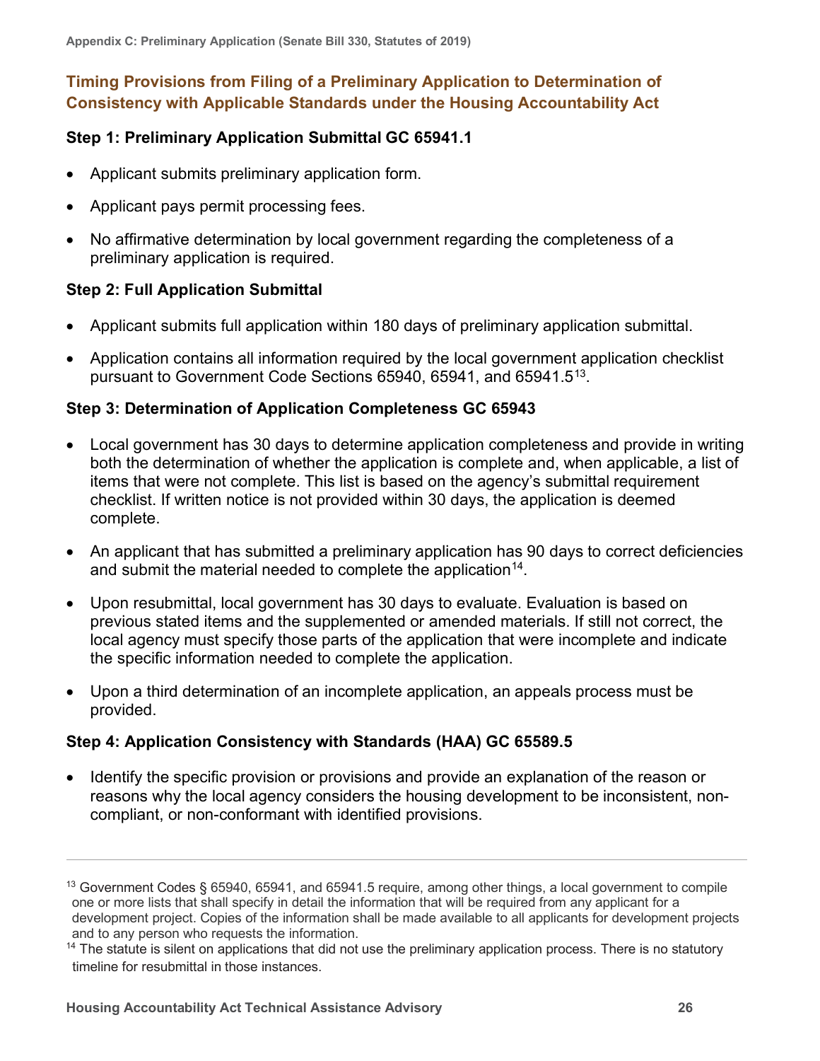## Timing Provisions from Filing of a Preliminary Application to Determination of Consistency with Applicable Standards under the Housing Accountability Act

### Step 1: Preliminary Application Submittal GC 65941.1

- Applicant submits preliminary application form.
- Applicant pays permit processing fees.
- No affirmative determination by local government regarding the completeness of a preliminary application is required.

### Step 2: Full Application Submittal

- Applicant submits full application within 180 days of preliminary application submittal.
- Application contains all information required by the local government application checklist pursuant to Government Code Sections 65940, 65941, and 65941.5[13].

### Step 3: Determination of Application Completeness GC 65943

- Local government has 30 days to determine application completeness and provide in writing both the determination of whether the application is complete and, when applicable, a list of items that were not complete. This list is based on the agency's submittal requirement checklist. If written notice is not provided within 30 days, the application is deemed complete.
- An applicant that has submitted a preliminary application has 90 days to correct deficiencies and submit the material needed to complete the application[14].
- Upon resubmittal, local government has 30 days to evaluate. Evaluation is based on previous stated items and the supplemented or amended materials. If still not correct, the local agency must specify those parts of the application that were incomplete and indicate the specific information needed to complete the application.
- Upon a third determination of an incomplete application, an appeals process must be provided.

### Step 4: Application Consistency with Standards (HAA) GC 65589.5

- Identify the specific provision or provisions and provide an explanation of the reason or reasons why the local agency considers the housing development to be inconsistent, non-compliant, or non-conformant with identified provisions.

---

[13] Government Codes § 65940, 65941, and 65941.5 require, among other things, a local government to compile one or more lists that shall specify in detail the information that will be required from any applicant for a development project. Copies of the information shall be made available to all applicants for development projects and to any person who requests the information.

[14] The statute is silent on applications that did not use the preliminary application process. There is no statutory timeline for resubmittal in those instances.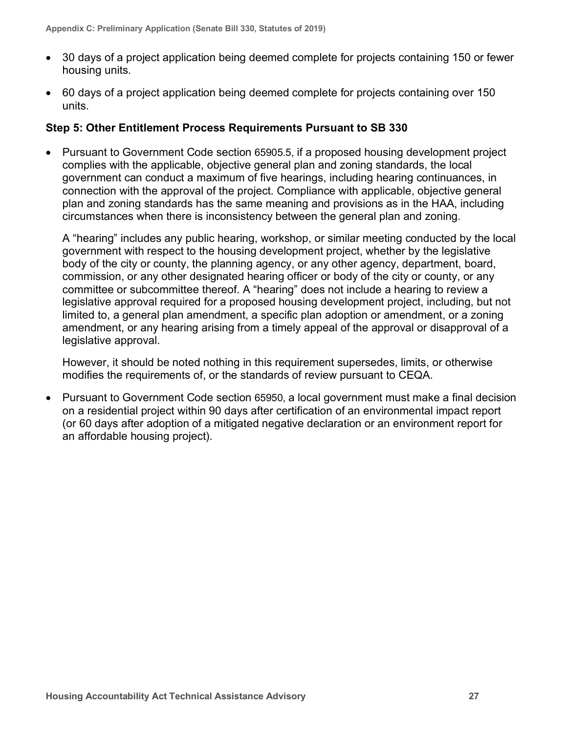- 30 days of a project application being deemed complete for projects containing 150 or fewer housing units.
- 60 days of a project application being deemed complete for projects containing over 150 units.

### Step 5: Other Entitlement Process Requirements Pursuant to SB 330

- Pursuant to Government Code section 65905.5, if a proposed housing development project complies with the applicable, objective general plan and zoning standards, the local government can conduct a maximum of five hearings, including hearing continuances, in connection with the approval of the project. Compliance with applicable, objective general plan and zoning standards has the same meaning and provisions as in the HAA, including circumstances when there is inconsistency between the general plan and zoning.

  A "hearing" includes any public hearing, workshop, or similar meeting conducted by the local government with respect to the housing development project, whether by the legislative body of the city or county, the planning agency, or any other agency, department, board, commission, or any other designated hearing officer or body of the city or county, or any committee or subcommittee thereof. A "hearing" does not include a hearing to review a legislative approval required for a proposed housing development project, including, but not limited to, a general plan amendment, a specific plan adoption or amendment, or a zoning amendment, or any hearing arising from a timely appeal of the approval or disapproval of a legislative approval.

  However, it should be noted nothing in this requirement supersedes, limits, or otherwise modifies the requirements of, or the standards of review pursuant to CEQA.

- Pursuant to Government Code section 65950, a local government must make a final decision on a residential project within 90 days after certification of an environmental impact report (or 60 days after adoption of a mitigated negative declaration or an environment report for an affordable housing project).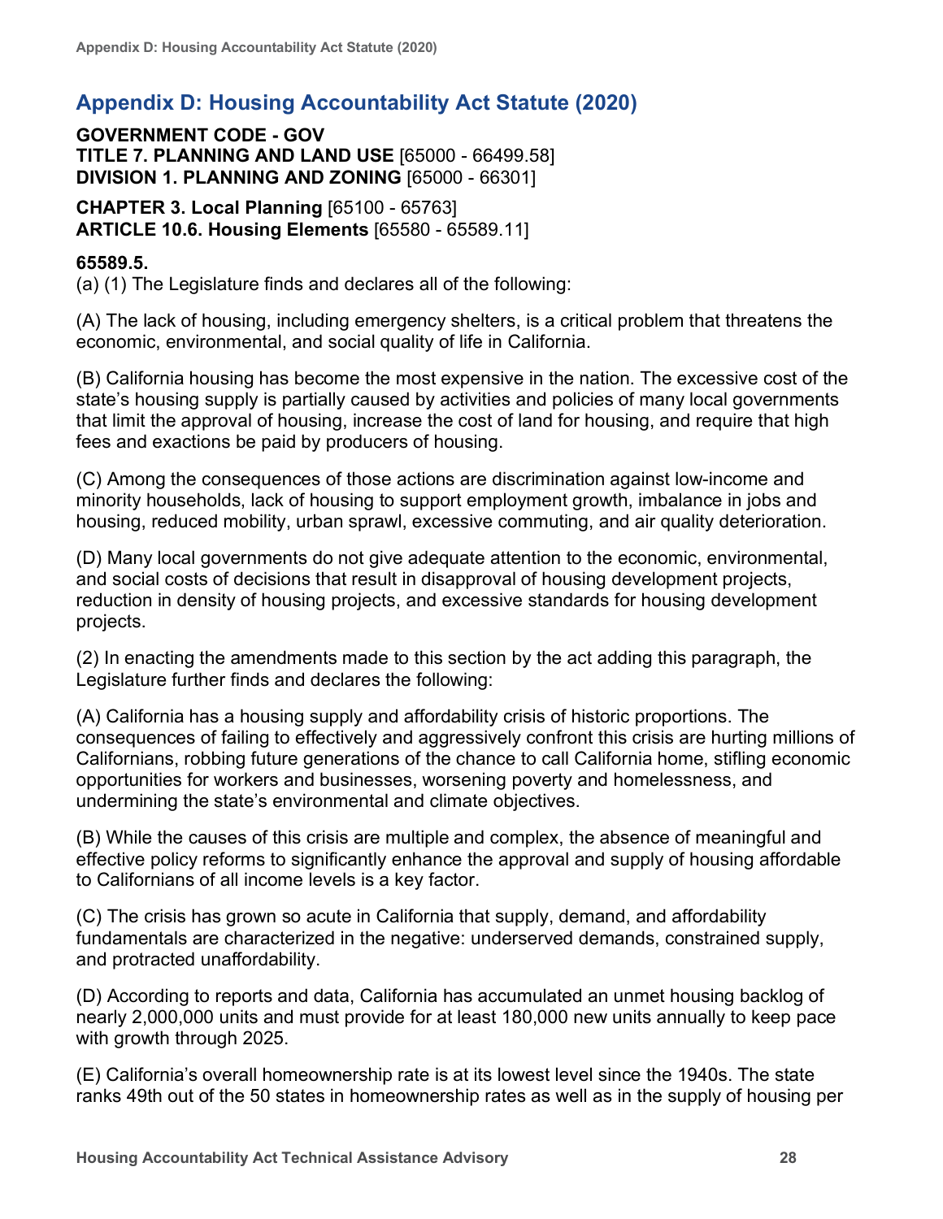## Appendix D: Housing Accountability Act Statute (2020)

**GOVERNMENT CODE - GOV**
**TITLE 7. PLANNING AND LAND USE** [65000 - 66499.58]
**DIVISION 1. PLANNING AND ZONING** [65000 - 66301]

**CHAPTER 3. Local Planning** [65100 - 65763]
**ARTICLE 10.6. Housing Elements** [65580 - 65589.11]

**65589.5.**
(a) (1) The Legislature finds and declares all of the following:

(A) The lack of housing, including emergency shelters, is a critical problem that threatens the economic, environmental, and social quality of life in California.

(B) California housing has become the most expensive in the nation. The excessive cost of the state's housing supply is partially caused by activities and policies of many local governments that limit the approval of housing, increase the cost of land for housing, and require that high fees and exactions be paid by producers of housing.

(C) Among the consequences of those actions are discrimination against low-income and minority households, lack of housing to support employment growth, imbalance in jobs and housing, reduced mobility, urban sprawl, excessive commuting, and air quality deterioration.

(D) Many local governments do not give adequate attention to the economic, environmental, and social costs of decisions that result in disapproval of housing development projects, reduction in density of housing projects, and excessive standards for housing development projects.

(2) In enacting the amendments made to this section by the act adding this paragraph, the Legislature further finds and declares the following:

(A) California has a housing supply and affordability crisis of historic proportions. The consequences of failing to effectively and aggressively confront this crisis are hurting millions of Californians, robbing future generations of the chance to call California home, stifling economic opportunities for workers and businesses, worsening poverty and homelessness, and undermining the state's environmental and climate objectives.

(B) While the causes of this crisis are multiple and complex, the absence of meaningful and effective policy reforms to significantly enhance the approval and supply of housing affordable to Californians of all income levels is a key factor.

(C) The crisis has grown so acute in California that supply, demand, and affordability fundamentals are characterized in the negative: underserved demands, constrained supply, and protracted unaffordability.

(D) According to reports and data, California has accumulated an unmet housing backlog of nearly 2,000,000 units and must provide for at least 180,000 new units annually to keep pace with growth through 2025.

(E) California's overall homeownership rate is at its lowest level since the 1940s. The state ranks 49th out of the 50 states in homeownership rates as well as in the supply of housing per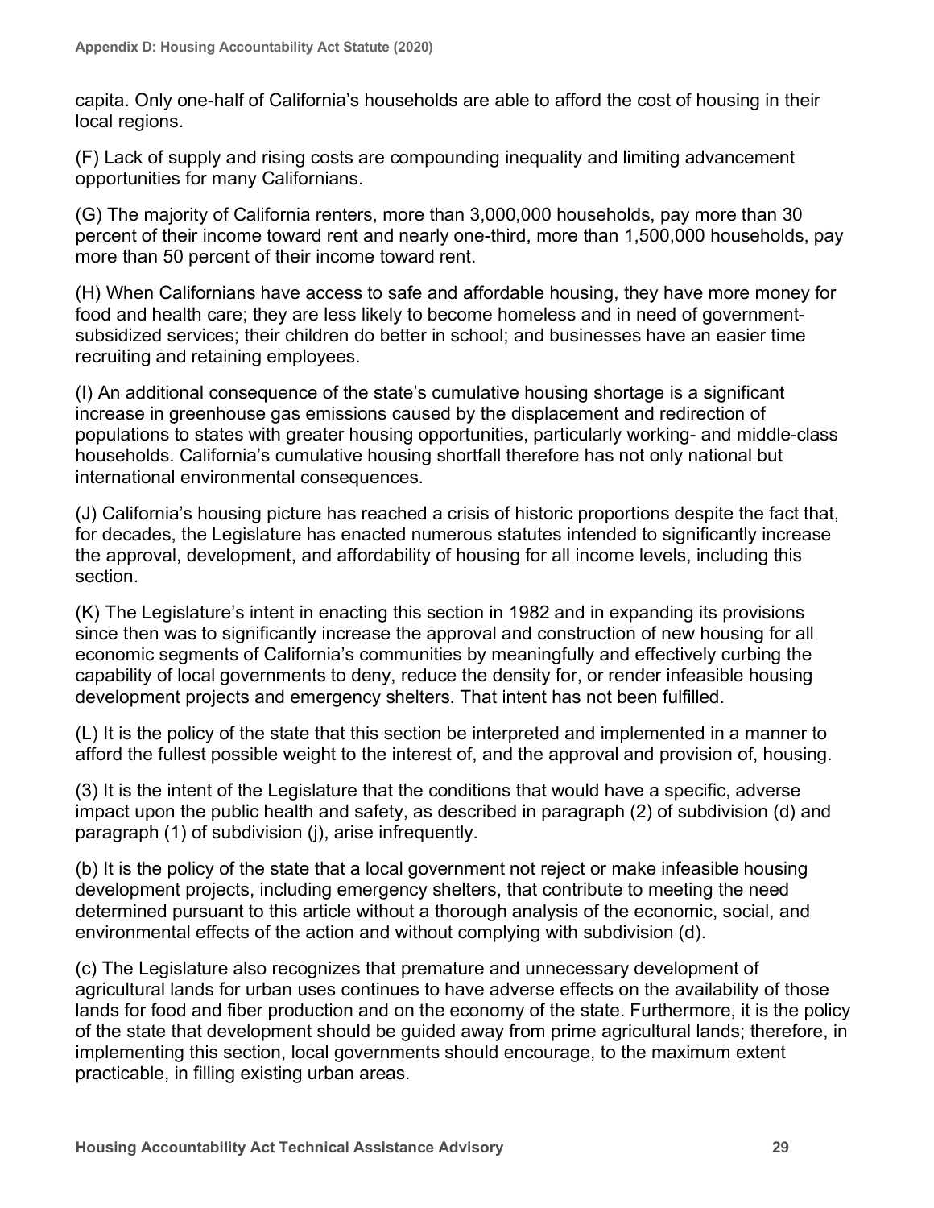capita. Only one-half of California's households are able to afford the cost of housing in their local regions.

(F) Lack of supply and rising costs are compounding inequality and limiting advancement opportunities for many Californians.

(G) The majority of California renters, more than 3,000,000 households, pay more than 30 percent of their income toward rent and nearly one-third, more than 1,500,000 households, pay more than 50 percent of their income toward rent.

(H) When Californians have access to safe and affordable housing, they have more money for food and health care; they are less likely to become homeless and in need of government-subsidized services; their children do better in school; and businesses have an easier time recruiting and retaining employees.

(I) An additional consequence of the state's cumulative housing shortage is a significant increase in greenhouse gas emissions caused by the displacement and redirection of populations to states with greater housing opportunities, particularly working- and middle-class households. California's cumulative housing shortfall therefore has not only national but international environmental consequences.

(J) California's housing picture has reached a crisis of historic proportions despite the fact that, for decades, the Legislature has enacted numerous statutes intended to significantly increase the approval, development, and affordability of housing for all income levels, including this section.

(K) The Legislature's intent in enacting this section in 1982 and in expanding its provisions since then was to significantly increase the approval and construction of new housing for all economic segments of California's communities by meaningfully and effectively curbing the capability of local governments to deny, reduce the density for, or render infeasible housing development projects and emergency shelters. That intent has not been fulfilled.

(L) It is the policy of the state that this section be interpreted and implemented in a manner to afford the fullest possible weight to the interest of, and the approval and provision of, housing.

(3) It is the intent of the Legislature that the conditions that would have a specific, adverse impact upon the public health and safety, as described in paragraph (2) of subdivision (d) and paragraph (1) of subdivision (j), arise infrequently.

(b) It is the policy of the state that a local government not reject or make infeasible housing development projects, including emergency shelters, that contribute to meeting the need determined pursuant to this article without a thorough analysis of the economic, social, and environmental effects of the action and without complying with subdivision (d).

(c) The Legislature also recognizes that premature and unnecessary development of agricultural lands for urban uses continues to have adverse effects on the availability of those lands for food and fiber production and on the economy of the state. Furthermore, it is the policy of the state that development should be guided away from prime agricultural lands; therefore, in implementing this section, local governments should encourage, to the maximum extent practicable, in filling existing urban areas.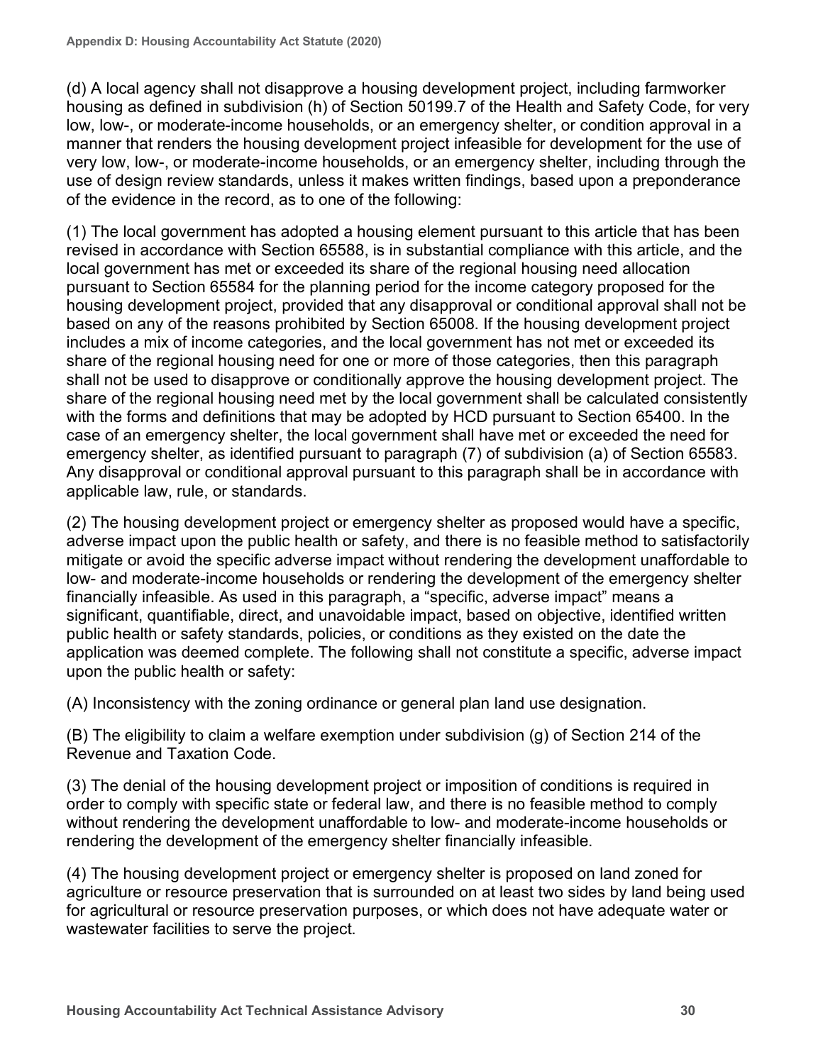(d) A local agency shall not disapprove a housing development project, including farmworker housing as defined in subdivision (h) of Section 50199.7 of the Health and Safety Code, for very low, low-, or moderate-income households, or an emergency shelter, or condition approval in a manner that renders the housing development project infeasible for development for the use of very low, low-, or moderate-income households, or an emergency shelter, including through the use of design review standards, unless it makes written findings, based upon a preponderance of the evidence in the record, as to one of the following:

(1) The local government has adopted a housing element pursuant to this article that has been revised in accordance with Section 65588, is in substantial compliance with this article, and the local government has met or exceeded its share of the regional housing need allocation pursuant to Section 65584 for the planning period for the income category proposed for the housing development project, provided that any disapproval or conditional approval shall not be based on any of the reasons prohibited by Section 65008. If the housing development project includes a mix of income categories, and the local government has not met or exceeded its share of the regional housing need for one or more of those categories, then this paragraph shall not be used to disapprove or conditionally approve the housing development project. The share of the regional housing need met by the local government shall be calculated consistently with the forms and definitions that may be adopted by HCD pursuant to Section 65400. In the case of an emergency shelter, the local government shall have met or exceeded the need for emergency shelter, as identified pursuant to paragraph (7) of subdivision (a) of Section 65583. Any disapproval or conditional approval pursuant to this paragraph shall be in accordance with applicable law, rule, or standards.

(2) The housing development project or emergency shelter as proposed would have a specific, adverse impact upon the public health or safety, and there is no feasible method to satisfactorily mitigate or avoid the specific adverse impact without rendering the development unaffordable to low- and moderate-income households or rendering the development of the emergency shelter financially infeasible. As used in this paragraph, a "specific, adverse impact" means a significant, quantifiable, direct, and unavoidable impact, based on objective, identified written public health or safety standards, policies, or conditions as they existed on the date the application was deemed complete. The following shall not constitute a specific, adverse impact upon the public health or safety:

(A) Inconsistency with the zoning ordinance or general plan land use designation.

(B) The eligibility to claim a welfare exemption under subdivision (g) of Section 214 of the Revenue and Taxation Code.

(3) The denial of the housing development project or imposition of conditions is required in order to comply with specific state or federal law, and there is no feasible method to comply without rendering the development unaffordable to low- and moderate-income households or rendering the development of the emergency shelter financially infeasible.

(4) The housing development project or emergency shelter is proposed on land zoned for agriculture or resource preservation that is surrounded on at least two sides by land being used for agricultural or resource preservation purposes, or which does not have adequate water or wastewater facilities to serve the project.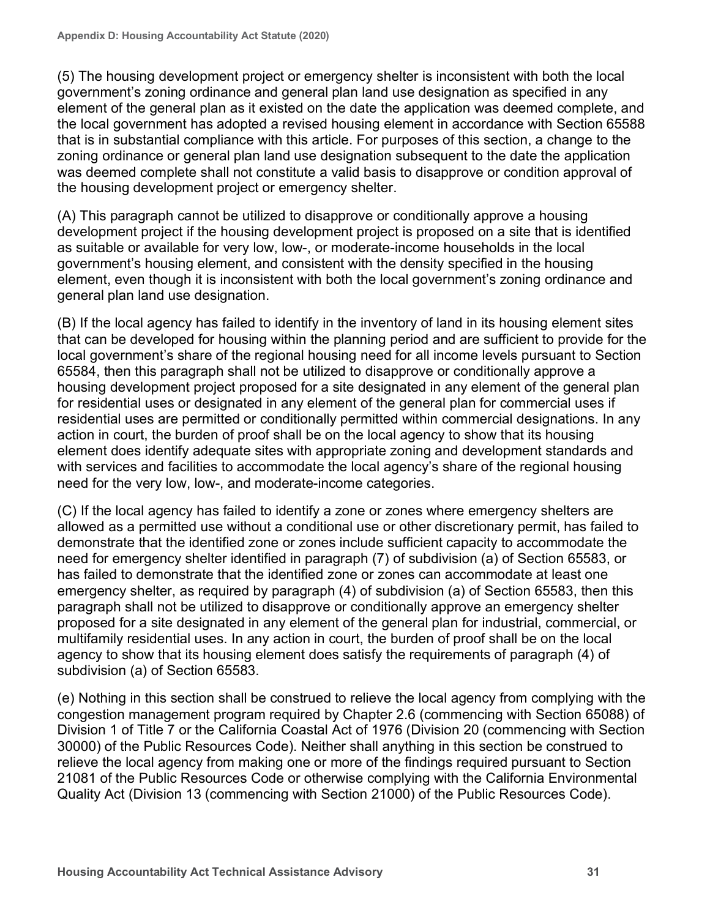(5) The housing development project or emergency shelter is inconsistent with both the local government's zoning ordinance and general plan land use designation as specified in any element of the general plan as it existed on the date the application was deemed complete, and the local government has adopted a revised housing element in accordance with Section 65588 that is in substantial compliance with this article. For purposes of this section, a change to the zoning ordinance or general plan land use designation subsequent to the date the application was deemed complete shall not constitute a valid basis to disapprove or condition approval of the housing development project or emergency shelter.

(A) This paragraph cannot be utilized to disapprove or conditionally approve a housing development project if the housing development project is proposed on a site that is identified as suitable or available for very low, low-, or moderate-income households in the local government's housing element, and consistent with the density specified in the housing element, even though it is inconsistent with both the local government's zoning ordinance and general plan land use designation.

(B) If the local agency has failed to identify in the inventory of land in its housing element sites that can be developed for housing within the planning period and are sufficient to provide for the local government's share of the regional housing need for all income levels pursuant to Section 65584, then this paragraph shall not be utilized to disapprove or conditionally approve a housing development project proposed for a site designated in any element of the general plan for residential uses or designated in any element of the general plan for commercial uses if residential uses are permitted or conditionally permitted within commercial designations. In any action in court, the burden of proof shall be on the local agency to show that its housing element does identify adequate sites with appropriate zoning and development standards and with services and facilities to accommodate the local agency's share of the regional housing need for the very low, low-, and moderate-income categories.

(C) If the local agency has failed to identify a zone or zones where emergency shelters are allowed as a permitted use without a conditional use or other discretionary permit, has failed to demonstrate that the identified zone or zones include sufficient capacity to accommodate the need for emergency shelter identified in paragraph (7) of subdivision (a) of Section 65583, or has failed to demonstrate that the identified zone or zones can accommodate at least one emergency shelter, as required by paragraph (4) of subdivision (a) of Section 65583, then this paragraph shall not be utilized to disapprove or conditionally approve an emergency shelter proposed for a site designated in any element of the general plan for industrial, commercial, or multifamily residential uses. In any action in court, the burden of proof shall be on the local agency to show that its housing element does satisfy the requirements of paragraph (4) of subdivision (a) of Section 65583.

(e) Nothing in this section shall be construed to relieve the local agency from complying with the congestion management program required by Chapter 2.6 (commencing with Section 65088) of Division 1 of Title 7 or the California Coastal Act of 1976 (Division 20 (commencing with Section 30000) of the Public Resources Code). Neither shall anything in this section be construed to relieve the local agency from making one or more of the findings required pursuant to Section 21081 of the Public Resources Code or otherwise complying with the California Environmental Quality Act (Division 13 (commencing with Section 21000) of the Public Resources Code).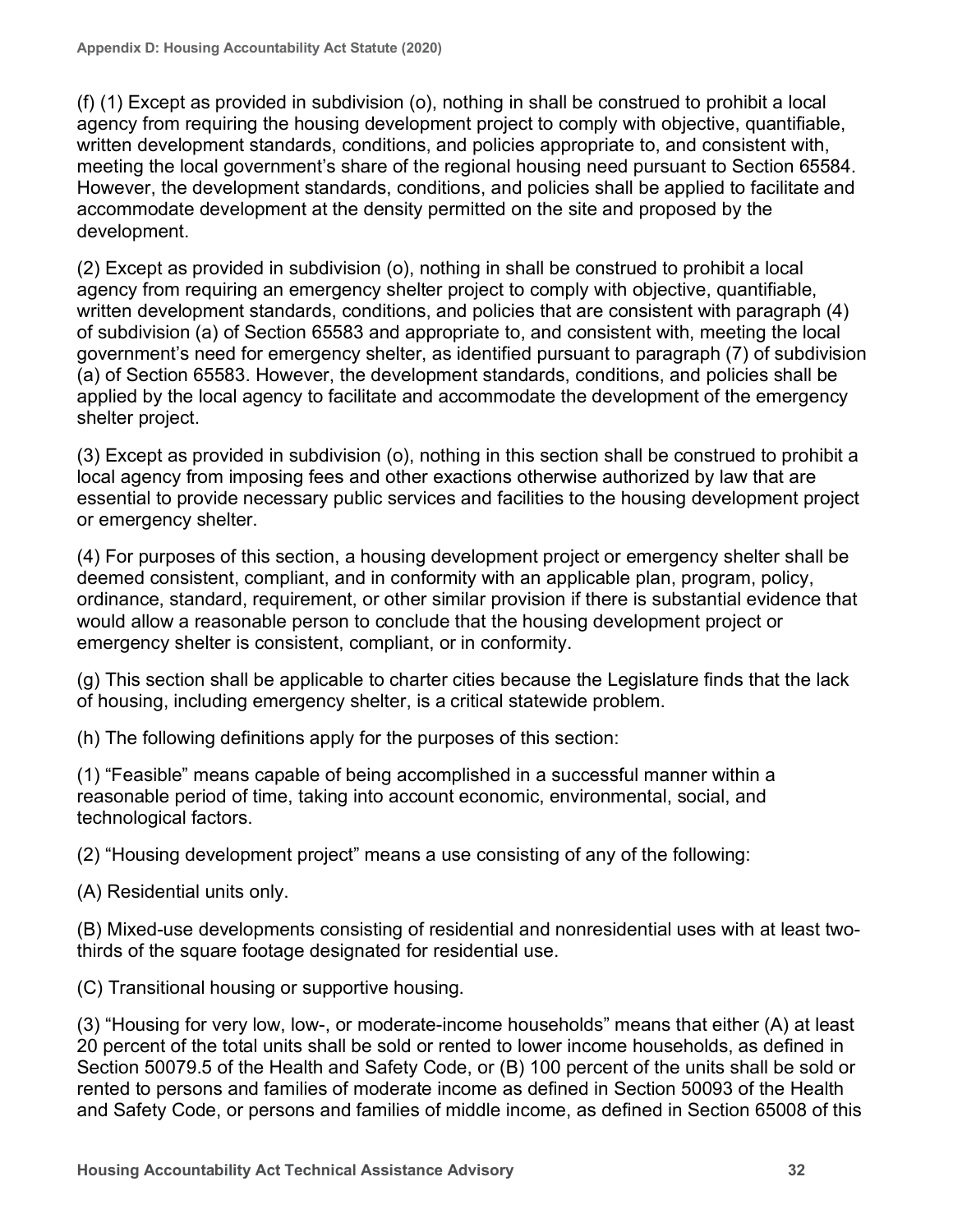(f) (1) Except as provided in subdivision (o), nothing in shall be construed to prohibit a local agency from requiring the housing development project to comply with objective, quantifiable, written development standards, conditions, and policies appropriate to, and consistent with, meeting the local government's share of the regional housing need pursuant to Section 65584. However, the development standards, conditions, and policies shall be applied to facilitate and accommodate development at the density permitted on the site and proposed by the development.

(2) Except as provided in subdivision (o), nothing in shall be construed to prohibit a local agency from requiring an emergency shelter project to comply with objective, quantifiable, written development standards, conditions, and policies that are consistent with paragraph (4) of subdivision (a) of Section 65583 and appropriate to, and consistent with, meeting the local government's need for emergency shelter, as identified pursuant to paragraph (7) of subdivision (a) of Section 65583. However, the development standards, conditions, and policies shall be applied by the local agency to facilitate and accommodate the development of the emergency shelter project.

(3) Except as provided in subdivision (o), nothing in this section shall be construed to prohibit a local agency from imposing fees and other exactions otherwise authorized by law that are essential to provide necessary public services and facilities to the housing development project or emergency shelter.

(4) For purposes of this section, a housing development project or emergency shelter shall be deemed consistent, compliant, and in conformity with an applicable plan, program, policy, ordinance, standard, requirement, or other similar provision if there is substantial evidence that would allow a reasonable person to conclude that the housing development project or emergency shelter is consistent, compliant, or in conformity.

(g) This section shall be applicable to charter cities because the Legislature finds that the lack of housing, including emergency shelter, is a critical statewide problem.

(h) The following definitions apply for the purposes of this section:

(1) "Feasible" means capable of being accomplished in a successful manner within a reasonable period of time, taking into account economic, environmental, social, and technological factors.

(2) "Housing development project" means a use consisting of any of the following:

(A) Residential units only.

(B) Mixed-use developments consisting of residential and nonresidential uses with at least two-thirds of the square footage designated for residential use.

(C) Transitional housing or supportive housing.

(3) "Housing for very low, low-, or moderate-income households" means that either (A) at least 20 percent of the total units shall be sold or rented to lower income households, as defined in Section 50079.5 of the Health and Safety Code, or (B) 100 percent of the units shall be sold or rented to persons and families of moderate income as defined in Section 50093 of the Health and Safety Code, or persons and families of middle income, as defined in Section 65008 of this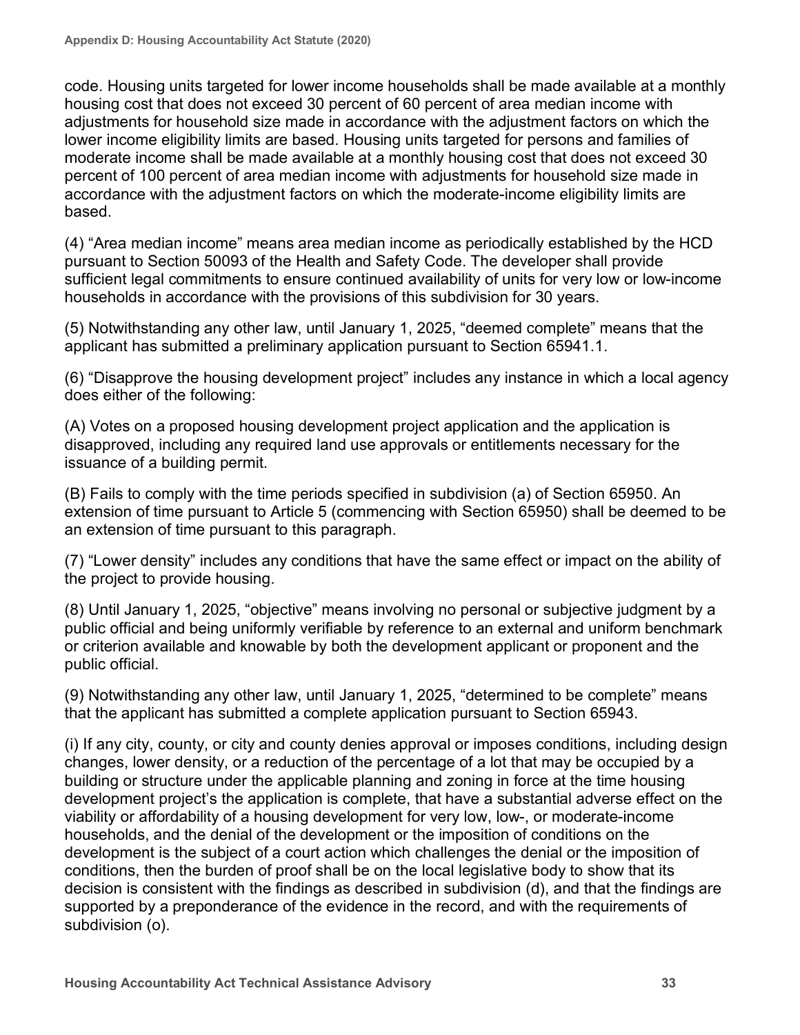code. Housing units targeted for lower income households shall be made available at a monthly housing cost that does not exceed 30 percent of 60 percent of area median income with adjustments for household size made in accordance with the adjustment factors on which the lower income eligibility limits are based. Housing units targeted for persons and families of moderate income shall be made available at a monthly housing cost that does not exceed 30 percent of 100 percent of area median income with adjustments for household size made in accordance with the adjustment factors on which the moderate-income eligibility limits are based.

(4) "Area median income" means area median income as periodically established by the HCD pursuant to Section 50093 of the Health and Safety Code. The developer shall provide sufficient legal commitments to ensure continued availability of units for very low or low-income households in accordance with the provisions of this subdivision for 30 years.

(5) Notwithstanding any other law, until January 1, 2025, "deemed complete" means that the applicant has submitted a preliminary application pursuant to Section 65941.1.

(6) "Disapprove the housing development project" includes any instance in which a local agency does either of the following:

(A) Votes on a proposed housing development project application and the application is disapproved, including any required land use approvals or entitlements necessary for the issuance of a building permit.

(B) Fails to comply with the time periods specified in subdivision (a) of Section 65950. An extension of time pursuant to Article 5 (commencing with Section 65950) shall be deemed to be an extension of time pursuant to this paragraph.

(7) "Lower density" includes any conditions that have the same effect or impact on the ability of the project to provide housing.

(8) Until January 1, 2025, "objective" means involving no personal or subjective judgment by a public official and being uniformly verifiable by reference to an external and uniform benchmark or criterion available and knowable by both the development applicant or proponent and the public official.

(9) Notwithstanding any other law, until January 1, 2025, "determined to be complete" means that the applicant has submitted a complete application pursuant to Section 65943.

(i) If any city, county, or city and county denies approval or imposes conditions, including design changes, lower density, or a reduction of the percentage of a lot that may be occupied by a building or structure under the applicable planning and zoning in force at the time housing development project's the application is complete, that have a substantial adverse effect on the viability or affordability of a housing development for very low, low-, or moderate-income households, and the denial of the development or the imposition of conditions on the development is the subject of a court action which challenges the denial or the imposition of conditions, then the burden of proof shall be on the local legislative body to show that its decision is consistent with the findings as described in subdivision (d), and that the findings are supported by a preponderance of the evidence in the record, and with the requirements of subdivision (o).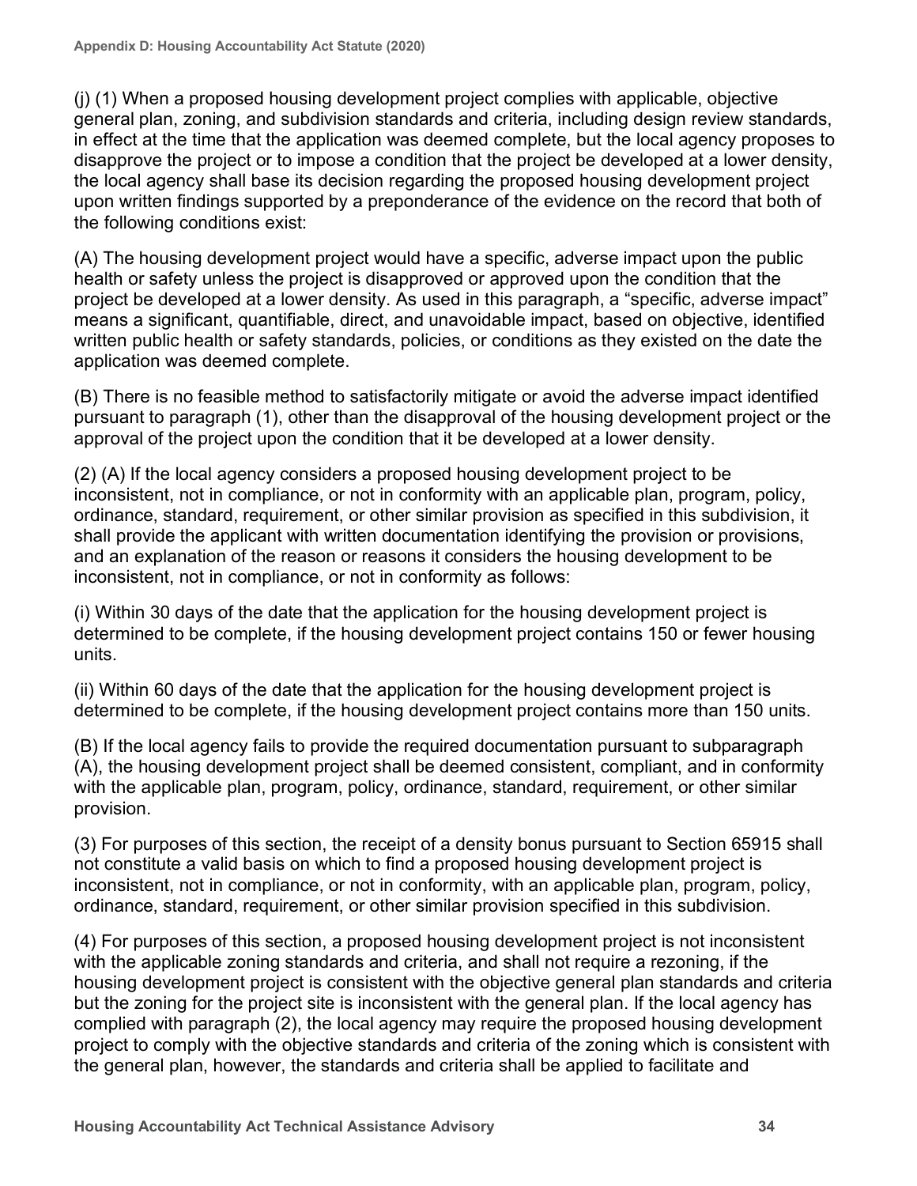(j) (1) When a proposed housing development project complies with applicable, objective general plan, zoning, and subdivision standards and criteria, including design review standards, in effect at the time that the application was deemed complete, but the local agency proposes to disapprove the project or to impose a condition that the project be developed at a lower density, the local agency shall base its decision regarding the proposed housing development project upon written findings supported by a preponderance of the evidence on the record that both of the following conditions exist:

(A) The housing development project would have a specific, adverse impact upon the public health or safety unless the project is disapproved or approved upon the condition that the project be developed at a lower density. As used in this paragraph, a “specific, adverse impact” means a significant, quantifiable, direct, and unavoidable impact, based on objective, identified written public health or safety standards, policies, or conditions as they existed on the date the application was deemed complete.

(B) There is no feasible method to satisfactorily mitigate or avoid the adverse impact identified pursuant to paragraph (1), other than the disapproval of the housing development project or the approval of the project upon the condition that it be developed at a lower density.

(2) (A) If the local agency considers a proposed housing development project to be inconsistent, not in compliance, or not in conformity with an applicable plan, program, policy, ordinance, standard, requirement, or other similar provision as specified in this subdivision, it shall provide the applicant with written documentation identifying the provision or provisions, and an explanation of the reason or reasons it considers the housing development to be inconsistent, not in compliance, or not in conformity as follows:

(i) Within 30 days of the date that the application for the housing development project is determined to be complete, if the housing development project contains 150 or fewer housing units.

(ii) Within 60 days of the date that the application for the housing development project is determined to be complete, if the housing development project contains more than 150 units.

(B) If the local agency fails to provide the required documentation pursuant to subparagraph (A), the housing development project shall be deemed consistent, compliant, and in conformity with the applicable plan, program, policy, ordinance, standard, requirement, or other similar provision.

(3) For purposes of this section, the receipt of a density bonus pursuant to Section 65915 shall not constitute a valid basis on which to find a proposed housing development project is inconsistent, not in compliance, or not in conformity, with an applicable plan, program, policy, ordinance, standard, requirement, or other similar provision specified in this subdivision.

(4) For purposes of this section, a proposed housing development project is not inconsistent with the applicable zoning standards and criteria, and shall not require a rezoning, if the housing development project is consistent with the objective general plan standards and criteria but the zoning for the project site is inconsistent with the general plan. If the local agency has complied with paragraph (2), the local agency may require the proposed housing development project to comply with the objective standards and criteria of the zoning which is consistent with the general plan, however, the standards and criteria shall be applied to facilitate and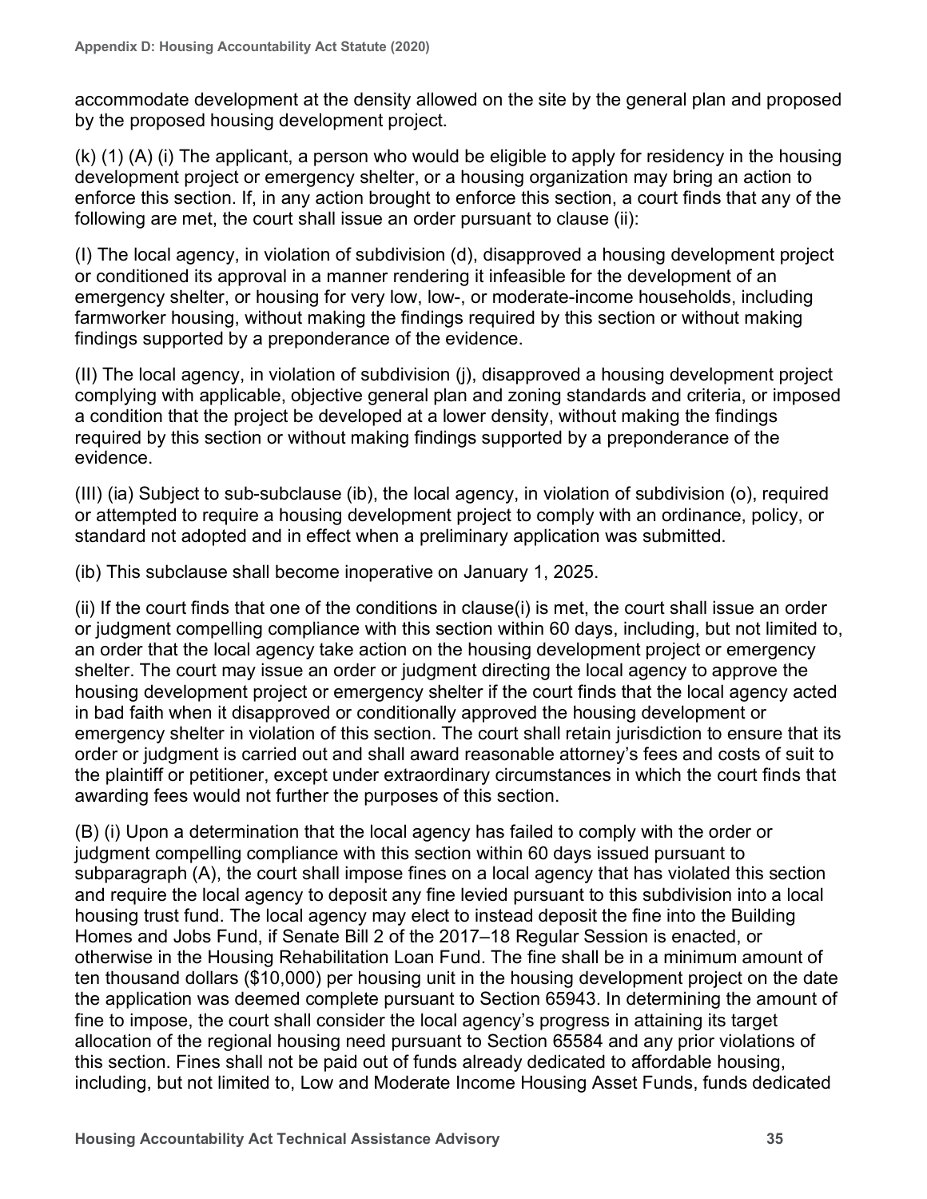accommodate development at the density allowed on the site by the general plan and proposed by the proposed housing development project.

(k) (1) (A) (i) The applicant, a person who would be eligible to apply for residency in the housing development project or emergency shelter, or a housing organization may bring an action to enforce this section. If, in any action brought to enforce this section, a court finds that any of the following are met, the court shall issue an order pursuant to clause (ii):

(I) The local agency, in violation of subdivision (d), disapproved a housing development project or conditioned its approval in a manner rendering it infeasible for the development of an emergency shelter, or housing for very low, low-, or moderate-income households, including farmworker housing, without making the findings required by this section or without making findings supported by a preponderance of the evidence.

(II) The local agency, in violation of subdivision (j), disapproved a housing development project complying with applicable, objective general plan and zoning standards and criteria, or imposed a condition that the project be developed at a lower density, without making the findings required by this section or without making findings supported by a preponderance of the evidence.

(III) (ia) Subject to sub-subclause (ib), the local agency, in violation of subdivision (o), required or attempted to require a housing development project to comply with an ordinance, policy, or standard not adopted and in effect when a preliminary application was submitted.

(ib) This subclause shall become inoperative on January 1, 2025.

(ii) If the court finds that one of the conditions in clause(i) is met, the court shall issue an order or judgment compelling compliance with this section within 60 days, including, but not limited to, an order that the local agency take action on the housing development project or emergency shelter. The court may issue an order or judgment directing the local agency to approve the housing development project or emergency shelter if the court finds that the local agency acted in bad faith when it disapproved or conditionally approved the housing development or emergency shelter in violation of this section. The court shall retain jurisdiction to ensure that its order or judgment is carried out and shall award reasonable attorney's fees and costs of suit to the plaintiff or petitioner, except under extraordinary circumstances in which the court finds that awarding fees would not further the purposes of this section.

(B) (i) Upon a determination that the local agency has failed to comply with the order or judgment compelling compliance with this section within 60 days issued pursuant to subparagraph (A), the court shall impose fines on a local agency that has violated this section and require the local agency to deposit any fine levied pursuant to this subdivision into a local housing trust fund. The local agency may elect to instead deposit the fine into the Building Homes and Jobs Fund, if Senate Bill 2 of the 2017–18 Regular Session is enacted, or otherwise in the Housing Rehabilitation Loan Fund. The fine shall be in a minimum amount of ten thousand dollars ($10,000) per housing unit in the housing development project on the date the application was deemed complete pursuant to Section 65943. In determining the amount of fine to impose, the court shall consider the local agency's progress in attaining its target allocation of the regional housing need pursuant to Section 65584 and any prior violations of this section. Fines shall not be paid out of funds already dedicated to affordable housing, including, but not limited to, Low and Moderate Income Housing Asset Funds, funds dedicated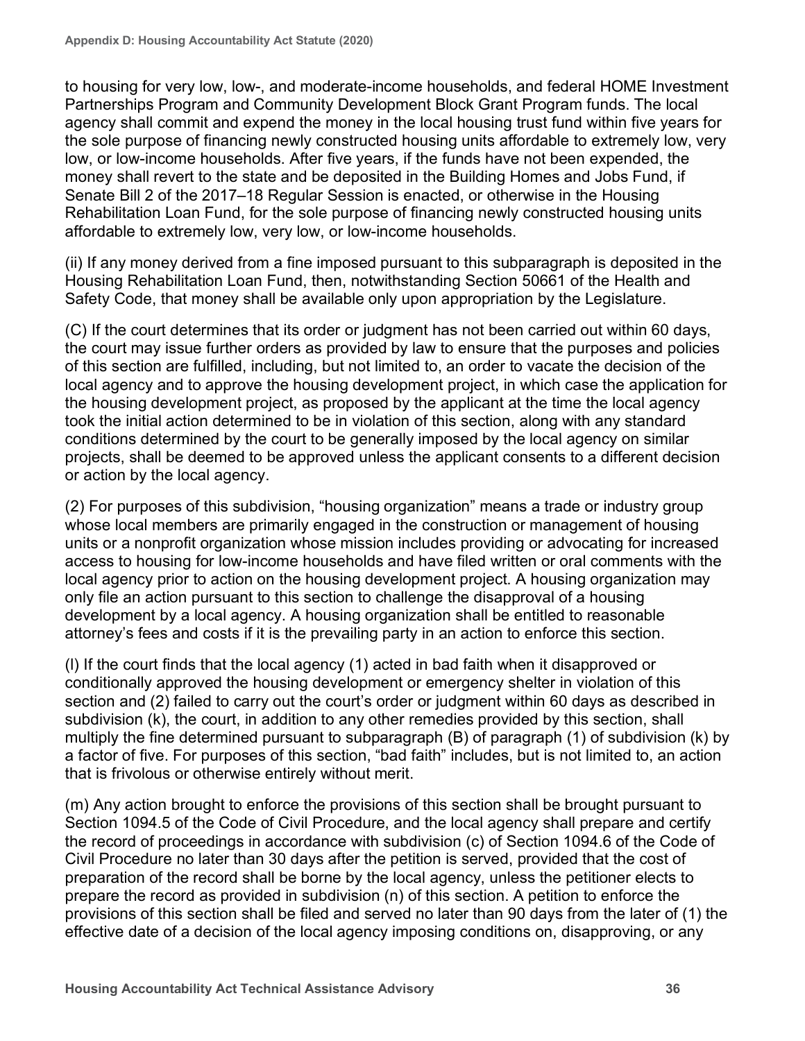to housing for very low, low-, and moderate-income households, and federal HOME Investment Partnerships Program and Community Development Block Grant Program funds. The local agency shall commit and expend the money in the local housing trust fund within five years for the sole purpose of financing newly constructed housing units affordable to extremely low, very low, or low-income households. After five years, if the funds have not been expended, the money shall revert to the state and be deposited in the Building Homes and Jobs Fund, if Senate Bill 2 of the 2017–18 Regular Session is enacted, or otherwise in the Housing Rehabilitation Loan Fund, for the sole purpose of financing newly constructed housing units affordable to extremely low, very low, or low-income households.

(ii) If any money derived from a fine imposed pursuant to this subparagraph is deposited in the Housing Rehabilitation Loan Fund, then, notwithstanding Section 50661 of the Health and Safety Code, that money shall be available only upon appropriation by the Legislature.

(C) If the court determines that its order or judgment has not been carried out within 60 days, the court may issue further orders as provided by law to ensure that the purposes and policies of this section are fulfilled, including, but not limited to, an order to vacate the decision of the local agency and to approve the housing development project, in which case the application for the housing development project, as proposed by the applicant at the time the local agency took the initial action determined to be in violation of this section, along with any standard conditions determined by the court to be generally imposed by the local agency on similar projects, shall be deemed to be approved unless the applicant consents to a different decision or action by the local agency.

(2) For purposes of this subdivision, "housing organization" means a trade or industry group whose local members are primarily engaged in the construction or management of housing units or a nonprofit organization whose mission includes providing or advocating for increased access to housing for low-income households and have filed written or oral comments with the local agency prior to action on the housing development project. A housing organization may only file an action pursuant to this section to challenge the disapproval of a housing development by a local agency. A housing organization shall be entitled to reasonable attorney's fees and costs if it is the prevailing party in an action to enforce this section.

(l) If the court finds that the local agency (1) acted in bad faith when it disapproved or conditionally approved the housing development or emergency shelter in violation of this section and (2) failed to carry out the court's order or judgment within 60 days as described in subdivision (k), the court, in addition to any other remedies provided by this section, shall multiply the fine determined pursuant to subparagraph (B) of paragraph (1) of subdivision (k) by a factor of five. For purposes of this section, "bad faith" includes, but is not limited to, an action that is frivolous or otherwise entirely without merit.

(m) Any action brought to enforce the provisions of this section shall be brought pursuant to Section 1094.5 of the Code of Civil Procedure, and the local agency shall prepare and certify the record of proceedings in accordance with subdivision (c) of Section 1094.6 of the Code of Civil Procedure no later than 30 days after the petition is served, provided that the cost of preparation of the record shall be borne by the local agency, unless the petitioner elects to prepare the record as provided in subdivision (n) of this section. A petition to enforce the provisions of this section shall be filed and served no later than 90 days from the later of (1) the effective date of a decision of the local agency imposing conditions on, disapproving, or any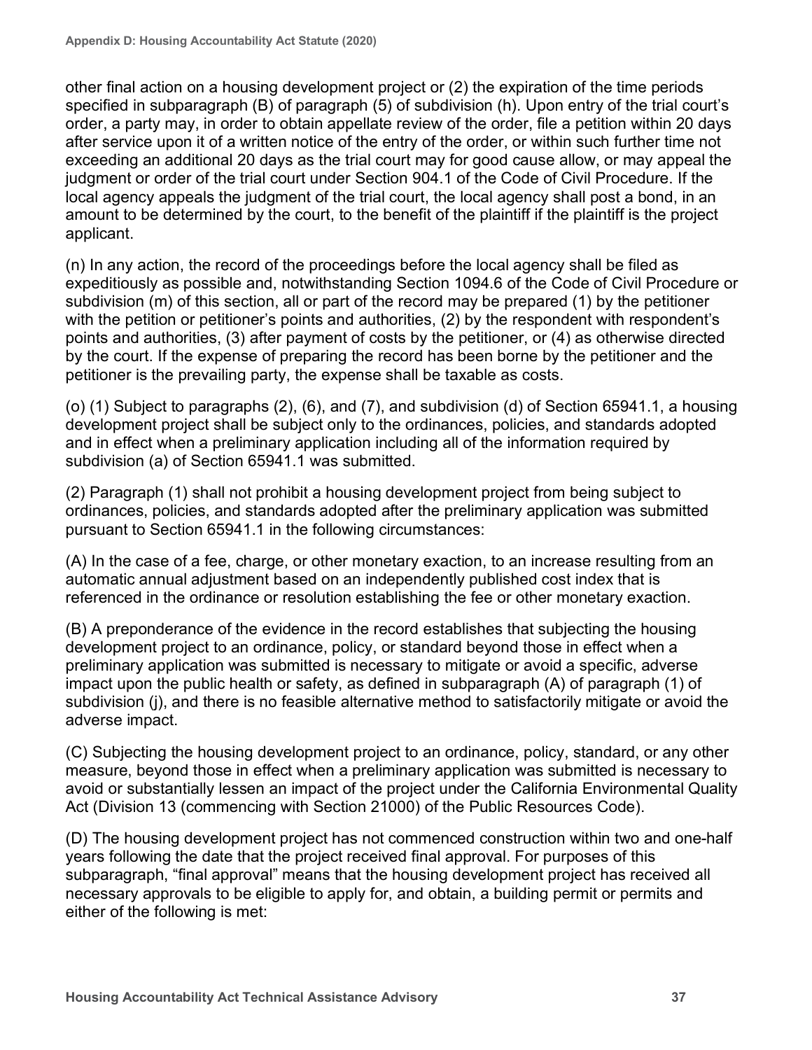other final action on a housing development project or (2) the expiration of the time periods specified in subparagraph (B) of paragraph (5) of subdivision (h). Upon entry of the trial court's order, a party may, in order to obtain appellate review of the order, file a petition within 20 days after service upon it of a written notice of the entry of the order, or within such further time not exceeding an additional 20 days as the trial court may for good cause allow, or may appeal the judgment or order of the trial court under Section 904.1 of the Code of Civil Procedure. If the local agency appeals the judgment of the trial court, the local agency shall post a bond, in an amount to be determined by the court, to the benefit of the plaintiff if the plaintiff is the project applicant.

(n) In any action, the record of the proceedings before the local agency shall be filed as expeditiously as possible and, notwithstanding Section 1094.6 of the Code of Civil Procedure or subdivision (m) of this section, all or part of the record may be prepared (1) by the petitioner with the petition or petitioner's points and authorities, (2) by the respondent with respondent's points and authorities, (3) after payment of costs by the petitioner, or (4) as otherwise directed by the court. If the expense of preparing the record has been borne by the petitioner and the petitioner is the prevailing party, the expense shall be taxable as costs.

(o) (1) Subject to paragraphs (2), (6), and (7), and subdivision (d) of Section 65941.1, a housing development project shall be subject only to the ordinances, policies, and standards adopted and in effect when a preliminary application including all of the information required by subdivision (a) of Section 65941.1 was submitted.

(2) Paragraph (1) shall not prohibit a housing development project from being subject to ordinances, policies, and standards adopted after the preliminary application was submitted pursuant to Section 65941.1 in the following circumstances:

(A) In the case of a fee, charge, or other monetary exaction, to an increase resulting from an automatic annual adjustment based on an independently published cost index that is referenced in the ordinance or resolution establishing the fee or other monetary exaction.

(B) A preponderance of the evidence in the record establishes that subjecting the housing development project to an ordinance, policy, or standard beyond those in effect when a preliminary application was submitted is necessary to mitigate or avoid a specific, adverse impact upon the public health or safety, as defined in subparagraph (A) of paragraph (1) of subdivision (j), and there is no feasible alternative method to satisfactorily mitigate or avoid the adverse impact.

(C) Subjecting the housing development project to an ordinance, policy, standard, or any other measure, beyond those in effect when a preliminary application was submitted is necessary to avoid or substantially lessen an impact of the project under the California Environmental Quality Act (Division 13 (commencing with Section 21000) of the Public Resources Code).

(D) The housing development project has not commenced construction within two and one-half years following the date that the project received final approval. For purposes of this subparagraph, "final approval" means that the housing development project has received all necessary approvals to be eligible to apply for, and obtain, a building permit or permits and either of the following is met: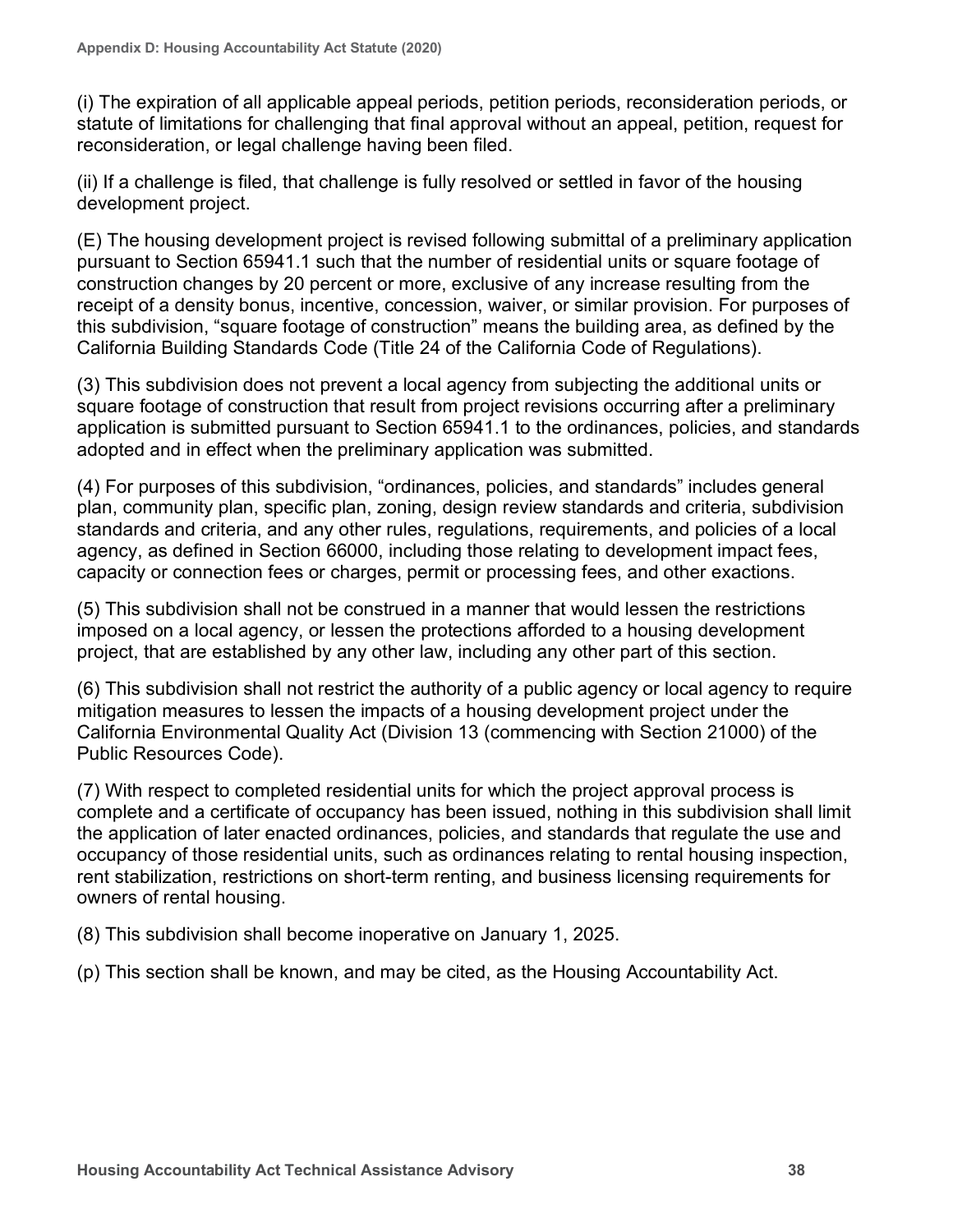(i) The expiration of all applicable appeal periods, petition periods, reconsideration periods, or statute of limitations for challenging that final approval without an appeal, petition, request for reconsideration, or legal challenge having been filed.

(ii) If a challenge is filed, that challenge is fully resolved or settled in favor of the housing development project.

(E) The housing development project is revised following submittal of a preliminary application pursuant to Section 65941.1 such that the number of residential units or square footage of construction changes by 20 percent or more, exclusive of any increase resulting from the receipt of a density bonus, incentive, concession, waiver, or similar provision. For purposes of this subdivision, “square footage of construction” means the building area, as defined by the California Building Standards Code (Title 24 of the California Code of Regulations).

(3) This subdivision does not prevent a local agency from subjecting the additional units or square footage of construction that result from project revisions occurring after a preliminary application is submitted pursuant to Section 65941.1 to the ordinances, policies, and standards adopted and in effect when the preliminary application was submitted.

(4) For purposes of this subdivision, “ordinances, policies, and standards” includes general plan, community plan, specific plan, zoning, design review standards and criteria, subdivision standards and criteria, and any other rules, regulations, requirements, and policies of a local agency, as defined in Section 66000, including those relating to development impact fees, capacity or connection fees or charges, permit or processing fees, and other exactions.

(5) This subdivision shall not be construed in a manner that would lessen the restrictions imposed on a local agency, or lessen the protections afforded to a housing development project, that are established by any other law, including any other part of this section.

(6) This subdivision shall not restrict the authority of a public agency or local agency to require mitigation measures to lessen the impacts of a housing development project under the California Environmental Quality Act (Division 13 (commencing with Section 21000) of the Public Resources Code).

(7) With respect to completed residential units for which the project approval process is complete and a certificate of occupancy has been issued, nothing in this subdivision shall limit the application of later enacted ordinances, policies, and standards that regulate the use and occupancy of those residential units, such as ordinances relating to rental housing inspection, rent stabilization, restrictions on short-term renting, and business licensing requirements for owners of rental housing.

(8) This subdivision shall become inoperative on January 1, 2025.

(p) This section shall be known, and may be cited, as the Housing Accountability Act.